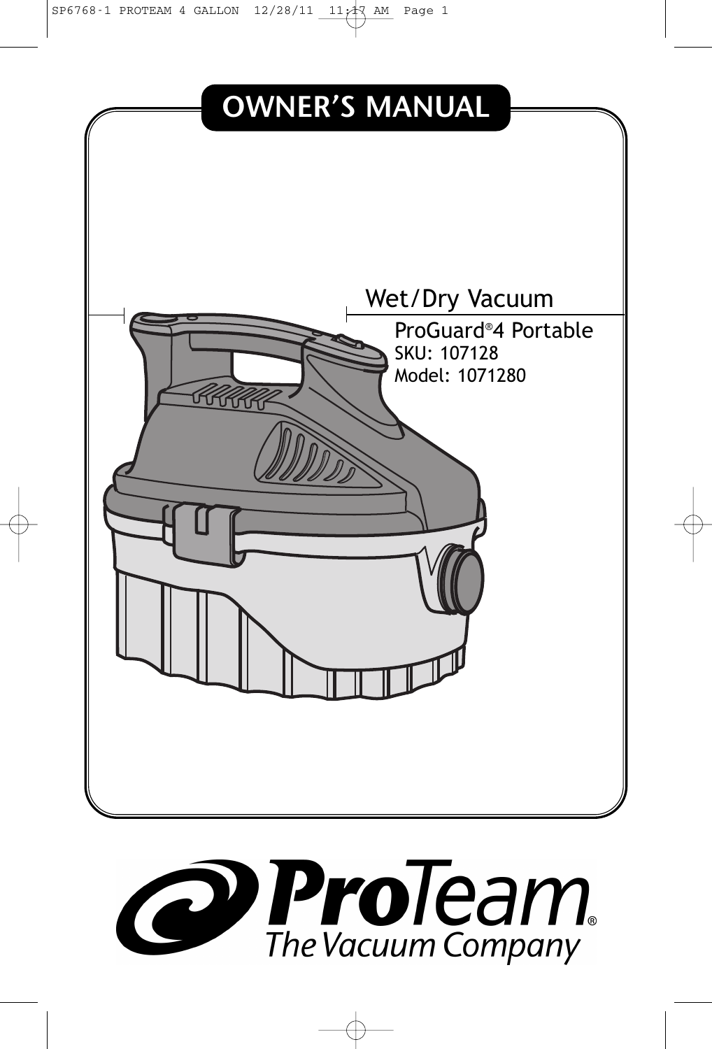# OWNER'S MANUAL

## Wet/Dry Vacuum

ProGuard®4 Portable
SKU: 107128
Model: 1071280

**ProTeam**®
The Vacuum Company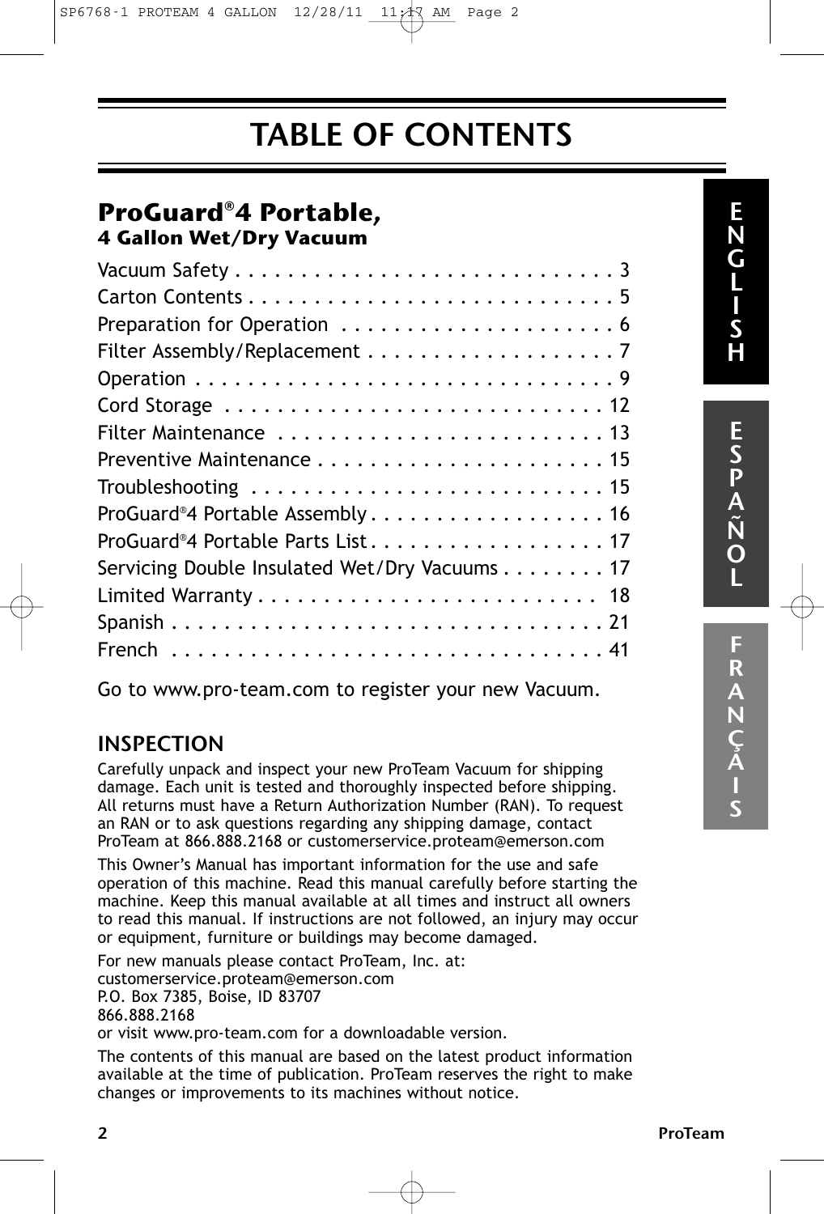# TABLE OF CONTENTS

## ProGuard®4 Portable, 4 Gallon Wet/Dry Vacuum

| | |
|---|---|
| Vacuum Safety | 3 |
| Carton Contents | 5 |
| Preparation for Operation | 6 |
| Filter Assembly/Replacement | 7 |
| Operation | 9 |
| Cord Storage | 12 |
| Filter Maintenance | 13 |
| Preventive Maintenance | 15 |
| Troubleshooting | 15 |
| ProGuard®4 Portable Assembly | 16 |
| ProGuard®4 Portable Parts List | 17 |
| Servicing Double Insulated Wet/Dry Vacuums | 17 |
| Limited Warranty | 18 |
| Spanish | 21 |
| French | 41 |

Go to www.pro-team.com to register your new Vacuum.

### INSPECTION

Carefully unpack and inspect your new ProTeam Vacuum for shipping damage. Each unit is tested and thoroughly inspected before shipping. All returns must have a Return Authorization Number (RAN). To request an RAN or to ask questions regarding any shipping damage, contact ProTeam at 866.888.2168 or customerservice.proteam@emerson.com

This Owner's Manual has important information for the use and safe operation of this machine. Read this manual carefully before starting the machine. Keep this manual available at all times and instruct all owners to read this manual. If instructions are not followed, an injury may occur or equipment, furniture or buildings may become damaged.

For new manuals please contact ProTeam, Inc. at:
customerservice.proteam@emerson.com
P.O. Box 7385, Boise, ID 83707
866.888.2168
or visit www.pro-team.com for a downloadable version.

The contents of this manual are based on the latest product information available at the time of publication. ProTeam reserves the right to make changes or improvements to its machines without notice.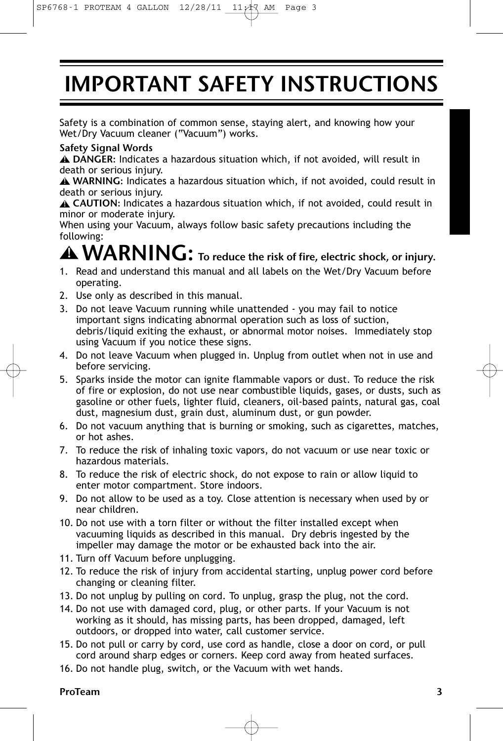# IMPORTANT SAFETY INSTRUCTIONS

Safety is a combination of common sense, staying alert, and knowing how your Wet/Dry Vacuum cleaner ("Vacuum") works.

**Safety Signal Words**

⚠ **DANGER**: Indicates a hazardous situation which, if not avoided, will result in death or serious injury.

⚠ **WARNING**: Indicates a hazardous situation which, if not avoided, could result in death or serious injury.

⚠ **CAUTION**: Indicates a hazardous situation which, if not avoided, could result in minor or moderate injury.

When using your Vacuum, always follow basic safety precautions including the following:

## ⚠ WARNING: To reduce the risk of fire, electric shock, or injury.

1. Read and understand this manual and all labels on the Wet/Dry Vacuum before operating.
2. Use only as described in this manual.
3. Do not leave Vacuum running while unattended - you may fail to notice important signs indicating abnormal operation such as loss of suction, debris/liquid exiting the exhaust, or abnormal motor noises. Immediately stop using Vacuum if you notice these signs.
4. Do not leave Vacuum when plugged in. Unplug from outlet when not in use and before servicing.
5. Sparks inside the motor can ignite flammable vapors or dust. To reduce the risk of fire or explosion, do not use near combustible liquids, gases, or dusts, such as gasoline or other fuels, lighter fluid, cleaners, oil-based paints, natural gas, coal dust, magnesium dust, grain dust, aluminum dust, or gun powder.
6. Do not vacuum anything that is burning or smoking, such as cigarettes, matches, or hot ashes.
7. To reduce the risk of inhaling toxic vapors, do not vacuum or use near toxic or hazardous materials.
8. To reduce the risk of electric shock, do not expose to rain or allow liquid to enter motor compartment. Store indoors.
9. Do not allow to be used as a toy. Close attention is necessary when used by or near children.
10. Do not use with a torn filter or without the filter installed except when vacuuming liquids as described in this manual. Dry debris ingested by the impeller may damage the motor or be exhausted back into the air.
11. Turn off Vacuum before unplugging.
12. To reduce the risk of injury from accidental starting, unplug power cord before changing or cleaning filter.
13. Do not unplug by pulling on cord. To unplug, grasp the plug, not the cord.
14. Do not use with damaged cord, plug, or other parts. If your Vacuum is not working as it should, has missing parts, has been dropped, damaged, left outdoors, or dropped into water, call customer service.
15. Do not pull or carry by cord, use cord as handle, close a door on cord, or pull cord around sharp edges or corners. Keep cord away from heated surfaces.
16. Do not handle plug, switch, or the Vacuum with wet hands.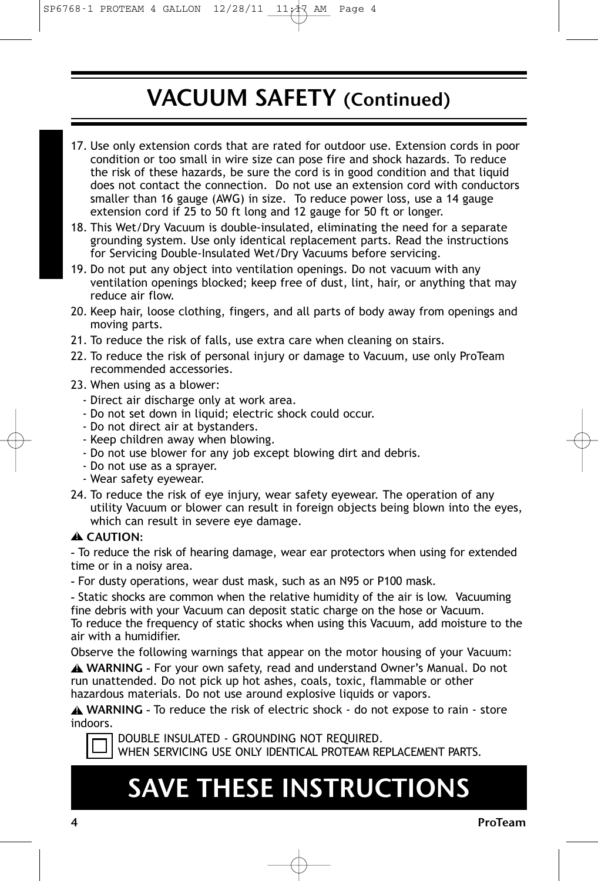# VACUUM SAFETY (Continued)

17. Use only extension cords that are rated for outdoor use. Extension cords in poor condition or too small in wire size can pose fire and shock hazards. To reduce the risk of these hazards, be sure the cord is in good condition and that liquid does not contact the connection. Do not use an extension cord with conductors smaller than 16 gauge (AWG) in size. To reduce power loss, use a 14 gauge extension cord if 25 to 50 ft long and 12 gauge for 50 ft or longer.
18. This Wet/Dry Vacuum is double-insulated, eliminating the need for a separate grounding system. Use only identical replacement parts. Read the instructions for Servicing Double-Insulated Wet/Dry Vacuums before servicing.
19. Do not put any object into ventilation openings. Do not vacuum with any ventilation openings blocked; keep free of dust, lint, hair, or anything that may reduce air flow.
20. Keep hair, loose clothing, fingers, and all parts of body away from openings and moving parts.
21. To reduce the risk of falls, use extra care when cleaning on stairs.
22. To reduce the risk of personal injury or damage to Vacuum, use only ProTeam recommended accessories.
23. When using as a blower:
    - Direct air discharge only at work area.
    - Do not set down in liquid; electric shock could occur.
    - Do not direct air at bystanders.
    - Keep children away when blowing.
    - Do not use blower for any job except blowing dirt and debris.
    - Do not use as a sprayer.
    - Wear safety eyewear.
24. To reduce the risk of eye injury, wear safety eyewear. The operation of any utility Vacuum or blower can result in foreign objects being blown into the eyes, which can result in severe eye damage.

⚠ **CAUTION**:

- To reduce the risk of hearing damage, wear ear protectors when using for extended time or in a noisy area.
- For dusty operations, wear dust mask, such as an N95 or P100 mask.
- Static shocks are common when the relative humidity of the air is low. Vacuuming fine debris with your Vacuum can deposit static charge on the hose or Vacuum. To reduce the frequency of static shocks when using this Vacuum, add moisture to the air with a humidifier.

Observe the following warnings that appear on the motor housing of your Vacuum:

⚠ **WARNING** - For your own safety, read and understand Owner's Manual. Do not run unattended. Do not pick up hot ashes, coals, toxic, flammable or other hazardous materials. Do not use around explosive liquids or vapors.

⚠ **WARNING** - To reduce the risk of electric shock - do not expose to rain - store indoors.

DOUBLE INSULATED - GROUNDING NOT REQUIRED.
WHEN SERVICING USE ONLY IDENTICAL PROTEAM REPLACEMENT PARTS.

# SAVE THESE INSTRUCTIONS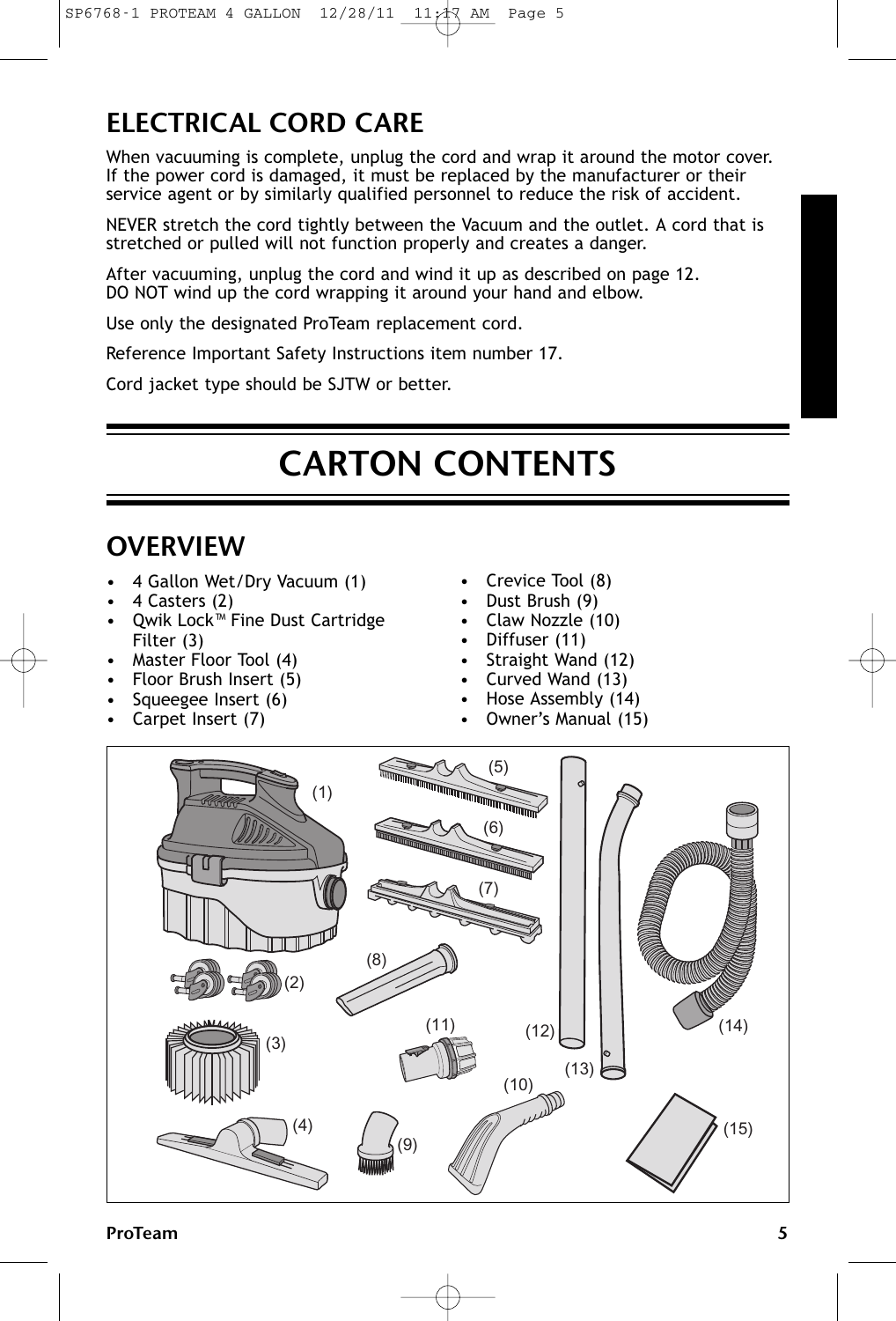## ELECTRICAL CORD CARE

When vacuuming is complete, unplug the cord and wrap it around the motor cover. If the power cord is damaged, it must be replaced by the manufacturer or their service agent or by similarly qualified personnel to reduce the risk of accident.

NEVER stretch the cord tightly between the Vacuum and the outlet. A cord that is stretched or pulled will not function properly and creates a danger.

After vacuuming, unplug the cord and wind it up as described on page 12.
DO NOT wind up the cord wrapping it around your hand and elbow.

Use only the designated ProTeam replacement cord.

Reference Important Safety Instructions item number 17.

Cord jacket type should be SJTW or better.

# CARTON CONTENTS

## OVERVIEW

- 4 Gallon Wet/Dry Vacuum (1)
- 4 Casters (2)
- Qwik Lock™ Fine Dust Cartridge Filter (3)
- Master Floor Tool (4)
- Floor Brush Insert (5)
- Squeegee Insert (6)
- Carpet Insert (7)
- Crevice Tool (8)
- Dust Brush (9)
- Claw Nozzle (10)
- Diffuser (11)
- Straight Wand (12)
- Curved Wand (13)
- Hose Assembly (14)
- Owner's Manual (15)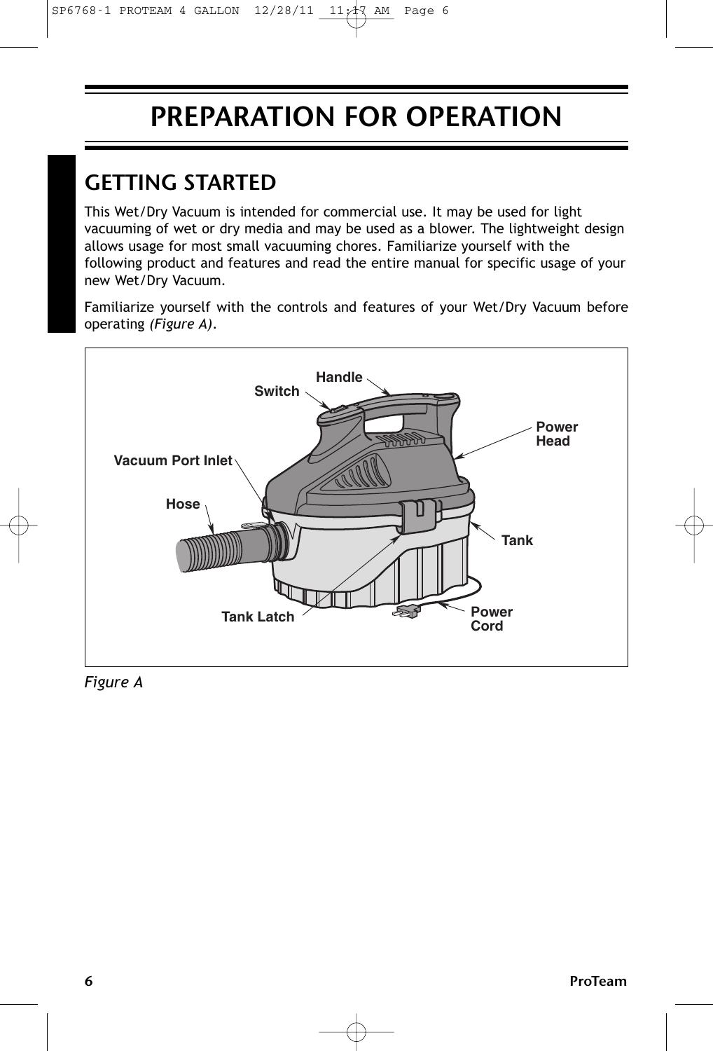# PREPARATION FOR OPERATION

## GETTING STARTED

This Wet/Dry Vacuum is intended for commercial use. It may be used for light vacuuming of wet or dry media and may be used as a blower. The lightweight design allows usage for most small vacuuming chores. Familiarize yourself with the following product and features and read the entire manual for specific usage of your new Wet/Dry Vacuum.

Familiarize yourself with the controls and features of your Wet/Dry Vacuum before operating *(Figure A)*.

Handle
Switch
Power Head
Vacuum Port Inlet
Hose
Tank
Tank Latch
Power Cord

*Figure A*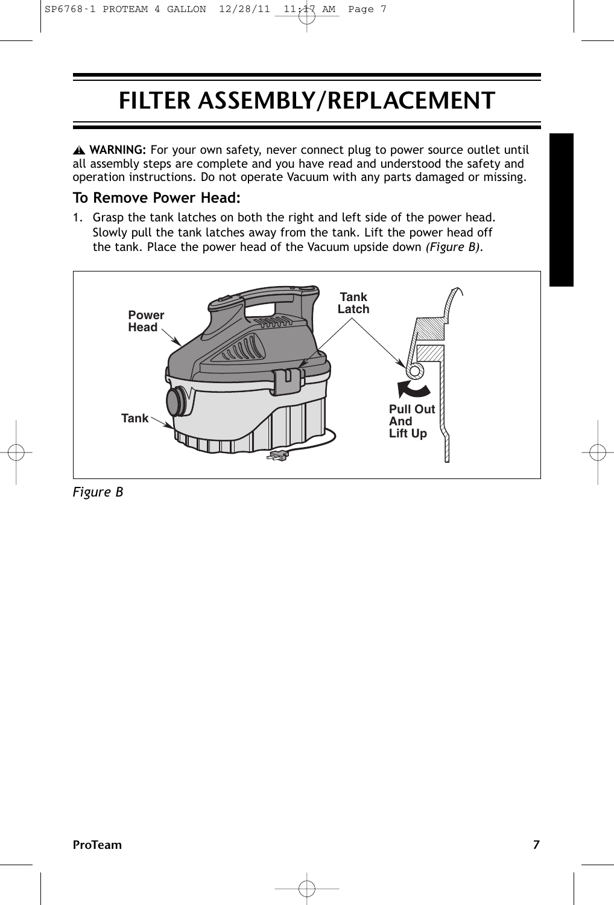# FILTER ASSEMBLY/REPLACEMENT

⚠ **WARNING:** For your own safety, never connect plug to power source outlet until all assembly steps are complete and you have read and understood the safety and operation instructions. Do not operate Vacuum with any parts damaged or missing.

## To Remove Power Head:

1. Grasp the tank latches on both the right and left side of the power head. Slowly pull the tank latches away from the tank. Lift the power head off the tank. Place the power head of the Vacuum upside down *(Figure B)*.

Power Head

Tank Latch

Tank

Pull Out And Lift Up

*Figure B*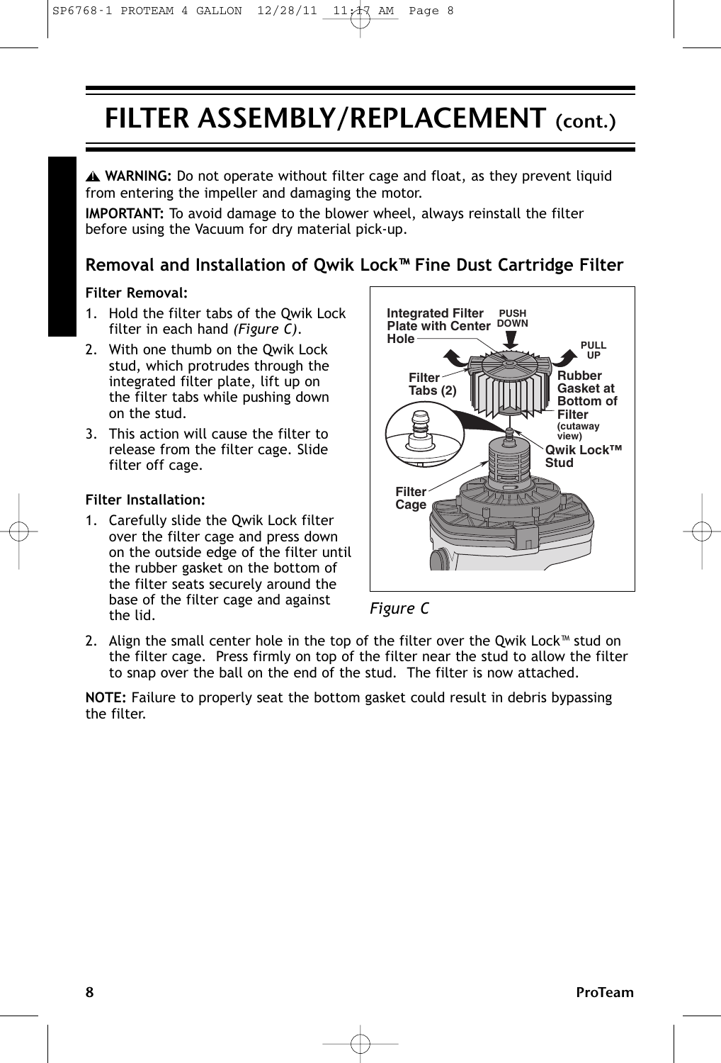# FILTER ASSEMBLY/REPLACEMENT (cont.)

⚠ **WARNING:** Do not operate without filter cage and float, as they prevent liquid from entering the impeller and damaging the motor.

**IMPORTANT:** To avoid damage to the blower wheel, always reinstall the filter before using the Vacuum for dry material pick-up.

## Removal and Installation of Qwik Lock™ Fine Dust Cartridge Filter

**Filter Removal:**

1. Hold the filter tabs of the Qwik Lock filter in each hand *(Figure C)*.
2. With one thumb on the Qwik Lock stud, which protrudes through the integrated filter plate, lift up on the filter tabs while pushing down on the stud.
3. This action will cause the filter to release from the filter cage. Slide filter off cage.

**Filter Installation:**

1. Carefully slide the Qwik Lock filter over the filter cage and press down on the outside edge of the filter until the rubber gasket on the bottom of the filter seats securely around the base of the filter cage and against the lid.
2. Align the small center hole in the top of the filter over the Qwik Lock™ stud on the filter cage. Press firmly on top of the filter near the stud to allow the filter to snap over the ball on the end of the stud. The filter is now attached.

*Figure C*

**NOTE:** Failure to properly seat the bottom gasket could result in debris bypassing the filter.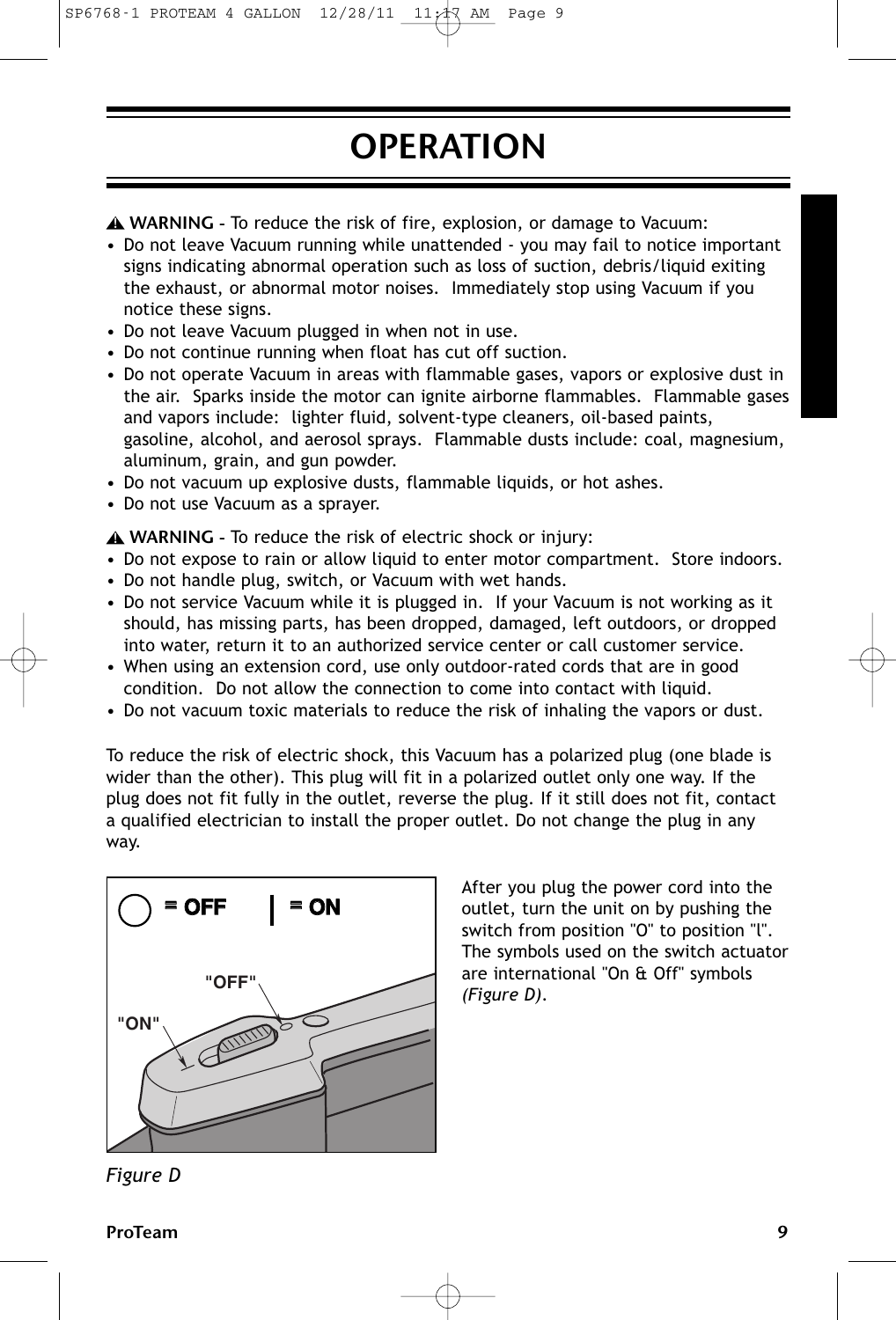# OPERATION

⚠ **WARNING** - To reduce the risk of fire, explosion, or damage to Vacuum:

- Do not leave Vacuum running while unattended - you may fail to notice important signs indicating abnormal operation such as loss of suction, debris/liquid exiting the exhaust, or abnormal motor noises. Immediately stop using Vacuum if you notice these signs.
- Do not leave Vacuum plugged in when not in use.
- Do not continue running when float has cut off suction.
- Do not operate Vacuum in areas with flammable gases, vapors or explosive dust in the air. Sparks inside the motor can ignite airborne flammables. Flammable gases and vapors include: lighter fluid, solvent-type cleaners, oil-based paints, gasoline, alcohol, and aerosol sprays. Flammable dusts include: coal, magnesium, aluminum, grain, and gun powder.
- Do not vacuum up explosive dusts, flammable liquids, or hot ashes.
- Do not use Vacuum as a sprayer.

⚠ **WARNING** - To reduce the risk of electric shock or injury:

- Do not expose to rain or allow liquid to enter motor compartment. Store indoors.
- Do not handle plug, switch, or Vacuum with wet hands.
- Do not service Vacuum while it is plugged in. If your Vacuum is not working as it should, has missing parts, has been dropped, damaged, left outdoors, or dropped into water, return it to an authorized service center or call customer service.
- When using an extension cord, use only outdoor-rated cords that are in good condition. Do not allow the connection to come into contact with liquid.
- Do not vacuum toxic materials to reduce the risk of inhaling the vapors or dust.

To reduce the risk of electric shock, this Vacuum has a polarized plug (one blade is wider than the other). This plug will fit in a polarized outlet only one way. If the plug does not fit fully in the outlet, reverse the plug. If it still does not fit, contact a qualified electrician to install the proper outlet. Do not change the plug in any way.

After you plug the power cord into the outlet, turn the unit on by pushing the switch from position "O" to position "l". The symbols used on the switch actuator are international "On & Off" symbols *(Figure D)*.

◯ = OFF | = ON

"OFF"

"ON"

*Figure D*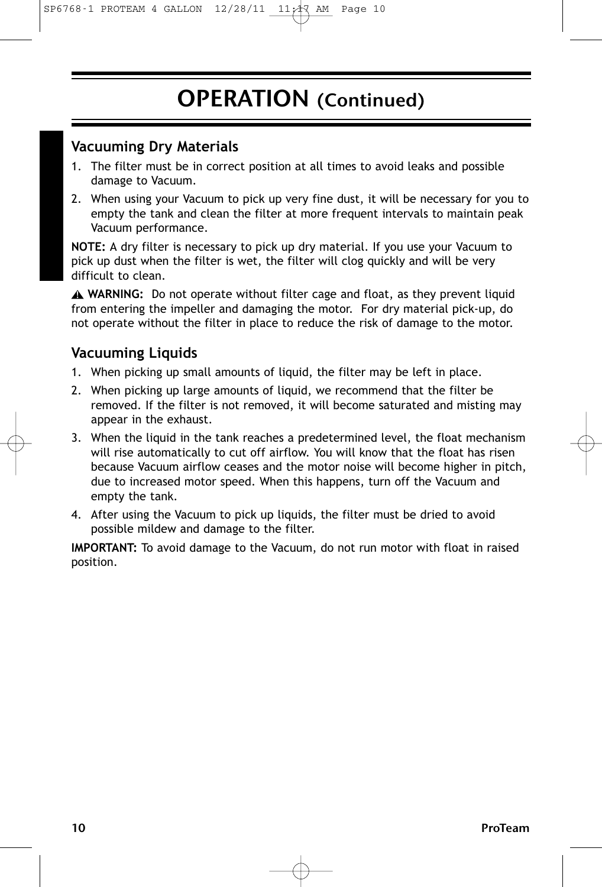# OPERATION (Continued)

## Vacuuming Dry Materials

1. The filter must be in correct position at all times to avoid leaks and possible damage to Vacuum.
2. When using your Vacuum to pick up very fine dust, it will be necessary for you to empty the tank and clean the filter at more frequent intervals to maintain peak Vacuum performance.

**NOTE:** A dry filter is necessary to pick up dry material. If you use your Vacuum to pick up dust when the filter is wet, the filter will clog quickly and will be very difficult to clean.

⚠ **WARNING:** Do not operate without filter cage and float, as they prevent liquid from entering the impeller and damaging the motor. For dry material pick-up, do not operate without the filter in place to reduce the risk of damage to the motor.

## Vacuuming Liquids

1. When picking up small amounts of liquid, the filter may be left in place.
2. When picking up large amounts of liquid, we recommend that the filter be removed. If the filter is not removed, it will become saturated and misting may appear in the exhaust.
3. When the liquid in the tank reaches a predetermined level, the float mechanism will rise automatically to cut off airflow. You will know that the float has risen because Vacuum airflow ceases and the motor noise will become higher in pitch, due to increased motor speed. When this happens, turn off the Vacuum and empty the tank.
4. After using the Vacuum to pick up liquids, the filter must be dried to avoid possible mildew and damage to the filter.

**IMPORTANT:** To avoid damage to the Vacuum, do not run motor with float in raised position.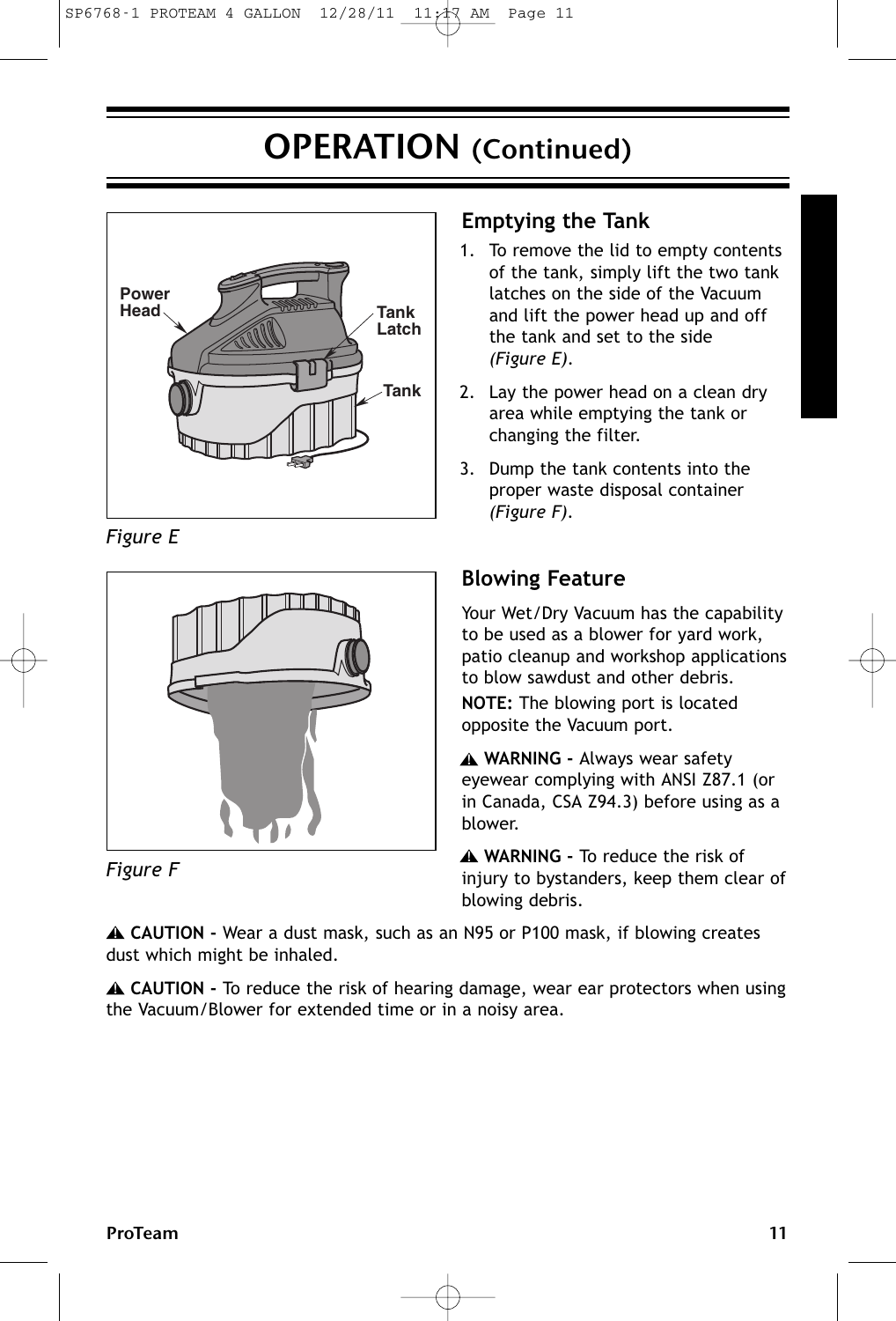# OPERATION (Continued)

Power Head

Tank Latch

Tank

*Figure E*

*Figure F*

## Emptying the Tank

1. To remove the lid to empty contents of the tank, simply lift the two tank latches on the side of the Vacuum and lift the power head up and off the tank and set to the side *(Figure E)*.
2. Lay the power head on a clean dry area while emptying the tank or changing the filter.
3. Dump the tank contents into the proper waste disposal container *(Figure F)*.

## Blowing Feature

Your Wet/Dry Vacuum has the capability to be used as a blower for yard work, patio cleanup and workshop applications to blow sawdust and other debris.

**NOTE:** The blowing port is located opposite the Vacuum port.

⚠ **WARNING -** Always wear safety eyewear complying with ANSI Z87.1 (or in Canada, CSA Z94.3) before using as a blower.

⚠ **WARNING -** To reduce the risk of injury to bystanders, keep them clear of blowing debris.

⚠ **CAUTION -** Wear a dust mask, such as an N95 or P100 mask, if blowing creates dust which might be inhaled.

⚠ **CAUTION -** To reduce the risk of hearing damage, wear ear protectors when using the Vacuum/Blower for extended time or in a noisy area.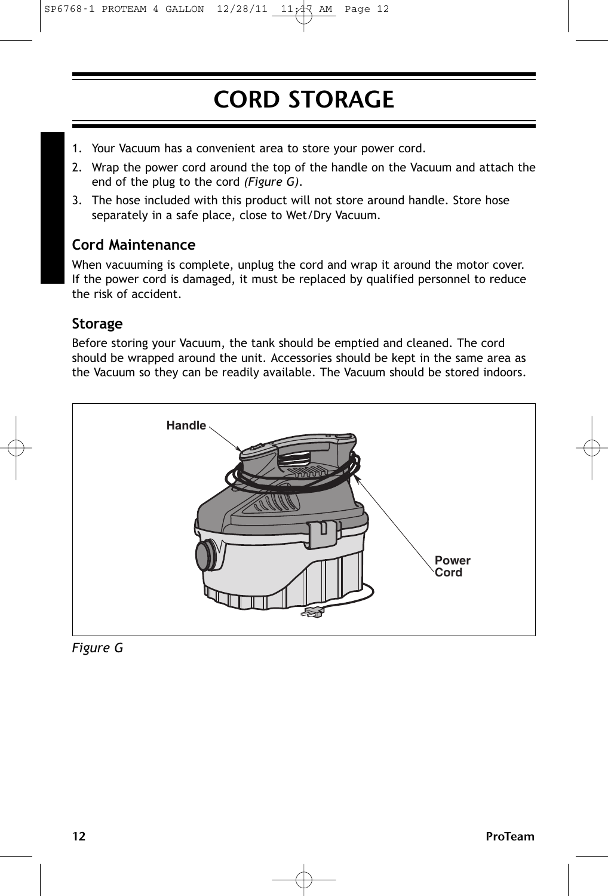# CORD STORAGE

1. Your Vacuum has a convenient area to store your power cord.
2. Wrap the power cord around the top of the handle on the Vacuum and attach the end of the plug to the cord *(Figure G)*.
3. The hose included with this product will not store around handle. Store hose separately in a safe place, close to Wet/Dry Vacuum.

## Cord Maintenance

When vacuuming is complete, unplug the cord and wrap it around the motor cover. If the power cord is damaged, it must be replaced by qualified personnel to reduce the risk of accident.

## Storage

Before storing your Vacuum, the tank should be emptied and cleaned. The cord should be wrapped around the unit. Accessories should be kept in the same area as the Vacuum so they can be readily available. The Vacuum should be stored indoors.

Handle

Power Cord

*Figure G*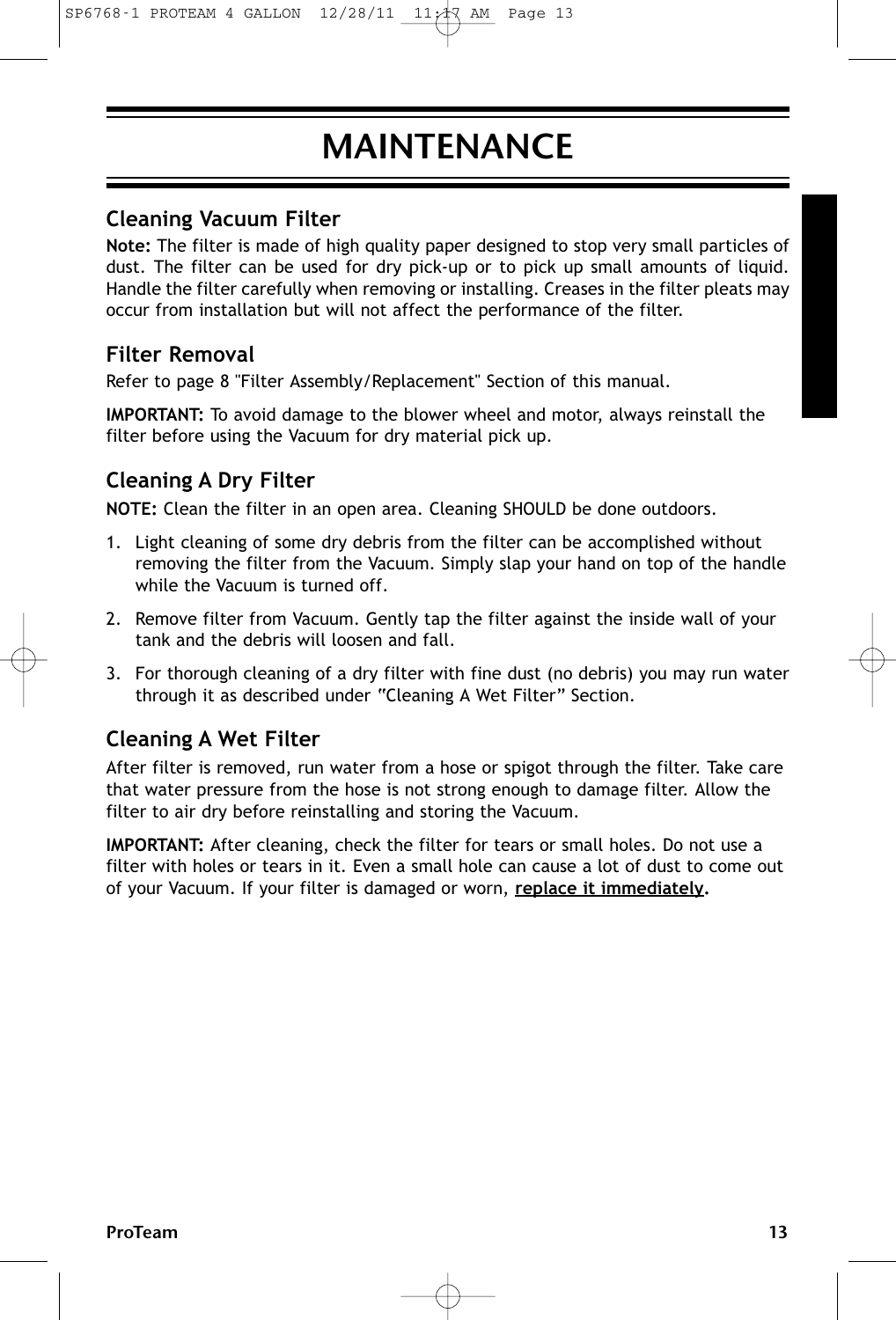# MAINTENANCE

## Cleaning Vacuum Filter

**Note:** The filter is made of high quality paper designed to stop very small particles of dust. The filter can be used for dry pick-up or to pick up small amounts of liquid. Handle the filter carefully when removing or installing. Creases in the filter pleats may occur from installation but will not affect the performance of the filter.

## Filter Removal

Refer to page 8 "Filter Assembly/Replacement" Section of this manual.

**IMPORTANT:** To avoid damage to the blower wheel and motor, always reinstall the filter before using the Vacuum for dry material pick up.

## Cleaning A Dry Filter

**NOTE:** Clean the filter in an open area. Cleaning SHOULD be done outdoors.

1. Light cleaning of some dry debris from the filter can be accomplished without removing the filter from the Vacuum. Simply slap your hand on top of the handle while the Vacuum is turned off.
2. Remove filter from Vacuum. Gently tap the filter against the inside wall of your tank and the debris will loosen and fall.
3. For thorough cleaning of a dry filter with fine dust (no debris) you may run water through it as described under "Cleaning A Wet Filter" Section.

## Cleaning A Wet Filter

After filter is removed, run water from a hose or spigot through the filter. Take care that water pressure from the hose is not strong enough to damage filter. Allow the filter to air dry before reinstalling and storing the Vacuum.

**IMPORTANT:** After cleaning, check the filter for tears or small holes. Do not use a filter with holes or tears in it. Even a small hole can cause a lot of dust to come out of your Vacuum. If your filter is damaged or worn, **replace it immediately.**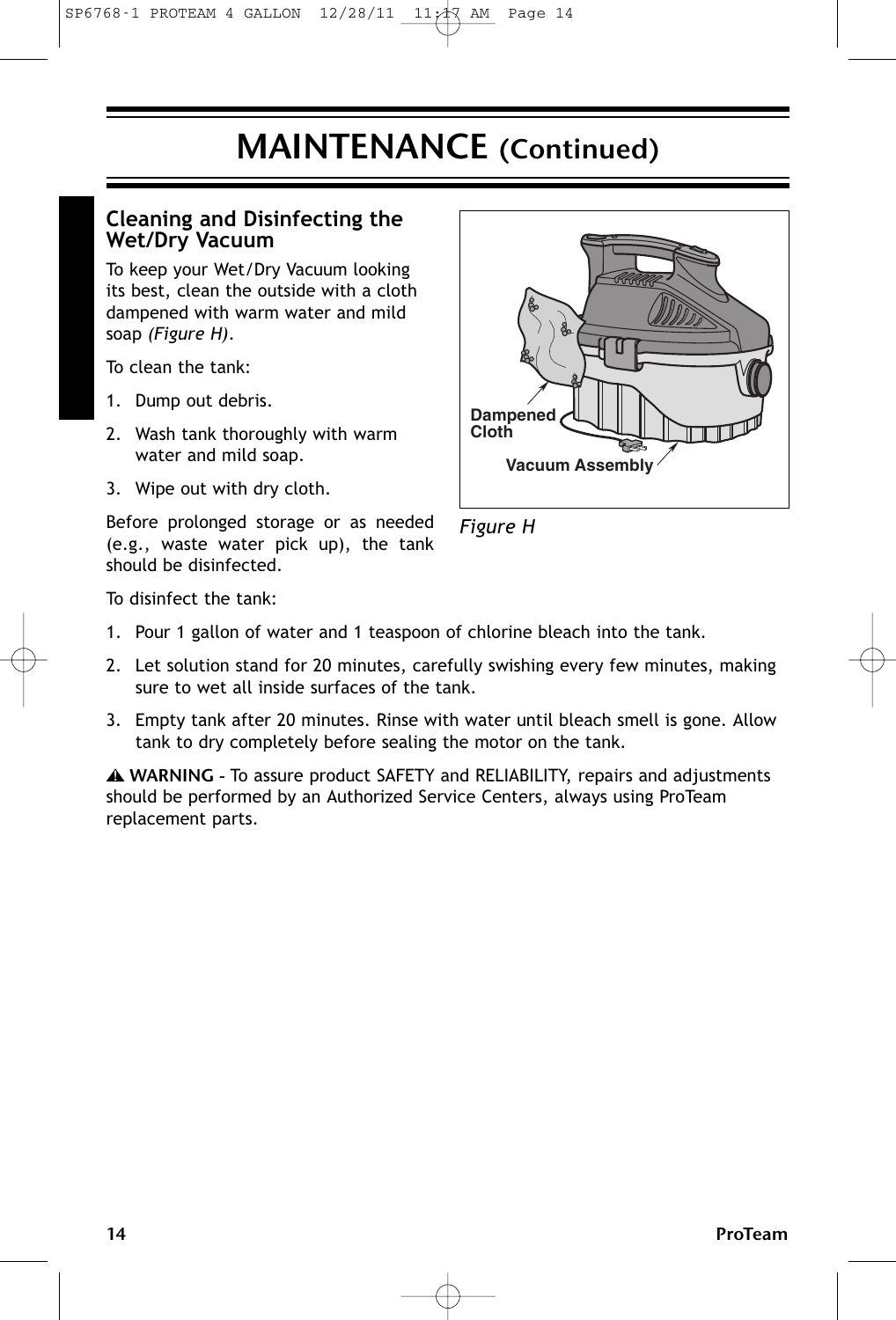# MAINTENANCE (Continued)

## Cleaning and Disinfecting the Wet/Dry Vacuum

To keep your Wet/Dry Vacuum looking its best, clean the outside with a cloth dampened with warm water and mild soap *(Figure H)*.

To clean the tank:

1. Dump out debris.
2. Wash tank thoroughly with warm water and mild soap.
3. Wipe out with dry cloth.

Before prolonged storage or as needed (e.g., waste water pick up), the tank should be disinfected.

Dampened Cloth

Vacuum Assembly

*Figure H*

To disinfect the tank:

1. Pour 1 gallon of water and 1 teaspoon of chlorine bleach into the tank.
2. Let solution stand for 20 minutes, carefully swishing every few minutes, making sure to wet all inside surfaces of the tank.
3. Empty tank after 20 minutes. Rinse with water until bleach smell is gone. Allow tank to dry completely before sealing the motor on the tank.

⚠ **WARNING** - To assure product SAFETY and RELIABILITY, repairs and adjustments should be performed by an Authorized Service Centers, always using ProTeam replacement parts.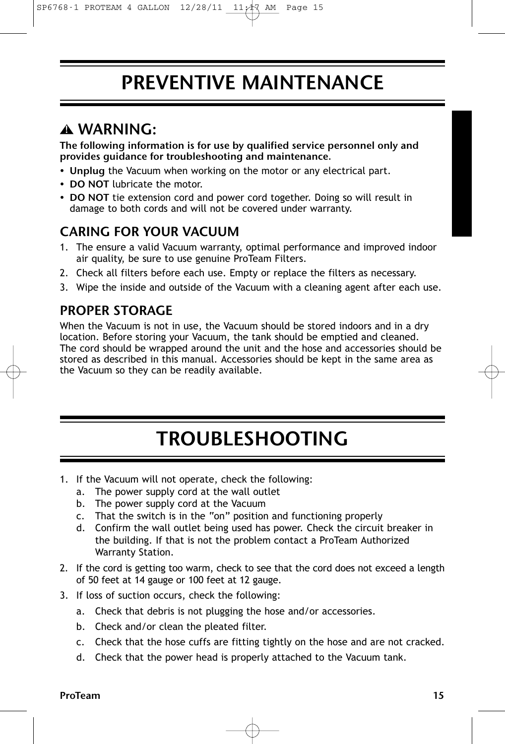# PREVENTIVE MAINTENANCE

## ⚠ WARNING:

**The following information is for use by qualified service personnel only and provides guidance for troubleshooting and maintenance.**

- **Unplug** the Vacuum when working on the motor or any electrical part.
- **DO NOT** lubricate the motor.
- **DO NOT** tie extension cord and power cord together. Doing so will result in damage to both cords and will not be covered under warranty.

## CARING FOR YOUR VACUUM

1. The ensure a valid Vacuum warranty, optimal performance and improved indoor air quality, be sure to use genuine ProTeam Filters.
2. Check all filters before each use. Empty or replace the filters as necessary.
3. Wipe the inside and outside of the Vacuum with a cleaning agent after each use.

## PROPER STORAGE

When the Vacuum is not in use, the Vacuum should be stored indoors and in a dry location. Before storing your Vacuum, the tank should be emptied and cleaned. The cord should be wrapped around the unit and the hose and accessories should be stored as described in this manual. Accessories should be kept in the same area as the Vacuum so they can be readily available.

# TROUBLESHOOTING

1. If the Vacuum will not operate, check the following:
   a. The power supply cord at the wall outlet
   b. The power supply cord at the Vacuum
   c. That the switch is in the "on" position and functioning properly
   d. Confirm the wall outlet being used has power. Check the circuit breaker in the building. If that is not the problem contact a ProTeam Authorized Warranty Station.
2. If the cord is getting too warm, check to see that the cord does not exceed a length of 50 feet at 14 gauge or 100 feet at 12 gauge.
3. If loss of suction occurs, check the following:
   a. Check that debris is not plugging the hose and/or accessories.
   b. Check and/or clean the pleated filter.
   c. Check that the hose cuffs are fitting tightly on the hose and are not cracked.
   d. Check that the power head is properly attached to the Vacuum tank.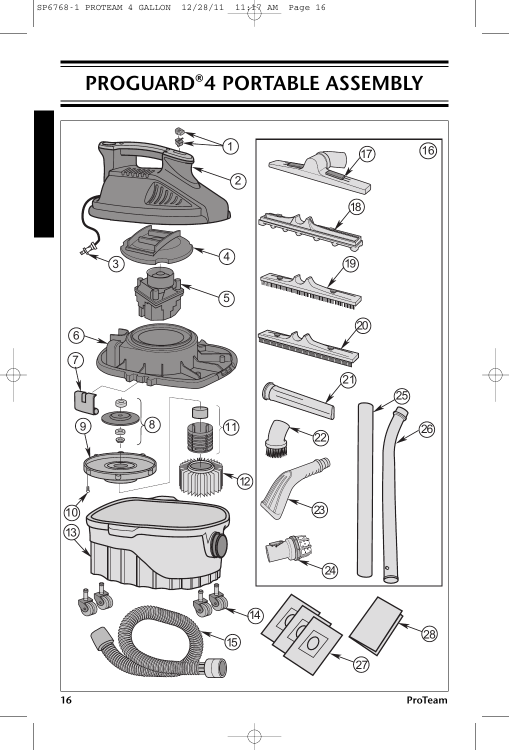# PROGUARD®4 PORTABLE ASSEMBLY

1
2
3
4
5
6
7
8
9
10
11
12
13
14
15
16
17
18
19
20
21
22
23
24
25
26
27
28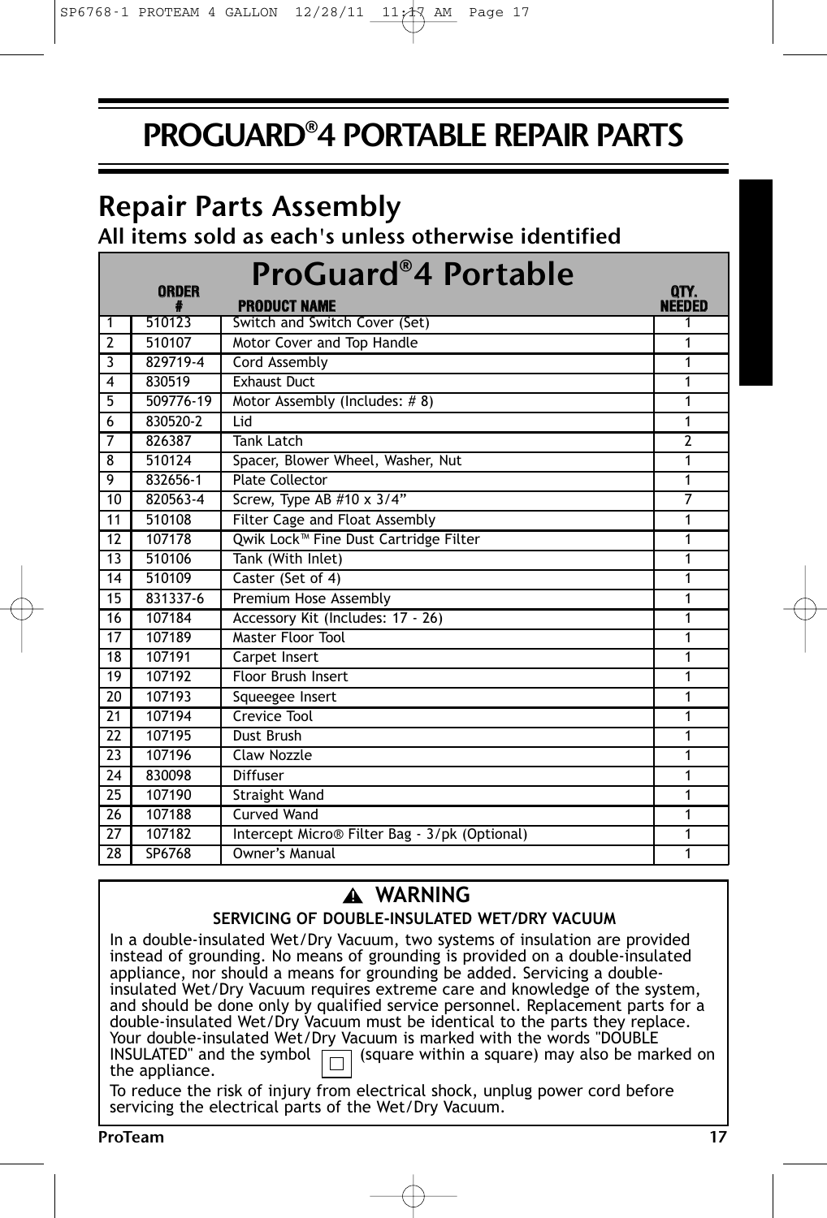# PROGUARD®4 PORTABLE REPAIR PARTS

## Repair Parts Assembly

### All items sold as each's unless otherwise identified

| ProGuard®4 Portable | | | |
|---|---|---|---|
| | ORDER # | PRODUCT NAME | QTY. NEEDED |
| 1 | 510123 | Switch and Switch Cover (Set) | 1 |
| 2 | 510107 | Motor Cover and Top Handle | 1 |
| 3 | 829719-4 | Cord Assembly | 1 |
| 4 | 830519 | Exhaust Duct | 1 |
| 5 | 509776-19 | Motor Assembly (Includes: # 8) | 1 |
| 6 | 830520-2 | Lid | 1 |
| 7 | 826387 | Tank Latch | 2 |
| 8 | 510124 | Spacer, Blower Wheel, Washer, Nut | 1 |
| 9 | 832656-1 | Plate Collector | 1 |
| 10 | 820563-4 | Screw, Type AB #10 x 3/4” | 7 |
| 11 | 510108 | Filter Cage and Float Assembly | 1 |
| 12 | 107178 | Qwik Lock™ Fine Dust Cartridge Filter | 1 |
| 13 | 510106 | Tank (With Inlet) | 1 |
| 14 | 510109 | Caster (Set of 4) | 1 |
| 15 | 831337-6 | Premium Hose Assembly | 1 |
| 16 | 107184 | Accessory Kit (Includes: 17 - 26) | 1 |
| 17 | 107189 | Master Floor Tool | 1 |
| 18 | 107191 | Carpet Insert | 1 |
| 19 | 107192 | Floor Brush Insert | 1 |
| 20 | 107193 | Squeegee Insert | 1 |
| 21 | 107194 | Crevice Tool | 1 |
| 22 | 107195 | Dust Brush | 1 |
| 23 | 107196 | Claw Nozzle | 1 |
| 24 | 830098 | Diffuser | 1 |
| 25 | 107190 | Straight Wand | 1 |
| 26 | 107188 | Curved Wand | 1 |
| 27 | 107182 | Intercept Micro® Filter Bag - 3/pk (Optional) | 1 |
| 28 | SP6768 | Owner’s Manual | 1 |

**⚠ WARNING**

**SERVICING OF DOUBLE-INSULATED WET/DRY VACUUM**

In a double-insulated Wet/Dry Vacuum, two systems of insulation are provided instead of grounding. No means of grounding is provided on a double-insulated appliance, nor should a means for grounding be added. Servicing a double-insulated Wet/Dry Vacuum requires extreme care and knowledge of the system, and should be done only by qualified service personnel. Replacement parts for a double-insulated Wet/Dry Vacuum must be identical to the parts they replace. Your double-insulated Wet/Dry Vacuum is marked with the words "DOUBLE INSULATED" and the symbol ▣ (square within a square) may also be marked on the appliance.

To reduce the risk of injury from electrical shock, unplug power cord before servicing the electrical parts of the Wet/Dry Vacuum.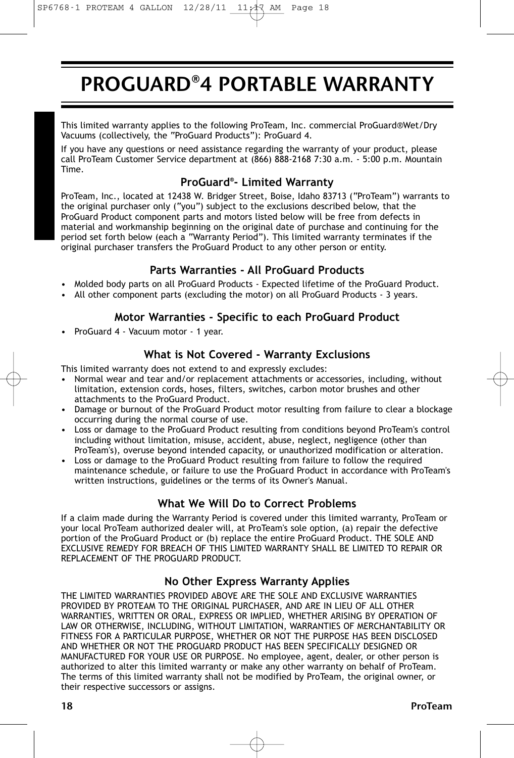# PROGUARD®4 PORTABLE WARRANTY

This limited warranty applies to the following ProTeam, Inc. commercial ProGuard®Wet/Dry Vacuums (collectively, the "ProGuard Products"): ProGuard 4.

If you have any questions or need assistance regarding the warranty of your product, please call ProTeam Customer Service department at (866) 888-2168 7:30 a.m. - 5:00 p.m. Mountain Time.

## ProGuard®- Limited Warranty

ProTeam, Inc., located at 12438 W. Bridger Street, Boise, Idaho 83713 ("ProTeam") warrants to the original purchaser only ("you") subject to the exclusions described below, that the ProGuard Product component parts and motors listed below will be free from defects in material and workmanship beginning on the original date of purchase and continuing for the period set forth below (each a "Warranty Period"). This limited warranty terminates if the original purchaser transfers the ProGuard Product to any other person or entity.

## Parts Warranties - All ProGuard Products

- Molded body parts on all ProGuard Products - Expected lifetime of the ProGuard Product.
- All other component parts (excluding the motor) on all ProGuard Products - 3 years.

## Motor Warranties - Specific to each ProGuard Product

- ProGuard 4 - Vacuum motor - 1 year.

## What is Not Covered - Warranty Exclusions

This limited warranty does not extend to and expressly excludes:

- Normal wear and tear and/or replacement attachments or accessories, including, without limitation, extension cords, hoses, filters, switches, carbon motor brushes and other attachments to the ProGuard Product.
- Damage or burnout of the ProGuard Product motor resulting from failure to clear a blockage occurring during the normal course of use.
- Loss or damage to the ProGuard Product resulting from conditions beyond ProTeam's control including without limitation, misuse, accident, abuse, neglect, negligence (other than ProTeam's), overuse beyond intended capacity, or unauthorized modification or alteration.
- Loss or damage to the ProGuard Product resulting from failure to follow the required maintenance schedule, or failure to use the ProGuard Product in accordance with ProTeam's written instructions, guidelines or the terms of its Owner's Manual.

## What We Will Do to Correct Problems

If a claim made during the Warranty Period is covered under this limited warranty, ProTeam or your local ProTeam authorized dealer will, at ProTeam's sole option, (a) repair the defective portion of the ProGuard Product or (b) replace the entire ProGuard Product. THE SOLE AND EXCLUSIVE REMEDY FOR BREACH OF THIS LIMITED WARRANTY SHALL BE LIMITED TO REPAIR OR REPLACEMENT OF THE PROGUARD PRODUCT.

## No Other Express Warranty Applies

THE LIMITED WARRANTIES PROVIDED ABOVE ARE THE SOLE AND EXCLUSIVE WARRANTIES PROVIDED BY PROTEAM TO THE ORIGINAL PURCHASER, AND ARE IN LIEU OF ALL OTHER WARRANTIES, WRITTEN OR ORAL, EXPRESS OR IMPLIED, WHETHER ARISING BY OPERATION OF LAW OR OTHERWISE, INCLUDING, WITHOUT LIMITATION, WARRANTIES OF MERCHANTABILITY OR FITNESS FOR A PARTICULAR PURPOSE, WHETHER OR NOT THE PURPOSE HAS BEEN DISCLOSED AND WHETHER OR NOT THE PROGUARD PRODUCT HAS BEEN SPECIFICALLY DESIGNED OR MANUFACTURED FOR YOUR USE OR PURPOSE. No employee, agent, dealer, or other person is authorized to alter this limited warranty or make any other warranty on behalf of ProTeam. The terms of this limited warranty shall not be modified by ProTeam, the original owner, or their respective successors or assigns.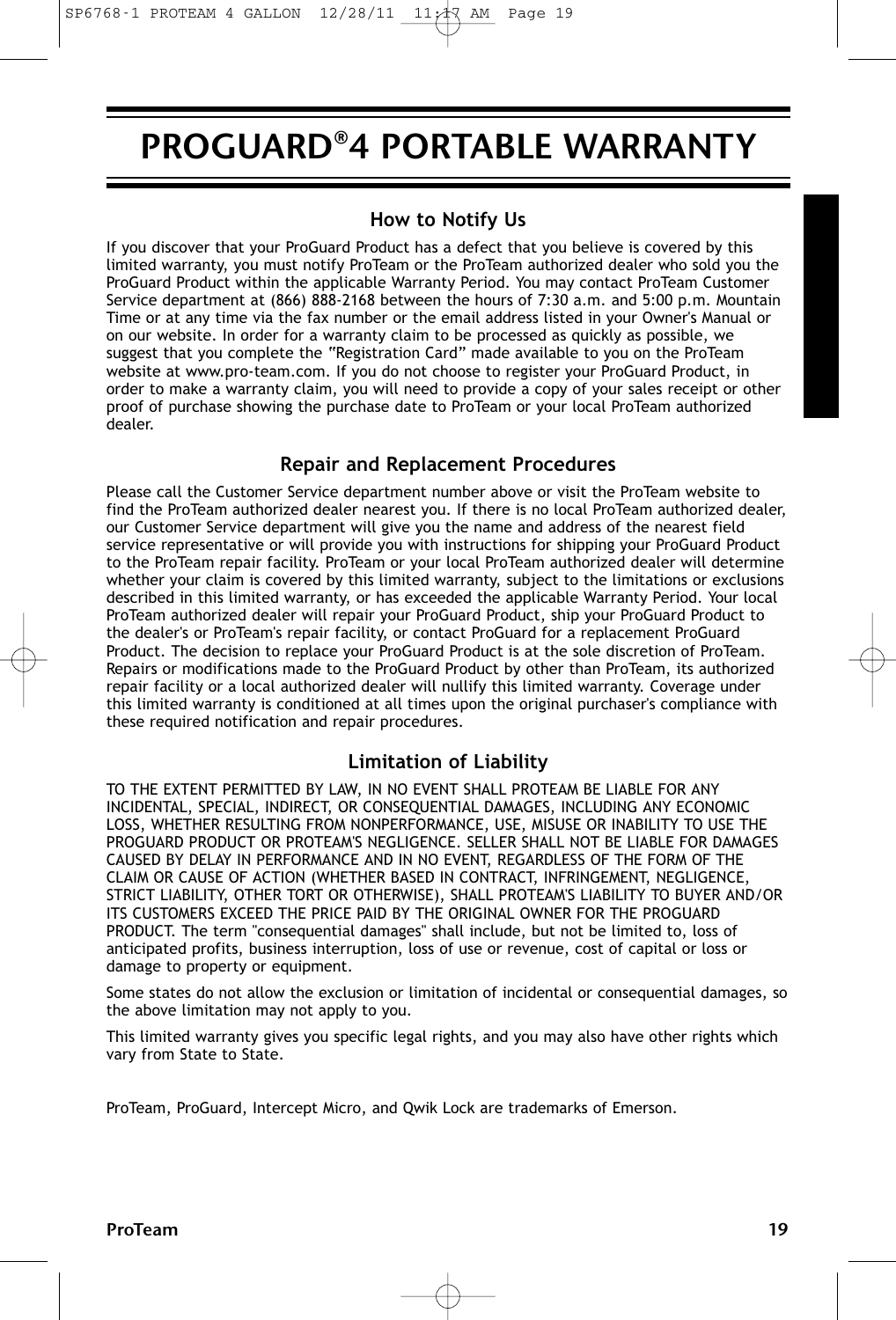# PROGUARD®4 PORTABLE WARRANTY

## How to Notify Us

If you discover that your ProGuard Product has a defect that you believe is covered by this limited warranty, you must notify ProTeam or the ProTeam authorized dealer who sold you the ProGuard Product within the applicable Warranty Period. You may contact ProTeam Customer Service department at (866) 888-2168 between the hours of 7:30 a.m. and 5:00 p.m. Mountain Time or at any time via the fax number or the email address listed in your Owner's Manual or on our website. In order for a warranty claim to be processed as quickly as possible, we suggest that you complete the "Registration Card" made available to you on the ProTeam website at www.pro-team.com. If you do not choose to register your ProGuard Product, in order to make a warranty claim, you will need to provide a copy of your sales receipt or other proof of purchase showing the purchase date to ProTeam or your local ProTeam authorized dealer.

## Repair and Replacement Procedures

Please call the Customer Service department number above or visit the ProTeam website to find the ProTeam authorized dealer nearest you. If there is no local ProTeam authorized dealer, our Customer Service department will give you the name and address of the nearest field service representative or will provide you with instructions for shipping your ProGuard Product to the ProTeam repair facility. ProTeam or your local ProTeam authorized dealer will determine whether your claim is covered by this limited warranty, subject to the limitations or exclusions described in this limited warranty, or has exceeded the applicable Warranty Period. Your local ProTeam authorized dealer will repair your ProGuard Product, ship your ProGuard Product to the dealer's or ProTeam's repair facility, or contact ProGuard for a replacement ProGuard Product. The decision to replace your ProGuard Product is at the sole discretion of ProTeam. Repairs or modifications made to the ProGuard Product by other than ProTeam, its authorized repair facility or a local authorized dealer will nullify this limited warranty. Coverage under this limited warranty is conditioned at all times upon the original purchaser's compliance with these required notification and repair procedures.

## Limitation of Liability

TO THE EXTENT PERMITTED BY LAW, IN NO EVENT SHALL PROTEAM BE LIABLE FOR ANY INCIDENTAL, SPECIAL, INDIRECT, OR CONSEQUENTIAL DAMAGES, INCLUDING ANY ECONOMIC LOSS, WHETHER RESULTING FROM NONPERFORMANCE, USE, MISUSE OR INABILITY TO USE THE PROGUARD PRODUCT OR PROTEAM'S NEGLIGENCE. SELLER SHALL NOT BE LIABLE FOR DAMAGES CAUSED BY DELAY IN PERFORMANCE AND IN NO EVENT, REGARDLESS OF THE FORM OF THE CLAIM OR CAUSE OF ACTION (WHETHER BASED IN CONTRACT, INFRINGEMENT, NEGLIGENCE, STRICT LIABILITY, OTHER TORT OR OTHERWISE), SHALL PROTEAM'S LIABILITY TO BUYER AND/OR ITS CUSTOMERS EXCEED THE PRICE PAID BY THE ORIGINAL OWNER FOR THE PROGUARD PRODUCT. The term "consequential damages" shall include, but not be limited to, loss of anticipated profits, business interruption, loss of use or revenue, cost of capital or loss or damage to property or equipment.

Some states do not allow the exclusion or limitation of incidental or consequential damages, so the above limitation may not apply to you.

This limited warranty gives you specific legal rights, and you may also have other rights which vary from State to State.

ProTeam, ProGuard, Intercept Micro, and Qwik Lock are trademarks of Emerson.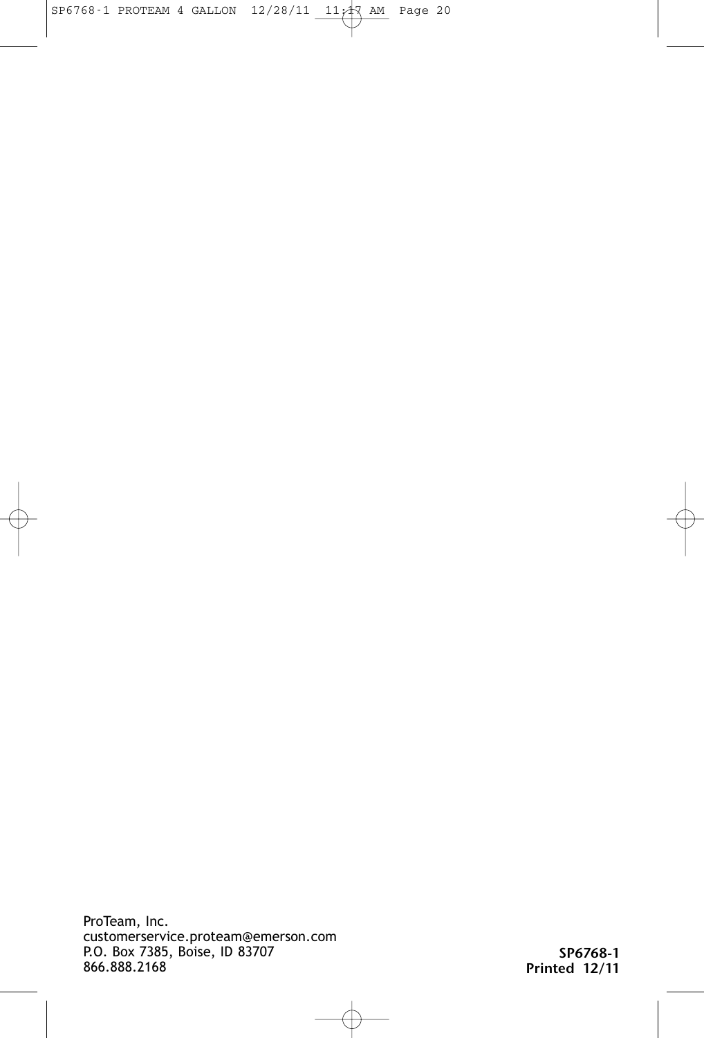ProTeam, Inc.
customerservice.proteam@emerson.com
P.O. Box 7385, Boise, ID 83707
866.888.2168

**SP6768-1**
**Printed 12/11**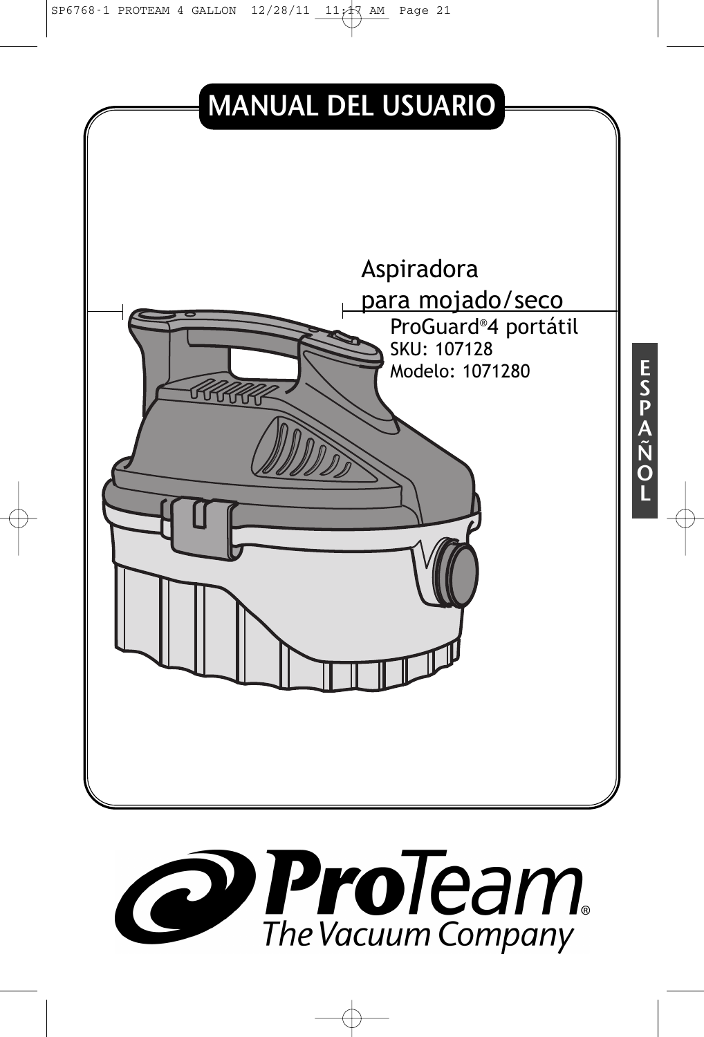# MANUAL DEL USUARIO

Aspiradora para mojado/seco

ProGuard®4 portátil

SKU: 107128

Modelo: 1071280

ESPAÑOL

ProTeam®

The Vacuum Company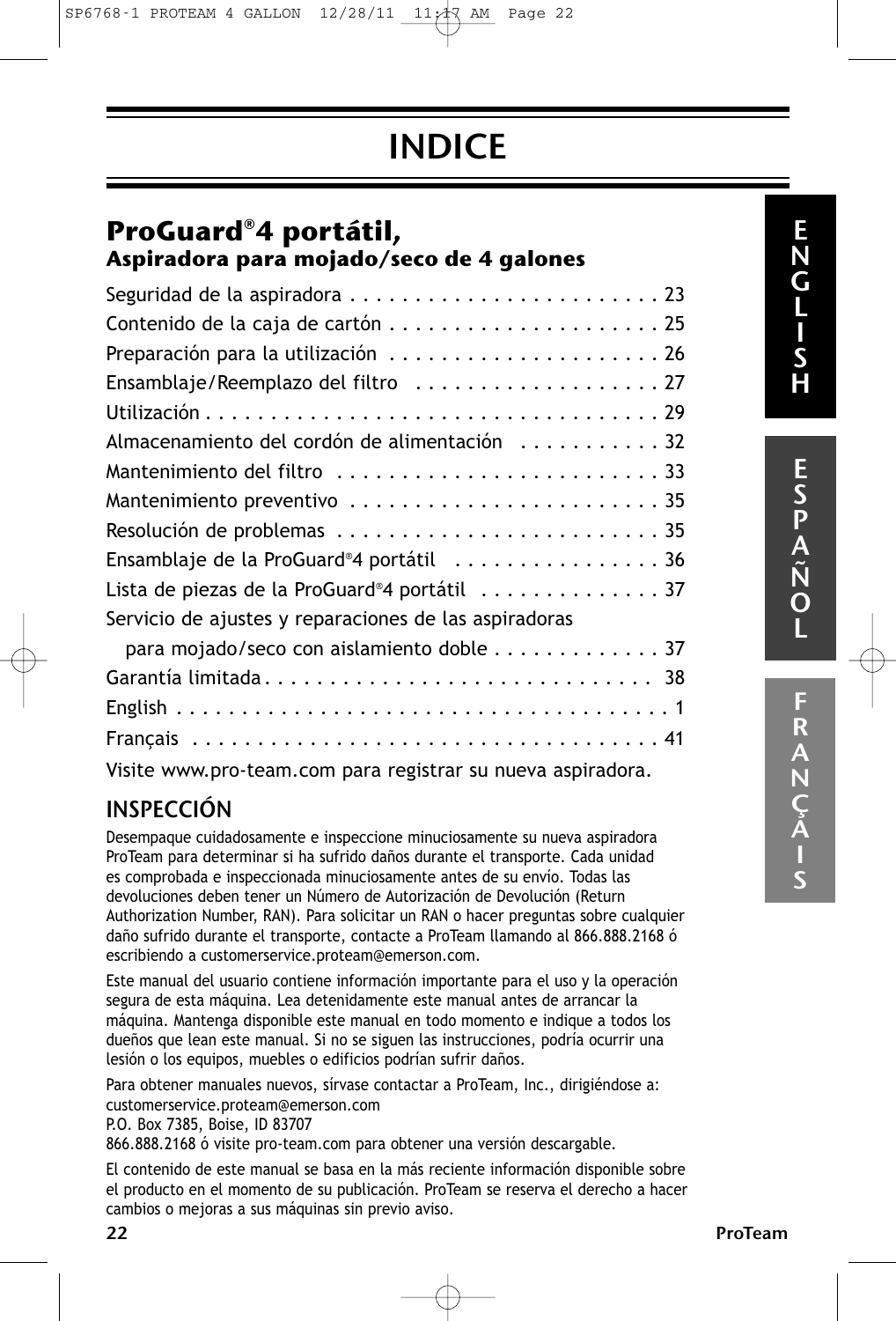# INDICE

## ProGuard®4 portátil,

### Aspiradora para mojado/seco de 4 galones

Seguridad de la aspiradora . . . . . . . . . . . . . . . . . . . . . . . . 23
Contenido de la caja de cartón . . . . . . . . . . . . . . . . . . . . . 25
Preparación para la utilización . . . . . . . . . . . . . . . . . . . . . 26
Ensamblaje/Reemplazo del filtro . . . . . . . . . . . . . . . . . . . 27
Utilización . . . . . . . . . . . . . . . . . . . . . . . . . . . . . . . . . . . 29
Almacenamiento del cordón de alimentación . . . . . . . . . . . 32
Mantenimiento del filtro . . . . . . . . . . . . . . . . . . . . . . . . . 33
Mantenimiento preventivo . . . . . . . . . . . . . . . . . . . . . . . . 35
Resolución de problemas . . . . . . . . . . . . . . . . . . . . . . . . . 35
Ensamblaje de la ProGuard®4 portátil . . . . . . . . . . . . . . . . 36
Lista de piezas de la ProGuard®4 portátil . . . . . . . . . . . . . . 37
Servicio de ajustes y reparaciones de las aspiradoras
para mojado/seco con aislamiento doble . . . . . . . . . . . . . 37
Garantía limitada . . . . . . . . . . . . . . . . . . . . . . . . . . . . . 38
English . . . . . . . . . . . . . . . . . . . . . . . . . . . . . . . . . . . . . 1
Français . . . . . . . . . . . . . . . . . . . . . . . . . . . . . . . . . . . . 41

Visite www.pro-team.com para registrar su nueva aspiradora.

## INSPECCIÓN

Desempaque cuidadosamente e inspeccione minuciosamente su nueva aspiradora ProTeam para determinar si ha sufrido daños durante el transporte. Cada unidad es comprobada e inspeccionada minuciosamente antes de su envío. Todas las devoluciones deben tener un Número de Autorización de Devolución (Return Authorization Number, RAN). Para solicitar un RAN o hacer preguntas sobre cualquier daño sufrido durante el transporte, contacte a ProTeam llamando al 866.888.2168 ó escribiendo a customerservice.proteam@emerson.com.

Este manual del usuario contiene información importante para el uso y la operación segura de esta máquina. Lea detenidamente este manual antes de arrancar la máquina. Mantenga disponible este manual en todo momento e indique a todos los dueños que lean este manual. Si no se siguen las instrucciones, podría ocurrir una lesión o los equipos, muebles o edificios podrían sufrir daños.

Para obtener manuales nuevos, sírvase contactar a ProTeam, Inc., dirigiéndose a:
customerservice.proteam@emerson.com
P.O. Box 7385, Boise, ID 83707
866.888.2168 ó visite pro-team.com para obtener una versión descargable.

El contenido de este manual se basa en la más reciente información disponible sobre el producto en el momento de su publicación. ProTeam se reserva el derecho a hacer cambios o mejoras a sus máquinas sin previo aviso.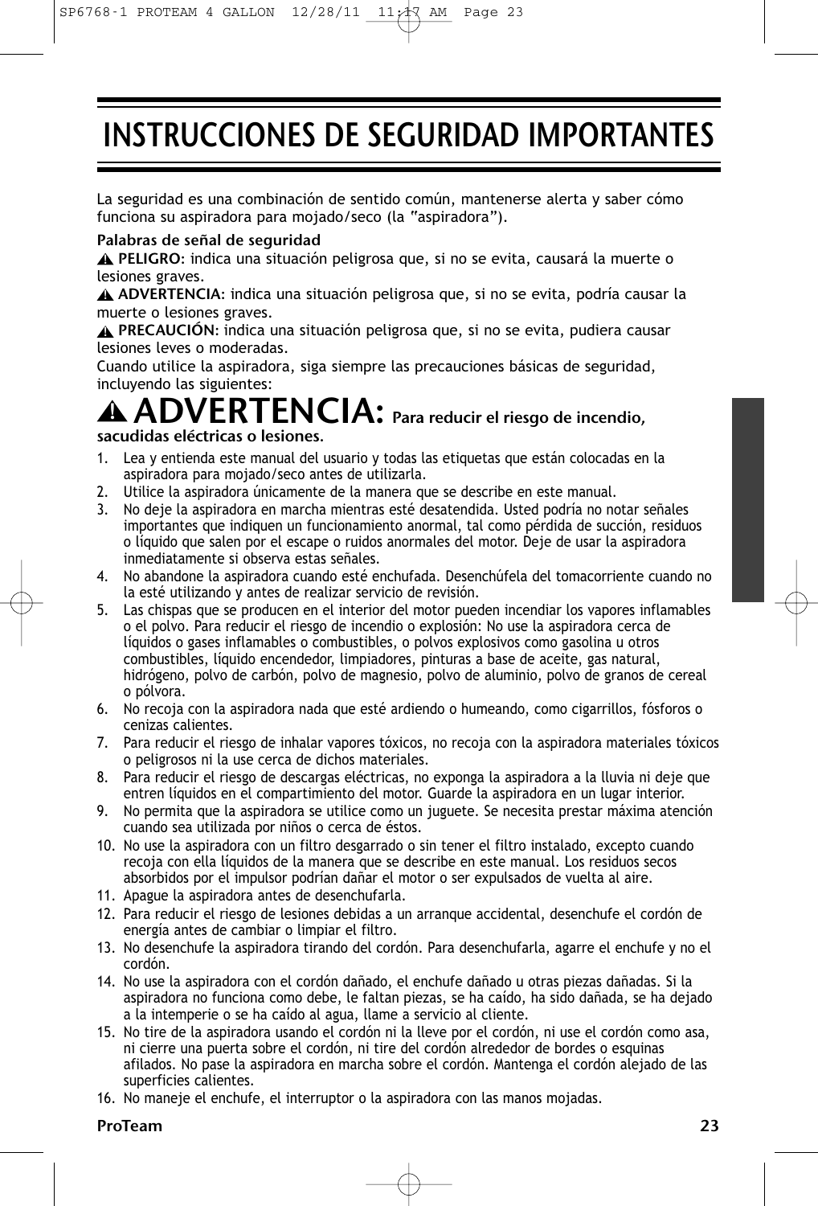# INSTRUCCIONES DE SEGURIDAD IMPORTANTES

La seguridad es una combinación de sentido común, mantenerse alerta y saber cómo funciona su aspiradora para mojado/seco (la "aspiradora").

**Palabras de señal de seguridad**

⚠ **PELIGRO**: indica una situación peligrosa que, si no se evita, causará la muerte o lesiones graves.

⚠ **ADVERTENCIA**: indica una situación peligrosa que, si no se evita, podría causar la muerte o lesiones graves.

⚠ **PRECAUCIÓN**: indica una situación peligrosa que, si no se evita, pudiera causar lesiones leves o moderadas.

Cuando utilice la aspiradora, siga siempre las precauciones básicas de seguridad, incluyendo las siguientes:

## ⚠ ADVERTENCIA: Para reducir el riesgo de incendio, sacudidas eléctricas o lesiones.

1. Lea y entienda este manual del usuario y todas las etiquetas que están colocadas en la aspiradora para mojado/seco antes de utilizarla.
2. Utilice la aspiradora únicamente de la manera que se describe en este manual.
3. No deje la aspiradora en marcha mientras esté desatendida. Usted podría no notar señales importantes que indiquen un funcionamiento anormal, tal como pérdida de succión, residuos o líquido que salen por el escape o ruidos anormales del motor. Deje de usar la aspiradora inmediatamente si observa estas señales.
4. No abandone la aspiradora cuando esté enchufada. Desenchúfela del tomacorriente cuando no la esté utilizando y antes de realizar servicio de revisión.
5. Las chispas que se producen en el interior del motor pueden incendiar los vapores inflamables o el polvo. Para reducir el riesgo de incendio o explosión: No use la aspiradora cerca de líquidos o gases inflamables o combustibles, o polvos explosivos como gasolina u otros combustibles, líquido encendedor, limpiadores, pinturas a base de aceite, gas natural, hidrógeno, polvo de carbón, polvo de magnesio, polvo de aluminio, polvo de granos de cereal o pólvora.
6. No recoja con la aspiradora nada que esté ardiendo o humeando, como cigarrillos, fósforos o cenizas calientes.
7. Para reducir el riesgo de inhalar vapores tóxicos, no recoja con la aspiradora materiales tóxicos o peligrosos ni la use cerca de dichos materiales.
8. Para reducir el riesgo de descargas eléctricas, no exponga la aspiradora a la lluvia ni deje que entren líquidos en el compartimiento del motor. Guarde la aspiradora en un lugar interior.
9. No permita que la aspiradora se utilice como un juguete. Se necesita prestar máxima atención cuando sea utilizada por niños o cerca de éstos.
10. No use la aspiradora con un filtro desgarrado o sin tener el filtro instalado, excepto cuando recoja con ella líquidos de la manera que se describe en este manual. Los residuos secos absorbidos por el impulsor podrían dañar el motor o ser expulsados de vuelta al aire.
11. Apague la aspiradora antes de desenchufarla.
12. Para reducir el riesgo de lesiones debidas a un arranque accidental, desenchufe el cordón de energía antes de cambiar o limpiar el filtro.
13. No desenchufe la aspiradora tirando del cordón. Para desenchufarla, agarre el enchufe y no el cordón.
14. No use la aspiradora con el cordón dañado, el enchufe dañado u otras piezas dañadas. Si la aspiradora no funciona como debe, le faltan piezas, se ha caído, ha sido dañada, se ha dejado a la intemperie o se ha caído al agua, llame a servicio al cliente.
15. No tire de la aspiradora usando el cordón ni la lleve por el cordón, ni use el cordón como asa, ni cierre una puerta sobre el cordón, ni tire del cordón alrededor de bordes o esquinas afilados. No pase la aspiradora en marcha sobre el cordón. Mantenga el cordón alejado de las superficies calientes.
16. No maneje el enchufe, el interruptor o la aspiradora con las manos mojadas.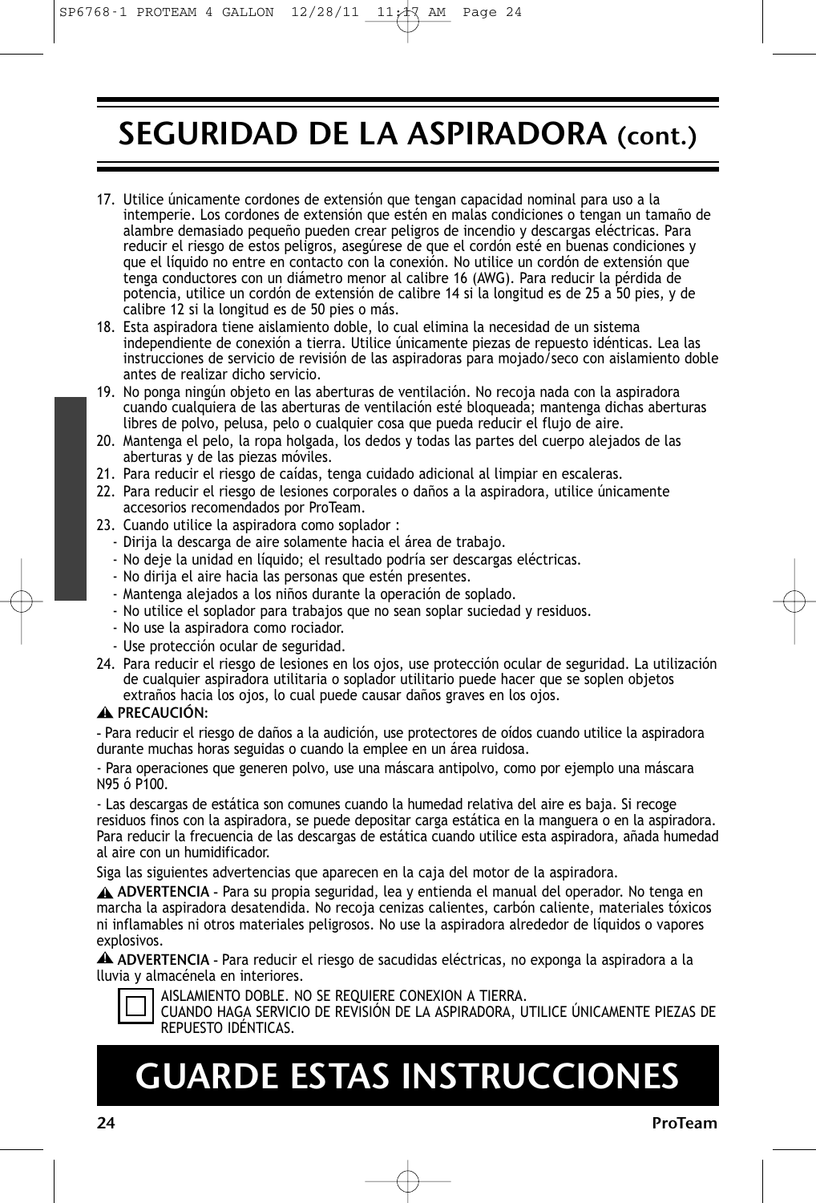# SEGURIDAD DE LA ASPIRADORA (cont.)

17. Utilice únicamente cordones de extensión que tengan capacidad nominal para uso a la intemperie. Los cordones de extensión que estén en malas condiciones o tengan un tamaño de alambre demasiado pequeño pueden crear peligros de incendio y descargas eléctricas. Para reducir el riesgo de estos peligros, asegúrese de que el cordón esté en buenas condiciones y que el líquido no entre en contacto con la conexión. No utilice un cordón de extensión que tenga conductores con un diámetro menor al calibre 16 (AWG). Para reducir la pérdida de potencia, utilice un cordón de extensión de calibre 14 si la longitud es de 25 a 50 pies, y de calibre 12 si la longitud es de 50 pies o más.
18. Esta aspiradora tiene aislamiento doble, lo cual elimina la necesidad de un sistema independiente de conexión a tierra. Utilice únicamente piezas de repuesto idénticas. Lea las instrucciones de servicio de revisión de las aspiradoras para mojado/seco con aislamiento doble antes de realizar dicho servicio.
19. No ponga ningún objeto en las aberturas de ventilación. No recoja nada con la aspiradora cuando cualquiera de las aberturas de ventilación esté bloqueada; mantenga dichas aberturas libres de polvo, pelusa, pelo o cualquier cosa que pueda reducir el flujo de aire.
20. Mantenga el pelo, la ropa holgada, los dedos y todas las partes del cuerpo alejados de las aberturas y de las piezas móviles.
21. Para reducir el riesgo de caídas, tenga cuidado adicional al limpiar en escaleras.
22. Para reducir el riesgo de lesiones corporales o daños a la aspiradora, utilice únicamente accesorios recomendados por ProTeam.
23. Cuando utilice la aspiradora como soplador :
    - Dirija la descarga de aire solamente hacia el área de trabajo.
    - No deje la unidad en líquido; el resultado podría ser descargas eléctricas.
    - No dirija el aire hacia las personas que estén presentes.
    - Mantenga alejados a los niños durante la operación de soplado.
    - No utilice el soplador para trabajos que no sean soplar suciedad y residuos.
    - No use la aspiradora como rociador.
    - Use protección ocular de seguridad.
24. Para reducir el riesgo de lesiones en los ojos, use protección ocular de seguridad. La utilización de cualquier aspiradora utilitaria o soplador utilitario puede hacer que se soplen objetos extraños hacia los ojos, lo cual puede causar daños graves en los ojos.

⚠ **PRECAUCIÓN:**

- Para reducir el riesgo de daños a la audición, use protectores de oídos cuando utilice la aspiradora durante muchas horas seguidas o cuando la emplee en un área ruidosa.

- Para operaciones que generen polvo, use una máscara antipolvo, como por ejemplo una máscara N95 ó P100.

- Las descargas de estática son comunes cuando la humedad relativa del aire es baja. Si recoge residuos finos con la aspiradora, se puede depositar carga estática en la manguera o en la aspiradora. Para reducir la frecuencia de las descargas de estática cuando utilice esta aspiradora, añada humedad al aire con un humidificador.

Siga las siguientes advertencias que aparecen en la caja del motor de la aspiradora.

⚠ **ADVERTENCIA** - Para su propia seguridad, lea y entienda el manual del operador. No tenga en marcha la aspiradora desatendida. No recoja cenizas calientes, carbón caliente, materiales tóxicos ni inflamables ni otros materiales peligrosos. No use la aspiradora alrededor de líquidos o vapores explosivos.

⚠ **ADVERTENCIA** - Para reducir el riesgo de sacudidas eléctricas, no exponga la aspiradora a la lluvia y almacénela en interiores.

⧈ AISLAMIENTO DOBLE. NO SE REQUIERE CONEXION A TIERRA.
CUANDO HAGA SERVICIO DE REVISIÓN DE LA ASPIRADORA, UTILICE ÚNICAMENTE PIEZAS DE REPUESTO IDÉNTICAS.

# GUARDE ESTAS INSTRUCCIONES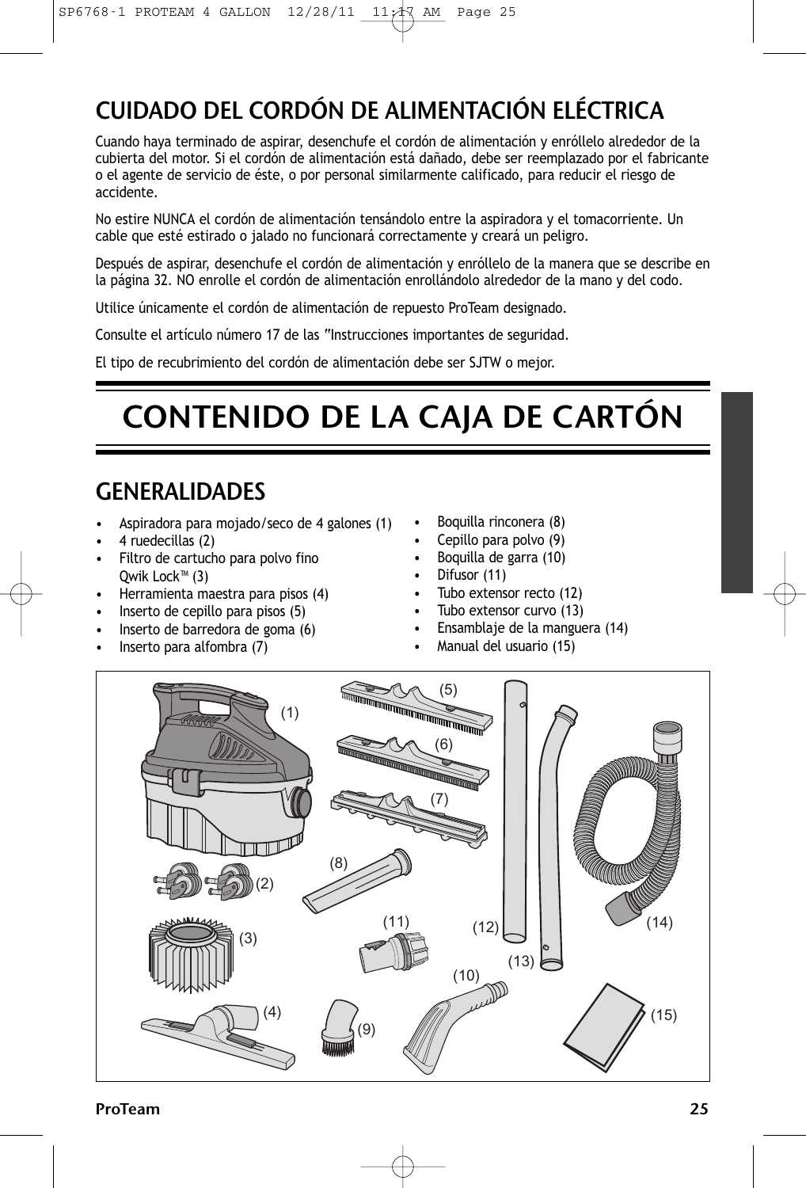## CUIDADO DEL CORDÓN DE ALIMENTACIÓN ELÉCTRICA

Cuando haya terminado de aspirar, desenchufe el cordón de alimentación y enróllelo alrededor de la cubierta del motor. Si el cordón de alimentación está dañado, debe ser reemplazado por el fabricante o el agente de servicio de éste, o por personal similarmente calificado, para reducir el riesgo de accidente.

No estire NUNCA el cordón de alimentación tensándolo entre la aspiradora y el tomacorriente. Un cable que esté estirado o jalado no funcionará correctamente y creará un peligro.

Después de aspirar, desenchufe el cordón de alimentación y enróllelo de la manera que se describe en la página 32. NO enrolle el cordón de alimentación enrollándolo alrededor de la mano y del codo.

Utilice únicamente el cordón de alimentación de repuesto ProTeam designado.

Consulte el artículo número 17 de las "Instrucciones importantes de seguridad.

El tipo de recubrimiento del cordón de alimentación debe ser SJTW o mejor.

# CONTENIDO DE LA CAJA DE CARTÓN

## GENERALIDADES

- Aspiradora para mojado/seco de 4 galones (1)
- 4 ruedecillas (2)
- Filtro de cartucho para polvo fino Qwik Lock™ (3)
- Herramienta maestra para pisos (4)
- Inserto de cepillo para pisos (5)
- Inserto de barredora de goma (6)
- Inserto para alfombra (7)
- Boquilla rinconera (8)
- Cepillo para polvo (9)
- Boquilla de garra (10)
- Difusor (11)
- Tubo extensor recto (12)
- Tubo extensor curvo (13)
- Ensamblaje de la manguera (14)
- Manual del usuario (15)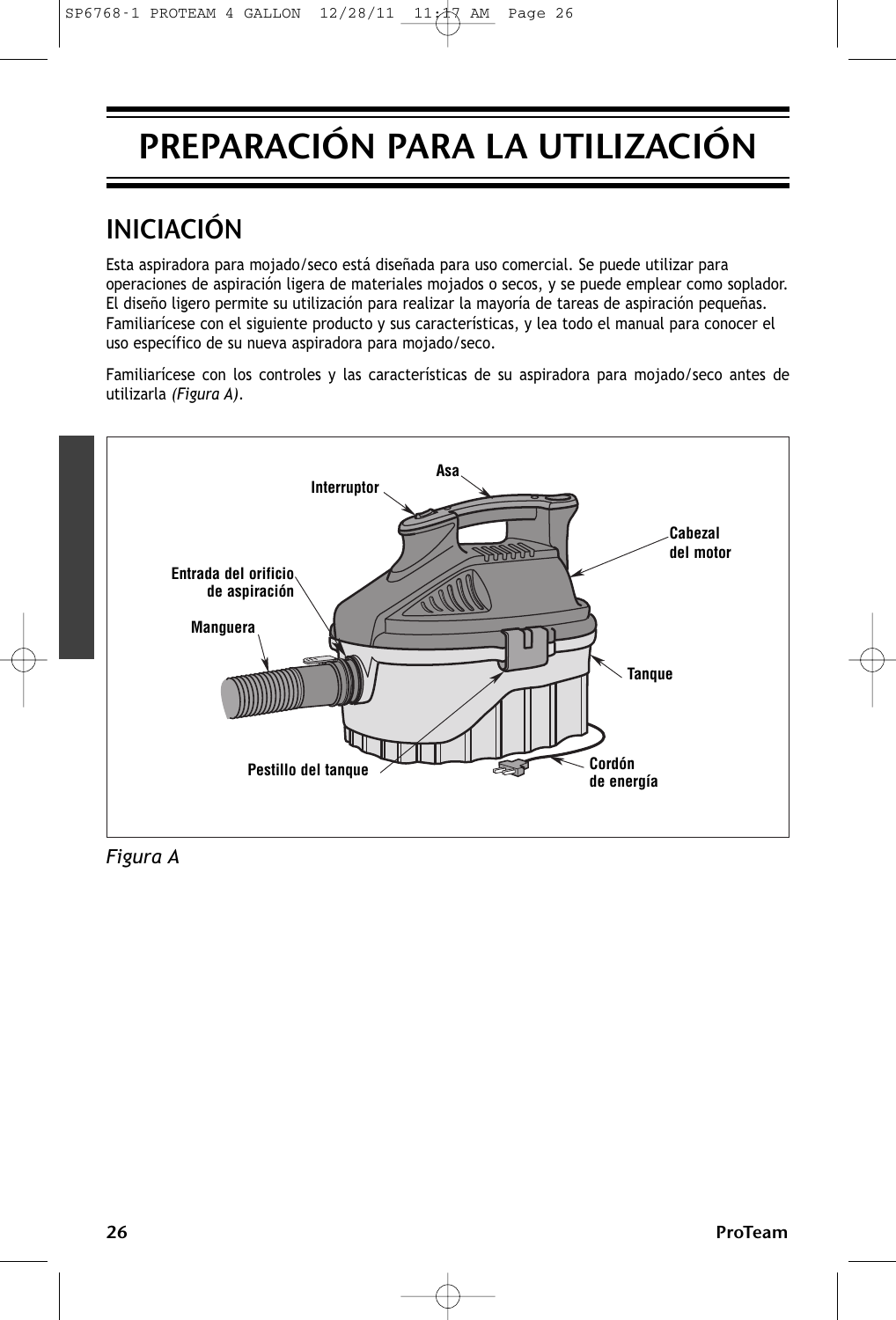# PREPARACIÓN PARA LA UTILIZACIÓN

## INICIACIÓN

Esta aspiradora para mojado/seco está diseñada para uso comercial. Se puede utilizar para operaciones de aspiración ligera de materiales mojados o secos, y se puede emplear como soplador. El diseño ligero permite su utilización para realizar la mayoría de tareas de aspiración pequeñas. Familiarícese con el siguiente producto y sus características, y lea todo el manual para conocer el uso específico de su nueva aspiradora para mojado/seco.

Familiarícese con los controles y las características de su aspiradora para mojado/seco antes de utilizarla *(Figura A)*.

Asa
Interruptor
Cabezal del motor
Entrada del orificio de aspiración
Manguera
Tanque
Pestillo del tanque
Cordón de energía

*Figura A*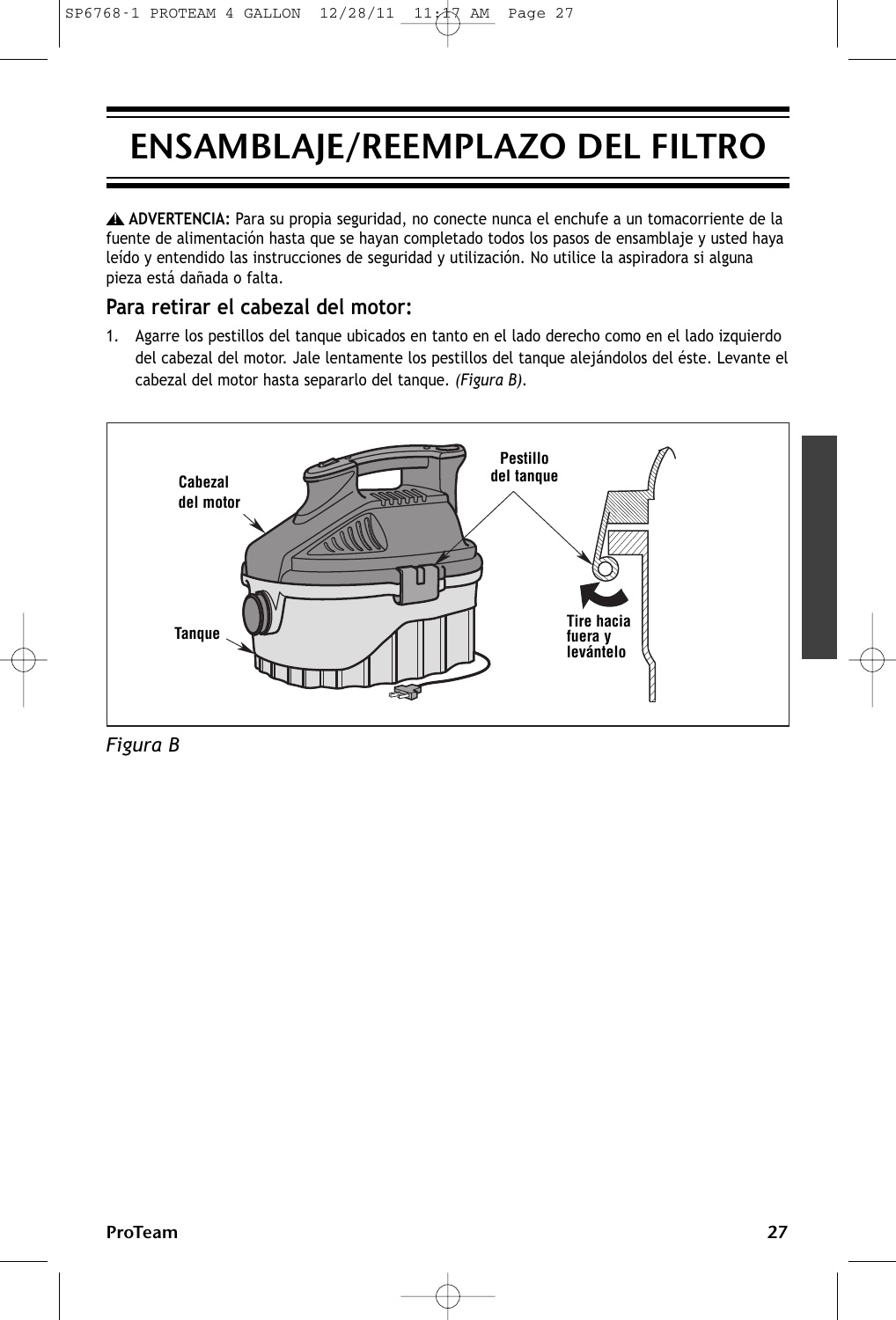# ENSAMBLAJE/REEMPLAZO DEL FILTRO

⚠ **ADVERTENCIA:** Para su propia seguridad, no conecte nunca el enchufe a un tomacorriente de la fuente de alimentación hasta que se hayan completado todos los pasos de ensamblaje y usted haya leído y entendido las instrucciones de seguridad y utilización. No utilice la aspiradora si alguna pieza está dañada o falta.

## Para retirar el cabezal del motor:

1. Agarre los pestillos del tanque ubicados en tanto en el lado derecho como en el lado izquierdo del cabezal del motor. Jale lentamente los pestillos del tanque alejándolos del éste. Levante el cabezal del motor hasta separarlo del tanque. *(Figura B)*.

Cabezal del motor

Pestillo del tanque

Tanque

Tire hacia fuera y levántelo

*Figura B*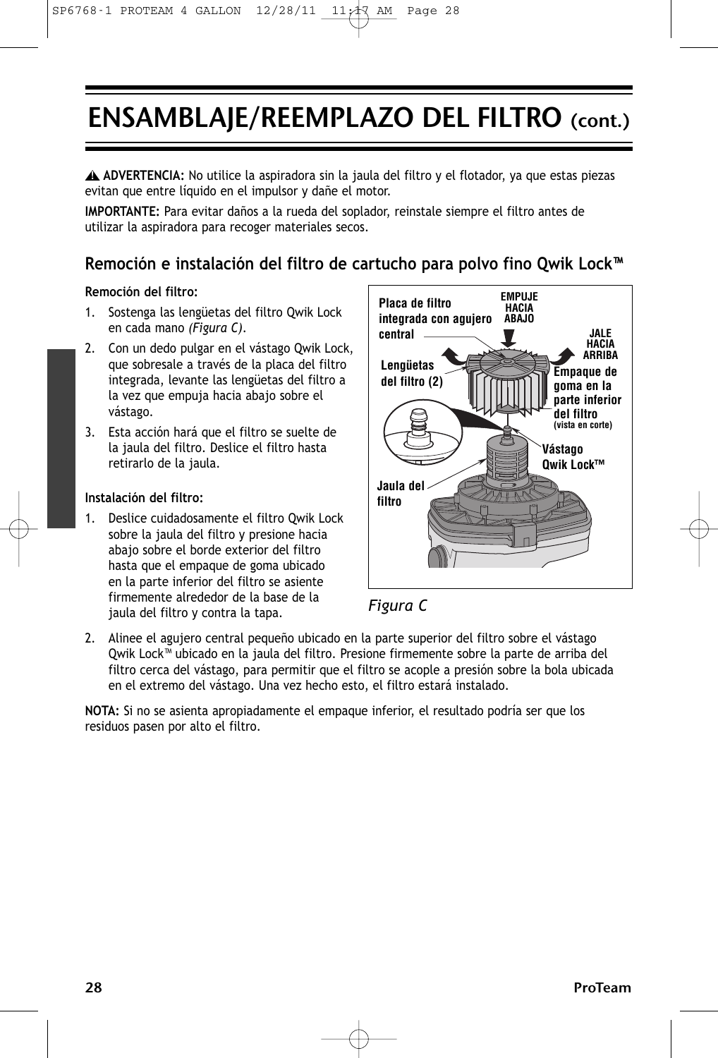# ENSAMBLAJE/REEMPLAZO DEL FILTRO (cont.)

⚠ **ADVERTENCIA:** No utilice la aspiradora sin la jaula del filtro y el flotador, ya que estas piezas evitan que entre líquido en el impulsor y dañe el motor.

**IMPORTANTE:** Para evitar daños a la rueda del soplador, reinstale siempre el filtro antes de utilizar la aspiradora para recoger materiales secos.

## Remoción e instalación del filtro de cartucho para polvo fino Qwik Lock™

**Remoción del filtro:**

1. Sostenga las lengüetas del filtro Qwik Lock en cada mano *(Figura C)*.
2. Con un dedo pulgar en el vástago Qwik Lock, que sobresale a través de la placa del filtro integrada, levante las lengüetas del filtro a la vez que empuja hacia abajo sobre el vástago.
3. Esta acción hará que el filtro se suelte de la jaula del filtro. Deslice el filtro hasta retirarlo de la jaula.

**Instalación del filtro:**

1. Deslice cuidadosamente el filtro Qwik Lock sobre la jaula del filtro y presione hacia abajo sobre el borde exterior del filtro hasta que el empaque de goma ubicado en la parte inferior del filtro se asiente firmemente alrededor de la base de la jaula del filtro y contra la tapa.
2. Alinee el agujero central pequeño ubicado en la parte superior del filtro sobre el vástago Qwik Lock™ ubicado en la jaula del filtro. Presione firmemente sobre la parte de arriba del filtro cerca del vástago, para permitir que el filtro se acople a presión sobre la bola ubicada en el extremo del vástago. Una vez hecho esto, el filtro estará instalado.

Placa de filtro integrada con agujero central | EMPUJE HACIA ABAJO | JALE HACIA ARRIBA | Lengüetas del filtro (2) | Empaque de goma en la parte inferior del filtro (vista en corte) | Vástago Qwik Lock™ | Jaula del filtro

*Figura C*

**NOTA:** Si no se asienta apropiadamente el empaque inferior, el resultado podría ser que los residuos pasen por alto el filtro.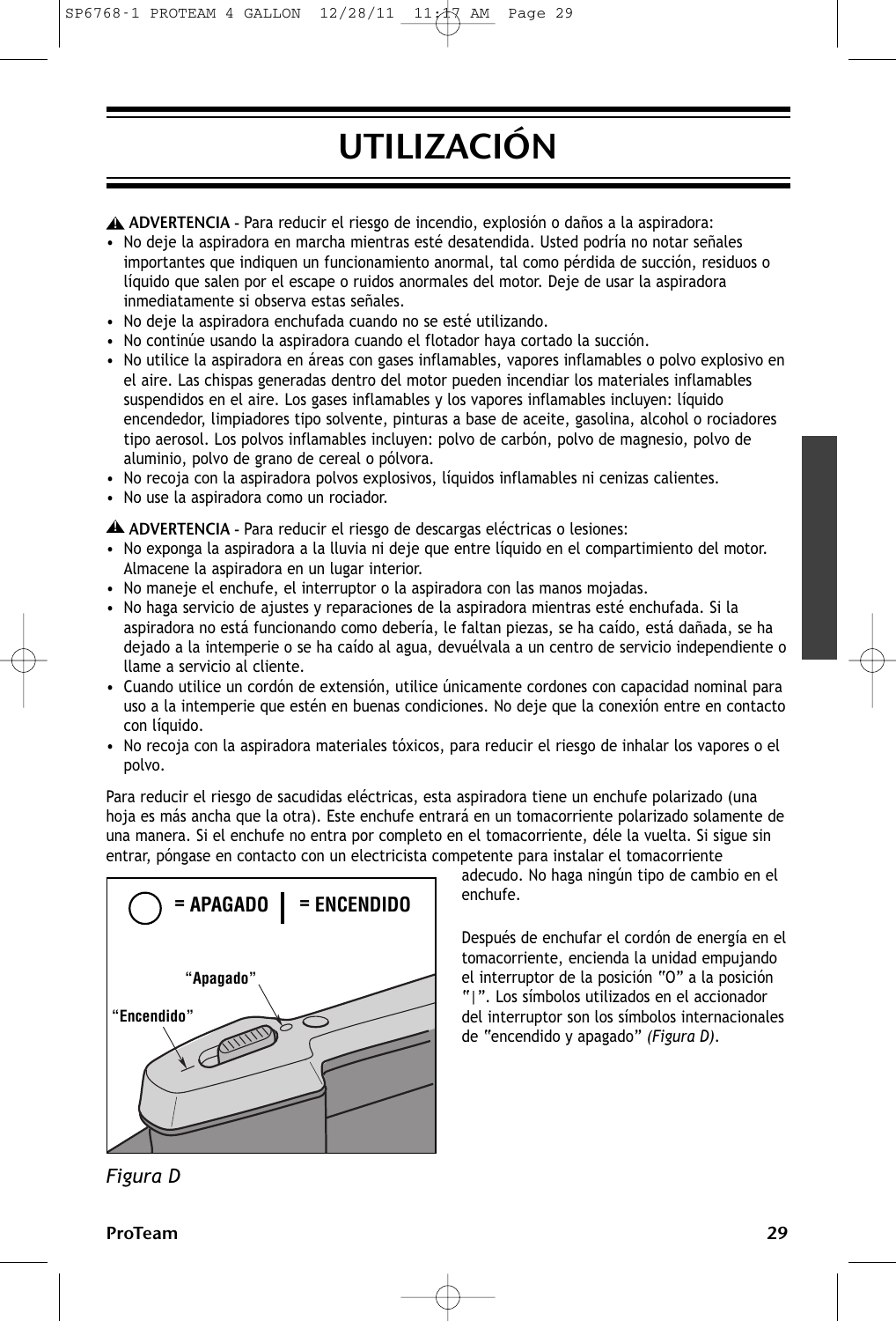# UTILIZACIÓN

⚠ **ADVERTENCIA** - Para reducir el riesgo de incendio, explosión o daños a la aspiradora:

- No deje la aspiradora en marcha mientras esté desatendida. Usted podría no notar señales importantes que indiquen un funcionamiento anormal, tal como pérdida de succión, residuos o líquido que salen por el escape o ruidos anormales del motor. Deje de usar la aspiradora inmediatamente si observa estas señales.
- No deje la aspiradora enchufada cuando no se esté utilizando.
- No continúe usando la aspiradora cuando el flotador haya cortado la succión.
- No utilice la aspiradora en áreas con gases inflamables, vapores inflamables o polvo explosivo en el aire. Las chispas generadas dentro del motor pueden incendiar los materiales inflamables suspendidos en el aire. Los gases inflamables y los vapores inflamables incluyen: líquido encendedor, limpiadores tipo solvente, pinturas a base de aceite, gasolina, alcohol o rociadores tipo aerosol. Los polvos inflamables incluyen: polvo de carbón, polvo de magnesio, polvo de aluminio, polvo de grano de cereal o pólvora.
- No recoja con la aspiradora polvos explosivos, líquidos inflamables ni cenizas calientes.
- No use la aspiradora como un rociador.

⚠ **ADVERTENCIA** - Para reducir el riesgo de descargas eléctricas o lesiones:

- No exponga la aspiradora a la lluvia ni deje que entre líquido en el compartimiento del motor. Almacene la aspiradora en un lugar interior.
- No maneje el enchufe, el interruptor o la aspiradora con las manos mojadas.
- No haga servicio de ajustes y reparaciones de la aspiradora mientras esté enchufada. Si la aspiradora no está funcionando como debería, le faltan piezas, se ha caído, está dañada, se ha dejado a la intemperie o se ha caído al agua, devuélvala a un centro de servicio independiente o llame a servicio al cliente.
- Cuando utilice un cordón de extensión, utilice únicamente cordones con capacidad nominal para uso a la intemperie que estén en buenas condiciones. No deje que la conexión entre en contacto con líquido.
- No recoja con la aspiradora materiales tóxicos, para reducir el riesgo de inhalar los vapores o el polvo.

Para reducir el riesgo de sacudidas eléctricas, esta aspiradora tiene un enchufe polarizado (una hoja es más ancha que la otra). Este enchufe entrará en un tomacorriente polarizado solamente de una manera. Si el enchufe no entra por completo en el tomacorriente, déle la vuelta. Si sigue sin entrar, póngase en contacto con un electricista competente para instalar el tomacorriente adecudo. No haga ningún tipo de cambio en el enchufe.

Después de enchufar el cordón de energía en el tomacorriente, encienda la unidad empujando el interruptor de la posición "O" a la posición "|". Los símbolos utilizados en el accionador del interruptor son los símbolos internacionales de "encendido y apagado" *(Figura D)*.

O = APAGADO | = ENCENDIDO

"Apagado"

"Encendido"

*Figura D*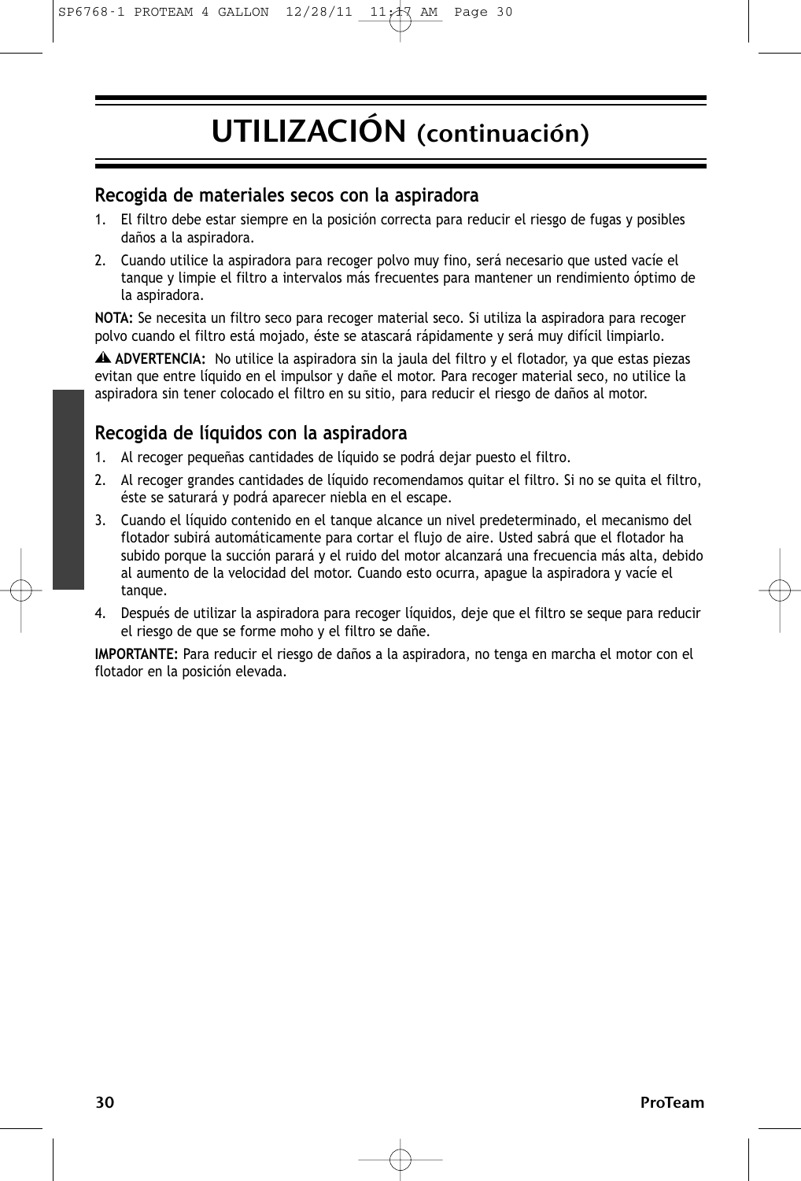# UTILIZACIÓN (continuación)

## Recogida de materiales secos con la aspiradora

1. El filtro debe estar siempre en la posición correcta para reducir el riesgo de fugas y posibles daños a la aspiradora.
2. Cuando utilice la aspiradora para recoger polvo muy fino, será necesario que usted vacíe el tanque y limpie el filtro a intervalos más frecuentes para mantener un rendimiento óptimo de la aspiradora.

**NOTA:** Se necesita un filtro seco para recoger material seco. Si utiliza la aspiradora para recoger polvo cuando el filtro está mojado, éste se atascará rápidamente y será muy difícil limpiarlo.

⚠ **ADVERTENCIA:** No utilice la aspiradora sin la jaula del filtro y el flotador, ya que estas piezas evitan que entre líquido en el impulsor y dañe el motor. Para recoger material seco, no utilice la aspiradora sin tener colocado el filtro en su sitio, para reducir el riesgo de daños al motor.

## Recogida de líquidos con la aspiradora

1. Al recoger pequeñas cantidades de líquido se podrá dejar puesto el filtro.
2. Al recoger grandes cantidades de líquido recomendamos quitar el filtro. Si no se quita el filtro, éste se saturará y podrá aparecer niebla en el escape.
3. Cuando el líquido contenido en el tanque alcance un nivel predeterminado, el mecanismo del flotador subirá automáticamente para cortar el flujo de aire. Usted sabrá que el flotador ha subido porque la succión parará y el ruido del motor alcanzará una frecuencia más alta, debido al aumento de la velocidad del motor. Cuando esto ocurra, apague la aspiradora y vacíe el tanque.
4. Después de utilizar la aspiradora para recoger líquidos, deje que el filtro se seque para reducir el riesgo de que se forme moho y el filtro se dañe.

**IMPORTANTE:** Para reducir el riesgo de daños a la aspiradora, no tenga en marcha el motor con el flotador en la posición elevada.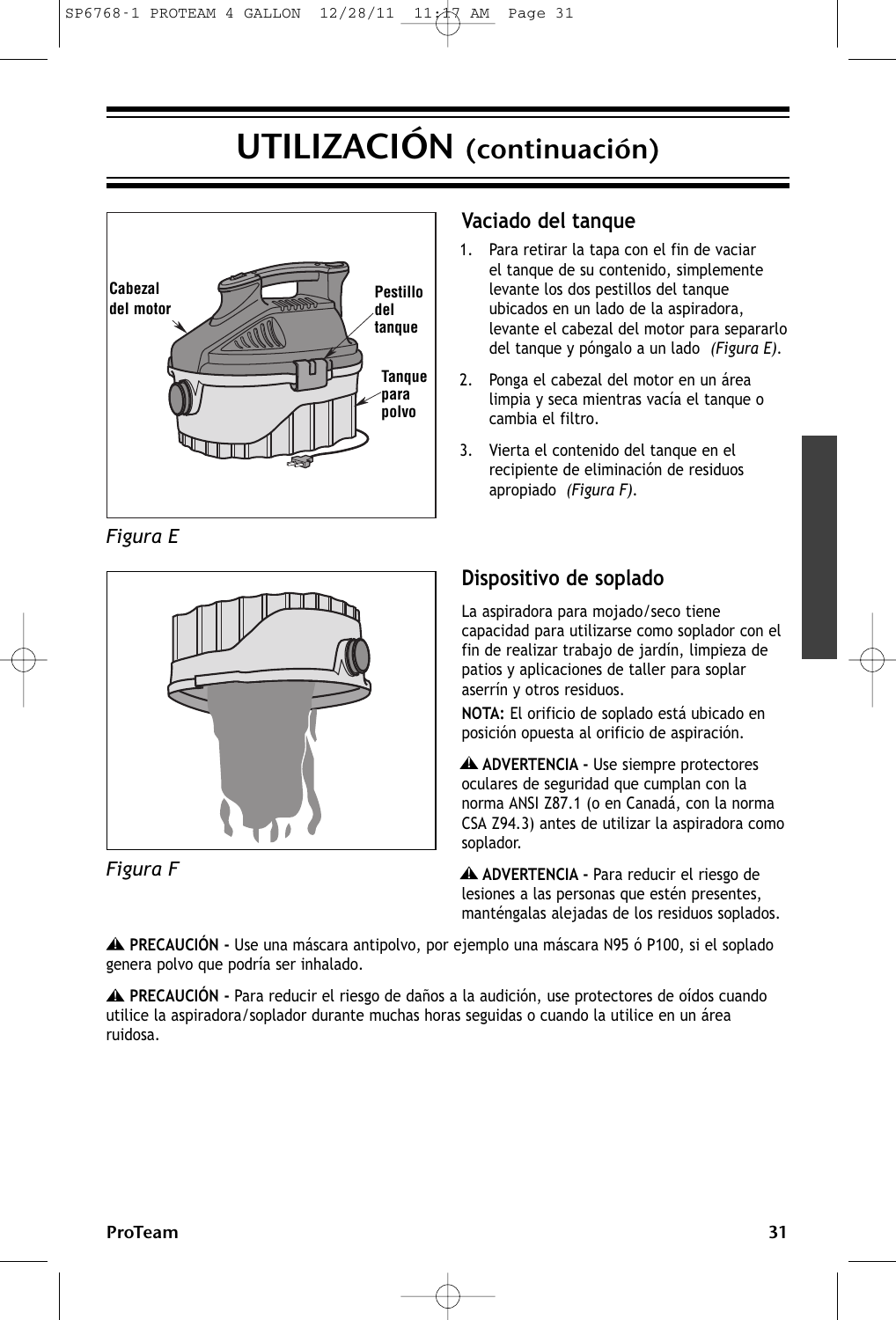# UTILIZACIÓN (continuación)

Cabezal del motor

Pestillo del tanque

Tanque para polvo

*Figura E*

## Vaciado del tanque

1. Para retirar la tapa con el fin de vaciar el tanque de su contenido, simplemente levante los dos pestillos del tanque ubicados en un lado de la aspiradora, levante el cabezal del motor para separarlo del tanque y póngalo a un lado *(Figura E)*.
2. Ponga el cabezal del motor en un área limpia y seca mientras vacía el tanque o cambia el filtro.
3. Vierta el contenido del tanque en el recipiente de eliminación de residuos apropiado *(Figura F)*.

*Figura F*

## Dispositivo de soplado

La aspiradora para mojado/seco tiene capacidad para utilizarse como soplador con el fin de realizar trabajo de jardín, limpieza de patios y aplicaciones de taller para soplar aserrín y otros residuos.

**NOTA:** El orificio de soplado está ubicado en posición opuesta al orificio de aspiración.

⚠ **ADVERTENCIA -** Use siempre protectores oculares de seguridad que cumplan con la norma ANSI Z87.1 (o en Canadá, con la norma CSA Z94.3) antes de utilizar la aspiradora como soplador.

⚠ **ADVERTENCIA -** Para reducir el riesgo de lesiones a las personas que estén presentes, manténgalas alejadas de los residuos soplados.

⚠ **PRECAUCIÓN -** Use una máscara antipolvo, por ejemplo una máscara N95 ó P100, si el soplado genera polvo que podría ser inhalado.

⚠ **PRECAUCIÓN -** Para reducir el riesgo de daños a la audición, use protectores de oídos cuando utilice la aspiradora/soplador durante muchas horas seguidas o cuando la utilice en un área ruidosa.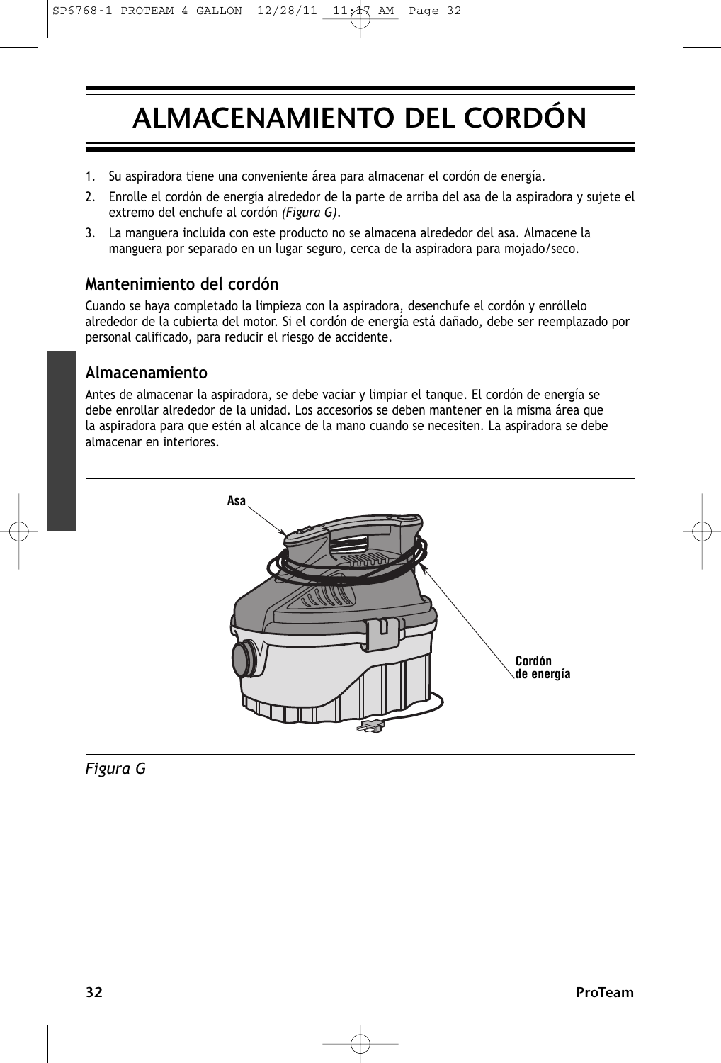# ALMACENAMIENTO DEL CORDÓN

1. Su aspiradora tiene una conveniente área para almacenar el cordón de energía.
2. Enrolle el cordón de energía alrededor de la parte de arriba del asa de la aspiradora y sujete el extremo del enchufe al cordón *(Figura G)*.
3. La manguera incluida con este producto no se almacena alrededor del asa. Almacene la manguera por separado en un lugar seguro, cerca de la aspiradora para mojado/seco.

## Mantenimiento del cordón

Cuando se haya completado la limpieza con la aspiradora, desenchufe el cordón y enróllelo alrededor de la cubierta del motor. Si el cordón de energía está dañado, debe ser reemplazado por personal calificado, para reducir el riesgo de accidente.

## Almacenamiento

Antes de almacenar la aspiradora, se debe vaciar y limpiar el tanque. El cordón de energía se debe enrollar alrededor de la unidad. Los accesorios se deben mantener en la misma área que la aspiradora para que estén al alcance de la mano cuando se necesiten. La aspiradora se debe almacenar en interiores.

Asa

Cordón de energía

*Figura G*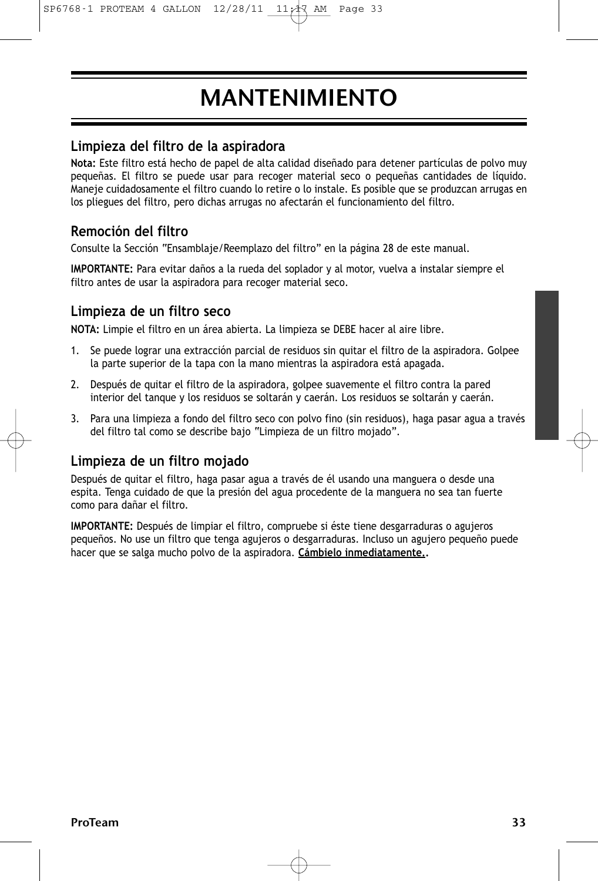# MANTENIMIENTO

## Limpieza del filtro de la aspiradora

**Nota:** Este filtro está hecho de papel de alta calidad diseñado para detener partículas de polvo muy pequeñas. El filtro se puede usar para recoger material seco o pequeñas cantidades de líquido. Maneje cuidadosamente el filtro cuando lo retire o lo instale. Es posible que se produzcan arrugas en los pliegues del filtro, pero dichas arrugas no afectarán el funcionamiento del filtro.

## Remoción del filtro

Consulte la Sección "Ensamblaje/Reemplazo del filtro" en la página 28 de este manual.

**IMPORTANTE:** Para evitar daños a la rueda del soplador y al motor, vuelva a instalar siempre el filtro antes de usar la aspiradora para recoger material seco.

## Limpieza de un filtro seco

**NOTA:** Limpie el filtro en un área abierta. La limpieza se DEBE hacer al aire libre.

1. Se puede lograr una extracción parcial de residuos sin quitar el filtro de la aspiradora. Golpee la parte superior de la tapa con la mano mientras la aspiradora está apagada.
2. Después de quitar el filtro de la aspiradora, golpee suavemente el filtro contra la pared interior del tanque y los residuos se soltarán y caerán. Los residuos se soltarán y caerán.
3. Para una limpieza a fondo del filtro seco con polvo fino (sin residuos), haga pasar agua a través del filtro tal como se describe bajo "Limpieza de un filtro mojado".

## Limpieza de un filtro mojado

Después de quitar el filtro, haga pasar agua a través de él usando una manguera o desde una espita. Tenga cuidado de que la presión del agua procedente de la manguera no sea tan fuerte como para dañar el filtro.

**IMPORTANTE:** Después de limpiar el filtro, compruebe si éste tiene desgarraduras o agujeros pequeños. No use un filtro que tenga agujeros o desgarraduras. Incluso un agujero pequeño puede hacer que se salga mucho polvo de la aspiradora. **Cámbielo inmediatamente.**.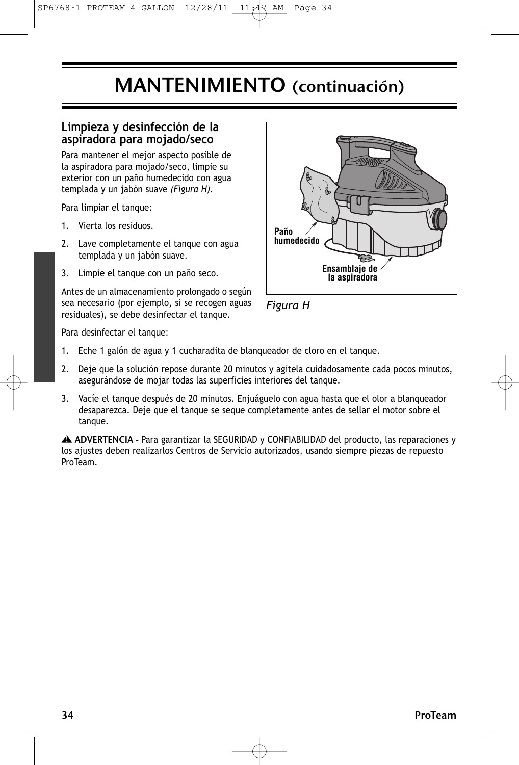# MANTENIMIENTO (continuación)

## Limpieza y desinfección de la aspiradora para mojado/seco

Para mantener el mejor aspecto posible de la aspiradora para mojado/seco, limpie su exterior con un paño humedecido con agua templada y un jabón suave *(Figura H)*.

Para limpiar el tanque:

1. Vierta los residuos.
2. Lave completamente el tanque con agua templada y un jabón suave.
3. Limpie el tanque con un paño seco.

Antes de un almacenamiento prolongado o según sea necesario (por ejemplo, si se recogen aguas residuales), se debe desinfectar el tanque.

Paño humedecido

Ensamblaje de la aspiradora

*Figura H*

Para desinfectar el tanque:

1. Eche 1 galón de agua y 1 cucharadita de blanqueador de cloro en el tanque.
2. Deje que la solución repose durante 20 minutos y agítela cuidadosamente cada pocos minutos, asegurándose de mojar todas las superficies interiores del tanque.
3. Vacíe el tanque después de 20 minutos. Enjuáguelo con agua hasta que el olor a blanqueador desaparezca. Deje que el tanque se seque completamente antes de sellar el motor sobre el tanque.

⚠ **ADVERTENCIA** - Para garantizar la SEGURIDAD y CONFIABILIDAD del producto, las reparaciones y los ajustes deben realizarlos Centros de Servicio autorizados, usando siempre piezas de repuesto ProTeam.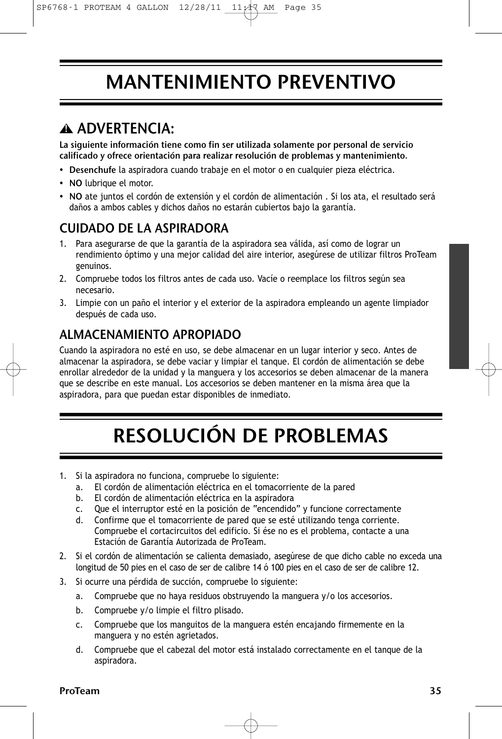# MANTENIMIENTO PREVENTIVO

## ⚠ ADVERTENCIA:

**La siguiente información tiene como fin ser utilizada solamente por personal de servicio calificado y ofrece orientación para realizar resolución de problemas y mantenimiento.**

- **Desenchufe** la aspiradora cuando trabaje en el motor o en cualquier pieza eléctrica.
- **NO** lubrique el motor.
- **NO** ate juntos el cordón de extensión y el cordón de alimentación . Si los ata, el resultado será daños a ambos cables y dichos daños no estarán cubiertos bajo la garantía.

### CUIDADO DE LA ASPIRADORA

1. Para asegurarse de que la garantía de la aspiradora sea válida, así como de lograr un rendimiento óptimo y una mejor calidad del aire interior, asegúrese de utilizar filtros ProTeam genuinos.
2. Compruebe todos los filtros antes de cada uso. Vacíe o reemplace los filtros según sea necesario.
3. Limpie con un paño el interior y el exterior de la aspiradora empleando un agente limpiador después de cada uso.

### ALMACENAMIENTO APROPIADO

Cuando la aspiradora no esté en uso, se debe almacenar en un lugar interior y seco. Antes de almacenar la aspiradora, se debe vaciar y limpiar el tanque. El cordón de alimentación se debe enrollar alrededor de la unidad y la manguera y los accesorios se deben almacenar de la manera que se describe en este manual. Los accesorios se deben mantener en la misma área que la aspiradora, para que puedan estar disponibles de inmediato.

# RESOLUCIÓN DE PROBLEMAS

1. Si la aspiradora no funciona, compruebe lo siguiente:
   a. El cordón de alimentación eléctrica en el tomacorriente de la pared
   b. El cordón de alimentación eléctrica en la aspiradora
   c. Que el interruptor esté en la posición de "encendido" y funcione correctamente
   d. Confirme que el tomacorriente de pared que se esté utilizando tenga corriente. Compruebe el cortacircuitos del edificio. Si ése no es el problema, contacte a una Estación de Garantía Autorizada de ProTeam.
2. Si el cordón de alimentación se calienta demasiado, asegúrese de que dicho cable no exceda una longitud de 50 pies en el caso de ser de calibre 14 ó 100 pies en el caso de ser de calibre 12.
3. Si ocurre una pérdida de succión, compruebe lo siguiente:
   a. Compruebe que no haya residuos obstruyendo la manguera y/o los accesorios.
   b. Compruebe y/o limpie el filtro plisado.
   c. Compruebe que los manguitos de la manguera estén encajando firmemente en la manguera y no estén agrietados.
   d. Compruebe que el cabezal del motor está instalado correctamente en el tanque de la aspiradora.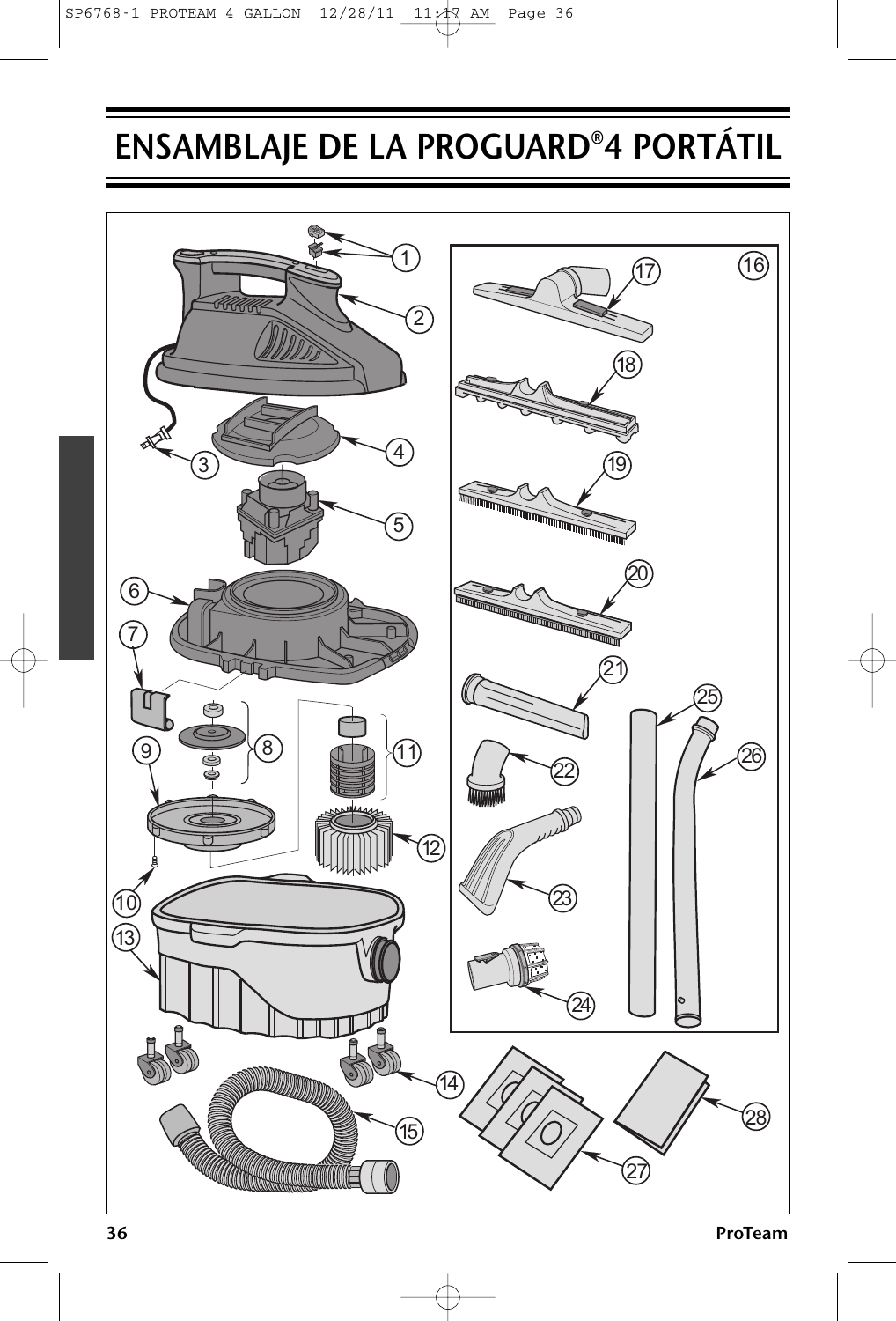# ENSAMBLAJE DE LA PROGUARD®4 PORTÁTIL

1
2
3
4
5
6
7
8
9
10
11
12
13
14
15
16
17
18
19
20
21
22
23
24
25
26
27
28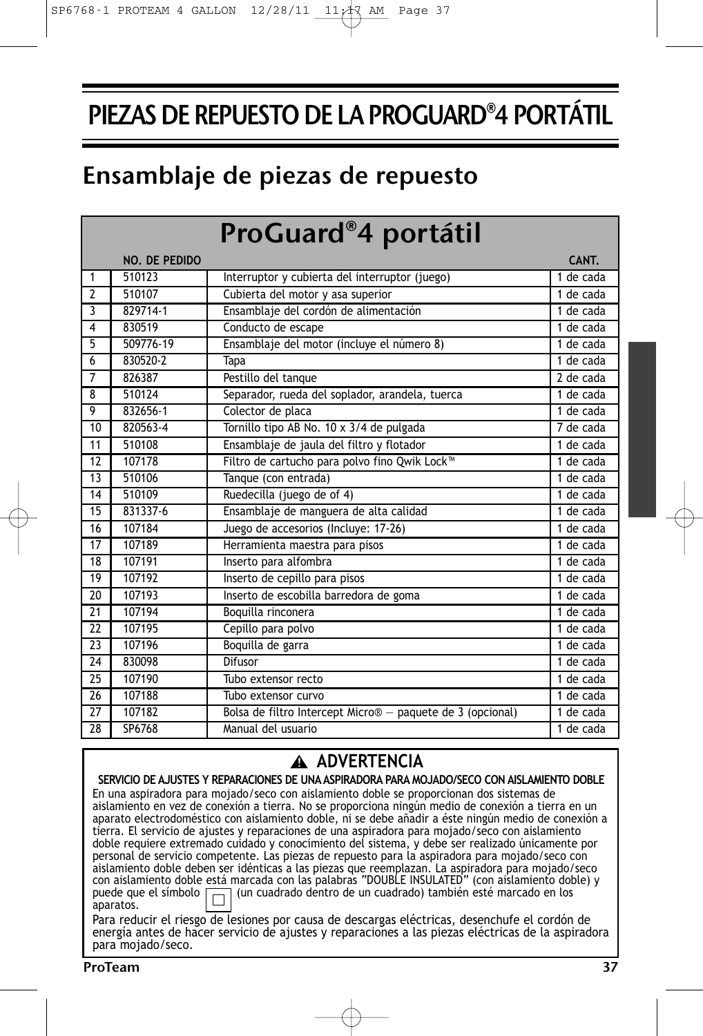# PIEZAS DE REPUESTO DE LA PROGUARD®4 PORTÁTIL

## Ensamblaje de piezas de repuesto

### ProGuard®4 portátil

| | NO. DE PEDIDO | | CANT. |
|---|---|---|---|
| 1 | 510123 | Interruptor y cubierta del interruptor (juego) | 1 de cada |
| 2 | 510107 | Cubierta del motor y asa superior | 1 de cada |
| 3 | 829714-1 | Ensamblaje del cordón de alimentación | 1 de cada |
| 4 | 830519 | Conducto de escape | 1 de cada |
| 5 | 509776-19 | Ensamblaje del motor (incluye el número 8) | 1 de cada |
| 6 | 830520-2 | Tapa | 1 de cada |
| 7 | 826387 | Pestillo del tanque | 2 de cada |
| 8 | 510124 | Separador, rueda del soplador, arandela, tuerca | 1 de cada |
| 9 | 832656-1 | Colector de placa | 1 de cada |
| 10 | 820563-4 | Tornillo tipo AB No. 10 x 3/4 de pulgada | 7 de cada |
| 11 | 510108 | Ensamblaje de jaula del filtro y flotador | 1 de cada |
| 12 | 107178 | Filtro de cartucho para polvo fino Qwik Lock™ | 1 de cada |
| 13 | 510106 | Tanque (con entrada) | 1 de cada |
| 14 | 510109 | Ruedecilla (juego de of 4) | 1 de cada |
| 15 | 831337-6 | Ensamblaje de manguera de alta calidad | 1 de cada |
| 16 | 107184 | Juego de accesorios (Incluye: 17-26) | 1 de cada |
| 17 | 107189 | Herramienta maestra para pisos | 1 de cada |
| 18 | 107191 | Inserto para alfombra | 1 de cada |
| 19 | 107192 | Inserto de cepillo para pisos | 1 de cada |
| 20 | 107193 | Inserto de escobilla barredora de goma | 1 de cada |
| 21 | 107194 | Boquilla rinconera | 1 de cada |
| 22 | 107195 | Cepillo para polvo | 1 de cada |
| 23 | 107196 | Boquilla de garra | 1 de cada |
| 24 | 830098 | Difusor | 1 de cada |
| 25 | 107190 | Tubo extensor recto | 1 de cada |
| 26 | 107188 | Tubo extensor curvo | 1 de cada |
| 27 | 107182 | Bolsa de filtro Intercept Micro® — paquete de 3 (opcional) | 1 de cada |
| 28 | SP6768 | Manual del usuario | 1 de cada |

**⚠ ADVERTENCIA**

**SERVICIO DE AJUSTES Y REPARACIONES DE UNA ASPIRADORA PARA MOJADO/SECO CON AISLAMIENTO DOBLE**

En una aspiradora para mojado/seco con aislamiento doble se proporcionan dos sistemas de aislamiento en vez de conexión a tierra. No se proporciona ningún medio de conexión a tierra en un aparato electrodoméstico con aislamiento doble, ni se debe añadir a éste ningún medio de conexión a tierra. El servicio de ajustes y reparaciones de una aspiradora para mojado/seco con aislamiento doble requiere extremado cuidado y conocimiento del sistema, y debe ser realizado únicamente por personal de servicio competente. Las piezas de repuesto para la aspiradora para mojado/seco con aislamiento doble deben ser idénticas a las piezas que reemplazan. La aspiradora para mojado/seco con aislamiento doble está marcada con las palabras "DOUBLE INSULATED" (con aislamiento doble) y puede que el símbolo ⧈ (un cuadrado dentro de un cuadrado) también esté marcado en los aparatos.

Para reducir el riesgo de lesiones por causa de descargas eléctricas, desenchufe el cordón de energía antes de hacer servicio de ajustes y reparaciones a las piezas eléctricas de la aspiradora para mojado/seco.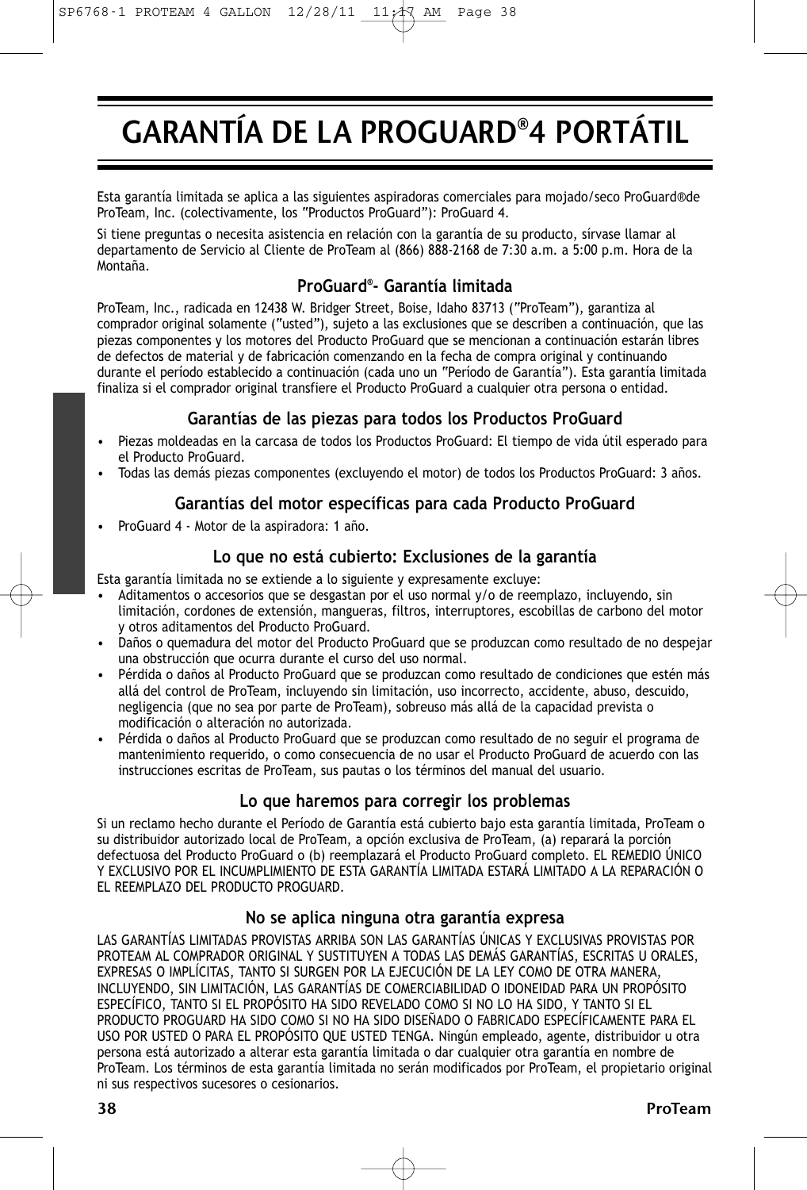# GARANTÍA DE LA PROGUARD®4 PORTÁTIL

Esta garantía limitada se aplica a las siguientes aspiradoras comerciales para mojado/seco ProGuard®de ProTeam, Inc. (colectivamente, los "Productos ProGuard"): ProGuard 4.

Si tiene preguntas o necesita asistencia en relación con la garantía de su producto, sírvase llamar al departamento de Servicio al Cliente de ProTeam al (866) 888-2168 de 7:30 a.m. a 5:00 p.m. Hora de la Montaña.

## ProGuard®- Garantía limitada

ProTeam, Inc., radicada en 12438 W. Bridger Street, Boise, Idaho 83713 ("ProTeam"), garantiza al comprador original solamente ("usted"), sujeto a las exclusiones que se describen a continuación, que las piezas componentes y los motores del Producto ProGuard que se mencionan a continuación estarán libres de defectos de material y de fabricación comenzando en la fecha de compra original y continuando durante el período establecido a continuación (cada uno un "Período de Garantía"). Esta garantía limitada finaliza si el comprador original transfiere el Producto ProGuard a cualquier otra persona o entidad.

## Garantías de las piezas para todos los Productos ProGuard

- Piezas moldeadas en la carcasa de todos los Productos ProGuard: El tiempo de vida útil esperado para el Producto ProGuard.
- Todas las demás piezas componentes (excluyendo el motor) de todos los Productos ProGuard: 3 años.

## Garantías del motor específicas para cada Producto ProGuard

- ProGuard 4 - Motor de la aspiradora: 1 año.

## Lo que no está cubierto: Exclusiones de la garantía

Esta garantía limitada no se extiende a lo siguiente y expresamente excluye:

- Aditamentos o accesorios que se desgastan por el uso normal y/o de reemplazo, incluyendo, sin limitación, cordones de extensión, mangueras, filtros, interruptores, escobillas de carbono del motor y otros aditamentos del Producto ProGuard.
- Daños o quemadura del motor del Producto ProGuard que se produzcan como resultado de no despejar una obstrucción que ocurra durante el curso del uso normal.
- Pérdida o daños al Producto ProGuard que se produzcan como resultado de condiciones que estén más allá del control de ProTeam, incluyendo sin limitación, uso incorrecto, accidente, abuso, descuido, negligencia (que no sea por parte de ProTeam), sobreuso más allá de la capacidad prevista o modificación o alteración no autorizada.
- Pérdida o daños al Producto ProGuard que se produzcan como resultado de no seguir el programa de mantenimiento requerido, o como consecuencia de no usar el Producto ProGuard de acuerdo con las instrucciones escritas de ProTeam, sus pautas o los términos del manual del usuario.

## Lo que haremos para corregir los problemas

Si un reclamo hecho durante el Período de Garantía está cubierto bajo esta garantía limitada, ProTeam o su distribuidor autorizado local de ProTeam, a opción exclusiva de ProTeam, (a) reparará la porción defectuosa del Producto ProGuard o (b) reemplazará el Producto ProGuard completo. EL REMEDIO ÚNICO Y EXCLUSIVO POR EL INCUMPLIMIENTO DE ESTA GARANTÍA LIMITADA ESTARÁ LIMITADO A LA REPARACIÓN O EL REEMPLAZO DEL PRODUCTO PROGUARD.

## No se aplica ninguna otra garantía expresa

LAS GARANTÍAS LIMITADAS PROVISTAS ARRIBA SON LAS GARANTÍAS ÚNICAS Y EXCLUSIVAS PROVISTAS POR PROTEAM AL COMPRADOR ORIGINAL Y SUSTITUYEN A TODAS LAS DEMÁS GARANTÍAS, ESCRITAS U ORALES, EXPRESAS O IMPLÍCITAS, TANTO SI SURGEN POR LA EJECUCIÓN DE LA LEY COMO DE OTRA MANERA, INCLUYENDO, SIN LIMITACIÓN, LAS GARANTÍAS DE COMERCIABILIDAD O IDONEIDAD PARA UN PROPÓSITO ESPECÍFICO, TANTO SI EL PROPÓSITO HA SIDO REVELADO COMO SI NO LO HA SIDO, Y TANTO SI EL PRODUCTO PROGUARD HA SIDO COMO SI NO HA SIDO DISEÑADO O FABRICADO ESPECÍFICAMENTE PARA EL USO POR USTED O PARA EL PROPÓSITO QUE USTED TENGA. Ningún empleado, agente, distribuidor u otra persona está autorizado a alterar esta garantía limitada o dar cualquier otra garantía en nombre de ProTeam. Los términos de esta garantía limitada no serán modificados por ProTeam, el propietario original ni sus respectivos sucesores o cesionarios.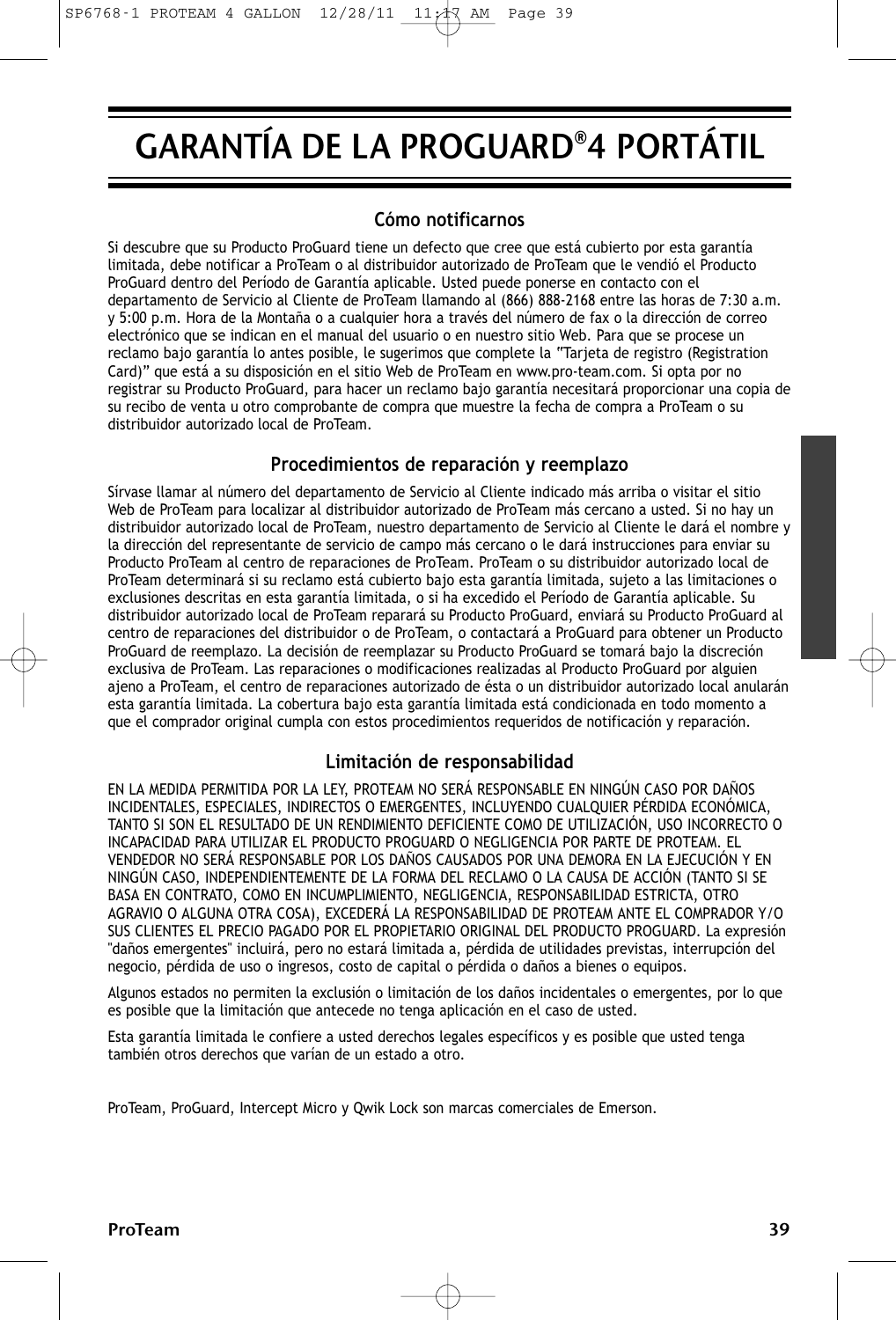# GARANTÍA DE LA PROGUARD®4 PORTÁTIL

## Cómo notificarnos

Si descubre que su Producto ProGuard tiene un defecto que cree que está cubierto por esta garantía limitada, debe notificar a ProTeam o al distribuidor autorizado de ProTeam que le vendió el Producto ProGuard dentro del Período de Garantía aplicable. Usted puede ponerse en contacto con el departamento de Servicio al Cliente de ProTeam llamando al (866) 888-2168 entre las horas de 7:30 a.m. y 5:00 p.m. Hora de la Montaña o a cualquier hora a través del número de fax o la dirección de correo electrónico que se indican en el manual del usuario o en nuestro sitio Web. Para que se procese un reclamo bajo garantía lo antes posible, le sugerimos que complete la "Tarjeta de registro (Registration Card)" que está a su disposición en el sitio Web de ProTeam en www.pro-team.com. Si opta por no registrar su Producto ProGuard, para hacer un reclamo bajo garantía necesitará proporcionar una copia de su recibo de venta u otro comprobante de compra que muestre la fecha de compra a ProTeam o su distribuidor autorizado local de ProTeam.

## Procedimientos de reparación y reemplazo

Sírvase llamar al número del departamento de Servicio al Cliente indicado más arriba o visitar el sitio Web de ProTeam para localizar al distribuidor autorizado de ProTeam más cercano a usted. Si no hay un distribuidor autorizado local de ProTeam, nuestro departamento de Servicio al Cliente le dará el nombre y la dirección del representante de servicio de campo más cercano o le dará instrucciones para enviar su Producto ProTeam al centro de reparaciones de ProTeam. ProTeam o su distribuidor autorizado local de ProTeam determinará si su reclamo está cubierto bajo esta garantía limitada, sujeto a las limitaciones o exclusiones descritas en esta garantía limitada, o si ha excedido el Período de Garantía aplicable. Su distribuidor autorizado local de ProTeam reparará su Producto ProGuard, enviará su Producto ProGuard al centro de reparaciones del distribuidor o de ProTeam, o contactará a ProGuard para obtener un Producto ProGuard de reemplazo. La decisión de reemplazar su Producto ProGuard se tomará bajo la discreción exclusiva de ProTeam. Las reparaciones o modificaciones realizadas al Producto ProGuard por alguien ajeno a ProTeam, el centro de reparaciones autorizado de ésta o un distribuidor autorizado local anularán esta garantía limitada. La cobertura bajo esta garantía limitada está condicionada en todo momento a que el comprador original cumpla con estos procedimientos requeridos de notificación y reparación.

## Limitación de responsabilidad

EN LA MEDIDA PERMITIDA POR LA LEY, PROTEAM NO SERÁ RESPONSABLE EN NINGÚN CASO POR DAÑOS INCIDENTALES, ESPECIALES, INDIRECTOS O EMERGENTES, INCLUYENDO CUALQUIER PÉRDIDA ECONÓMICA, TANTO SI SON EL RESULTADO DE UN RENDIMIENTO DEFICIENTE COMO DE UTILIZACIÓN, USO INCORRECTO O INCAPACIDAD PARA UTILIZAR EL PRODUCTO PROGUARD O NEGLIGENCIA POR PARTE DE PROTEAM. EL VENDEDOR NO SERÁ RESPONSABLE POR LOS DAÑOS CAUSADOS POR UNA DEMORA EN LA EJECUCIÓN Y EN NINGÚN CASO, INDEPENDIENTEMENTE DE LA FORMA DEL RECLAMO O LA CAUSA DE ACCIÓN (TANTO SI SE BASA EN CONTRATO, COMO EN INCUMPLIMIENTO, NEGLIGENCIA, RESPONSABILIDAD ESTRICTA, OTRO AGRAVIO O ALGUNA OTRA COSA), EXCEDERÁ LA RESPONSABILIDAD DE PROTEAM ANTE EL COMPRADOR Y/O SUS CLIENTES EL PRECIO PAGADO POR EL PROPIETARIO ORIGINAL DEL PRODUCTO PROGUARD. La expresión "daños emergentes" incluirá, pero no estará limitada a, pérdida de utilidades previstas, interrupción del negocio, pérdida de uso o ingresos, costo de capital o pérdida o daños a bienes o equipos.

Algunos estados no permiten la exclusión o limitación de los daños incidentales o emergentes, por lo que es posible que la limitación que antecede no tenga aplicación en el caso de usted.

Esta garantía limitada le confiere a usted derechos legales específicos y es posible que usted tenga también otros derechos que varían de un estado a otro.

ProTeam, ProGuard, Intercept Micro y Qwik Lock son marcas comerciales de Emerson.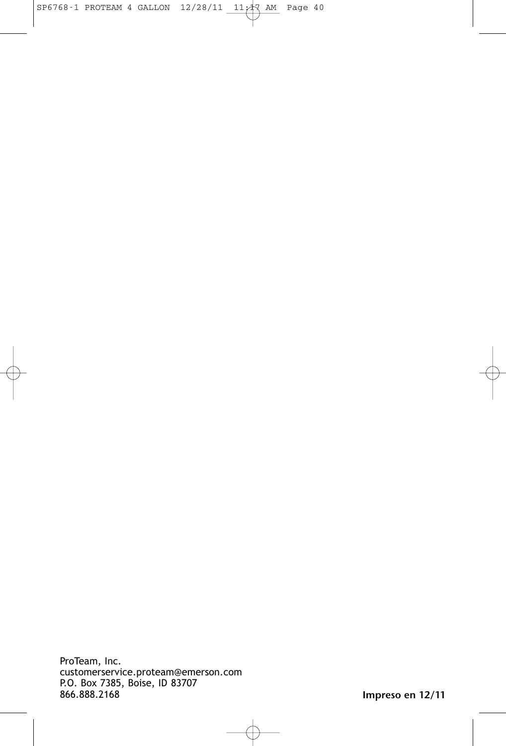ProTeam, Inc.
customerservice.proteam@emerson.com
P.O. Box 7385, Boise, ID 83707
866.888.2168

**Impreso en 12/11**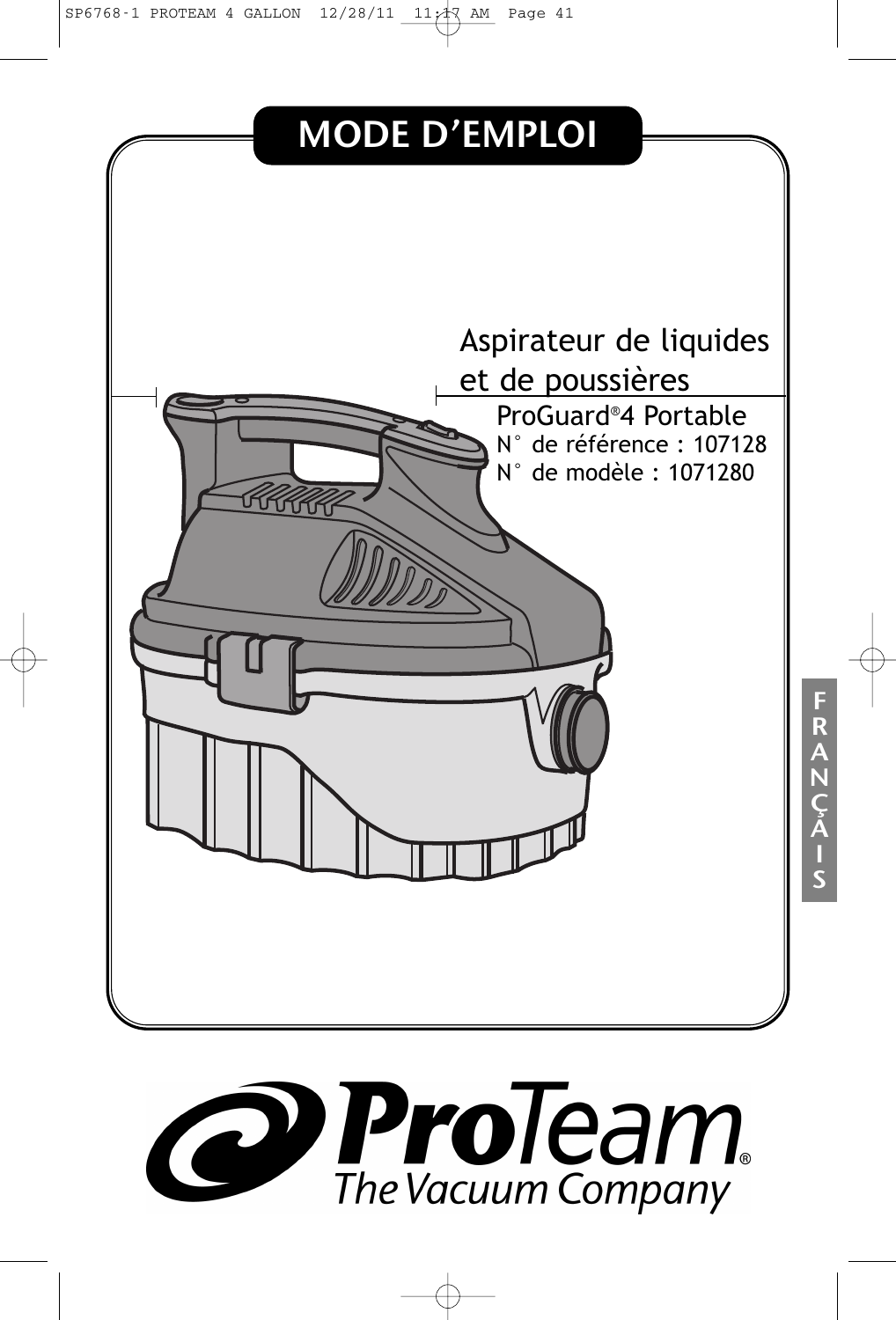# MODE D'EMPLOI

## Aspirateur de liquides et de poussières

ProGuard®4 Portable

N° de référence : 107128

N° de modèle : 1071280

FRANÇAIS

ProTeam®

The Vacuum Company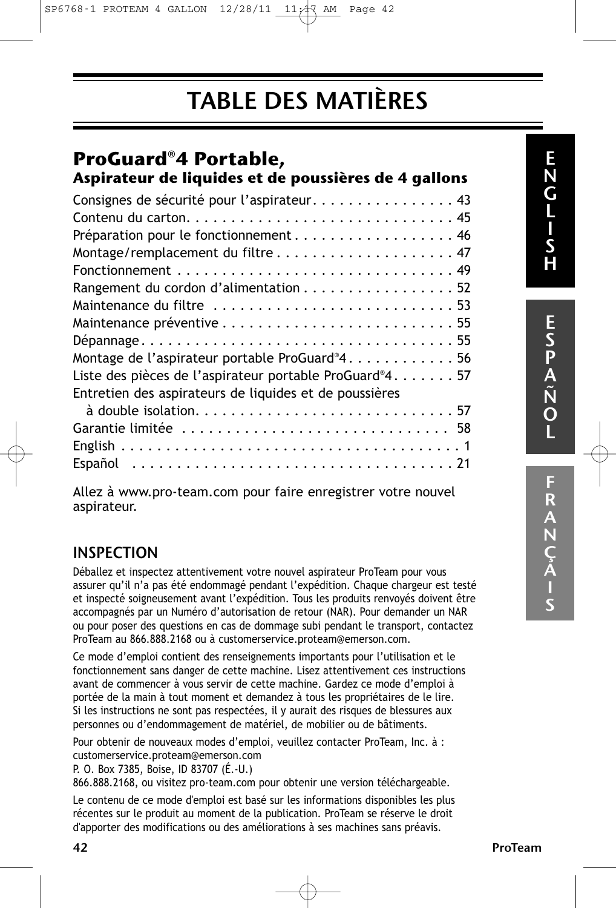# TABLE DES MATIÈRES

## ProGuard®4 Portable,
### Aspirateur de liquides et de poussières de 4 gallons

Consignes de sécurité pour l'aspirateur . . . . . . . . . . . . . . . . 43
Contenu du carton. . . . . . . . . . . . . . . . . . . . . . . . . . . . . 45
Préparation pour le fonctionnement . . . . . . . . . . . . . . . . . . 46
Montage/remplacement du filtre . . . . . . . . . . . . . . . . . . . . 47
Fonctionnement . . . . . . . . . . . . . . . . . . . . . . . . . . . . . . 49
Rangement du cordon d'alimentation . . . . . . . . . . . . . . . . . 52
Maintenance du filtre . . . . . . . . . . . . . . . . . . . . . . . . . . . 53
Maintenance préventive . . . . . . . . . . . . . . . . . . . . . . . . . . 55
Dépannage . . . . . . . . . . . . . . . . . . . . . . . . . . . . . . . . . . 55
Montage de l'aspirateur portable ProGuard®4 . . . . . . . . . . . . 56
Liste des pièces de l'aspirateur portable ProGuard®4 . . . . . . . 57
Entretien des aspirateurs de liquides et de poussières
à double isolation. . . . . . . . . . . . . . . . . . . . . . . . . . . . 57
Garantie limitée . . . . . . . . . . . . . . . . . . . . . . . . . . . . 58
English . . . . . . . . . . . . . . . . . . . . . . . . . . . . . . . . . . . . 1
Español . . . . . . . . . . . . . . . . . . . . . . . . . . . . . . . . . . . 21

Allez à www.pro-team.com pour faire enregistrer votre nouvel aspirateur.

## INSPECTION

Déballez et inspectez attentivement votre nouvel aspirateur ProTeam pour vous assurer qu'il n'a pas été endommagé pendant l'expédition. Chaque chargeur est testé et inspecté soigneusement avant l'expédition. Tous les produits renvoyés doivent être accompagnés par un Numéro d'autorisation de retour (NAR). Pour demander un NAR ou pour poser des questions en cas de dommage subi pendant le transport, contactez ProTeam au 866.888.2168 ou à customerservice.proteam@emerson.com.

Ce mode d'emploi contient des renseignements importants pour l'utilisation et le fonctionnement sans danger de cette machine. Lisez attentivement ces instructions avant de commencer à vous servir de cette machine. Gardez ce mode d'emploi à portée de la main à tout moment et demandez à tous les propriétaires de le lire. Si les instructions ne sont pas respectées, il y aurait des risques de blessures aux personnes ou d'endommagement de matériel, de mobilier ou de bâtiments.

Pour obtenir de nouveaux modes d'emploi, veuillez contacter ProTeam, Inc. à :
customerservice.proteam@emerson.com
P. O. Box 7385, Boise, ID 83707 (É.-U.)
866.888.2168, ou visitez pro-team.com pour obtenir une version téléchargeable.

Le contenu de ce mode d'emploi est basé sur les informations disponibles les plus récentes sur le produit au moment de la publication. ProTeam se réserve le droit d'apporter des modifications ou des améliorations à ses machines sans préavis.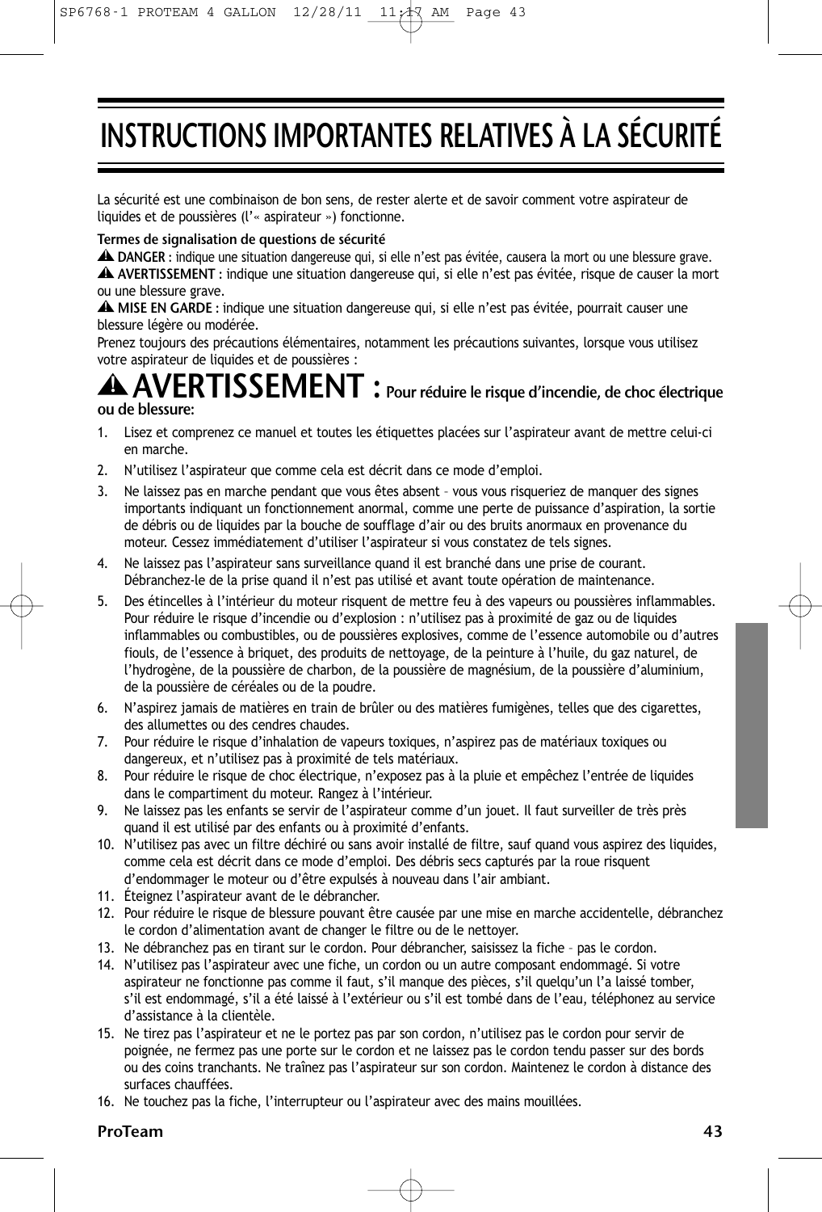# INSTRUCTIONS IMPORTANTES RELATIVES À LA SÉCURITÉ

La sécurité est une combinaison de bon sens, de rester alerte et de savoir comment votre aspirateur de liquides et de poussières (l'« aspirateur ») fonctionne.

**Termes de signalisation de questions de sécurité**

⚠ **DANGER** : indique une situation dangereuse qui, si elle n'est pas évitée, causera la mort ou une blessure grave.

⚠ **AVERTISSEMENT** : indique une situation dangereuse qui, si elle n'est pas évitée, risque de causer la mort ou une blessure grave.

⚠ **MISE EN GARDE** : indique une situation dangereuse qui, si elle n'est pas évitée, pourrait causer une blessure légère ou modérée.

Prenez toujours des précautions élémentaires, notamment les précautions suivantes, lorsque vous utilisez votre aspirateur de liquides et de poussières :

## ⚠ AVERTISSEMENT : Pour réduire le risque d'incendie, de choc électrique ou de blessure:

1. Lisez et comprenez ce manuel et toutes les étiquettes placées sur l'aspirateur avant de mettre celui-ci en marche.
2. N'utilisez l'aspirateur que comme cela est décrit dans ce mode d'emploi.
3. Ne laissez pas en marche pendant que vous êtes absent – vous vous risqueriez de manquer des signes importants indiquant un fonctionnement anormal, comme une perte de puissance d'aspiration, la sortie de débris ou de liquides par la bouche de soufflage d'air ou des bruits anormaux en provenance du moteur. Cessez immédiatement d'utiliser l'aspirateur si vous constatez de tels signes.
4. Ne laissez pas l'aspirateur sans surveillance quand il est branché dans une prise de courant. Débranchez-le de la prise quand il n'est pas utilisé et avant toute opération de maintenance.
5. Des étincelles à l'intérieur du moteur risquent de mettre feu à des vapeurs ou poussières inflammables. Pour réduire le risque d'incendie ou d'explosion : n'utilisez pas à proximité de gaz ou de liquides inflammables ou combustibles, ou de poussières explosives, comme de l'essence automobile ou d'autres fiouls, de l'essence à briquet, des produits de nettoyage, de la peinture à l'huile, du gaz naturel, de l'hydrogène, de la poussière de charbon, de la poussière de magnésium, de la poussière d'aluminium, de la poussière de céréales ou de la poudre.
6. N'aspirez jamais de matières en train de brûler ou des matières fumigènes, telles que des cigarettes, des allumettes ou des cendres chaudes.
7. Pour réduire le risque d'inhalation de vapeurs toxiques, n'aspirez pas de matériaux toxiques ou dangereux, et n'utilisez pas à proximité de tels matériaux.
8. Pour réduire le risque de choc électrique, n'exposez pas à la pluie et empêchez l'entrée de liquides dans le compartiment du moteur. Rangez à l'intérieur.
9. Ne laissez pas les enfants se servir de l'aspirateur comme d'un jouet. Il faut surveiller de très près quand il est utilisé par des enfants ou à proximité d'enfants.
10. N'utilisez pas avec un filtre déchiré ou sans avoir installé de filtre, sauf quand vous aspirez des liquides, comme cela est décrit dans ce mode d'emploi. Des débris secs capturés par la roue risquent d'endommager le moteur ou d'être expulsés à nouveau dans l'air ambiant.
11. Éteignez l'aspirateur avant de le débrancher.
12. Pour réduire le risque de blessure pouvant être causée par une mise en marche accidentelle, débranchez le cordon d'alimentation avant de changer le filtre ou de le nettoyer.
13. Ne débranchez pas en tirant sur le cordon. Pour débrancher, saisissez la fiche – pas le cordon.
14. N'utilisez pas l'aspirateur avec une fiche, un cordon ou un autre composant endommagé. Si votre aspirateur ne fonctionne pas comme il faut, s'il manque des pièces, s'il quelqu'un l'a laissé tomber, s'il est endommagé, s'il a été laissé à l'extérieur ou s'il est tombé dans de l'eau, téléphonez au service d'assistance à la clientèle.
15. Ne tirez pas l'aspirateur et ne le portez pas par son cordon, n'utilisez pas le cordon pour servir de poignée, ne fermez pas une porte sur le cordon et ne laissez pas le cordon tendu passer sur des bords ou des coins tranchants. Ne traînez pas l'aspirateur sur son cordon. Maintenez le cordon à distance des surfaces chauffées.
16. Ne touchez pas la fiche, l'interrupteur ou l'aspirateur avec des mains mouillées.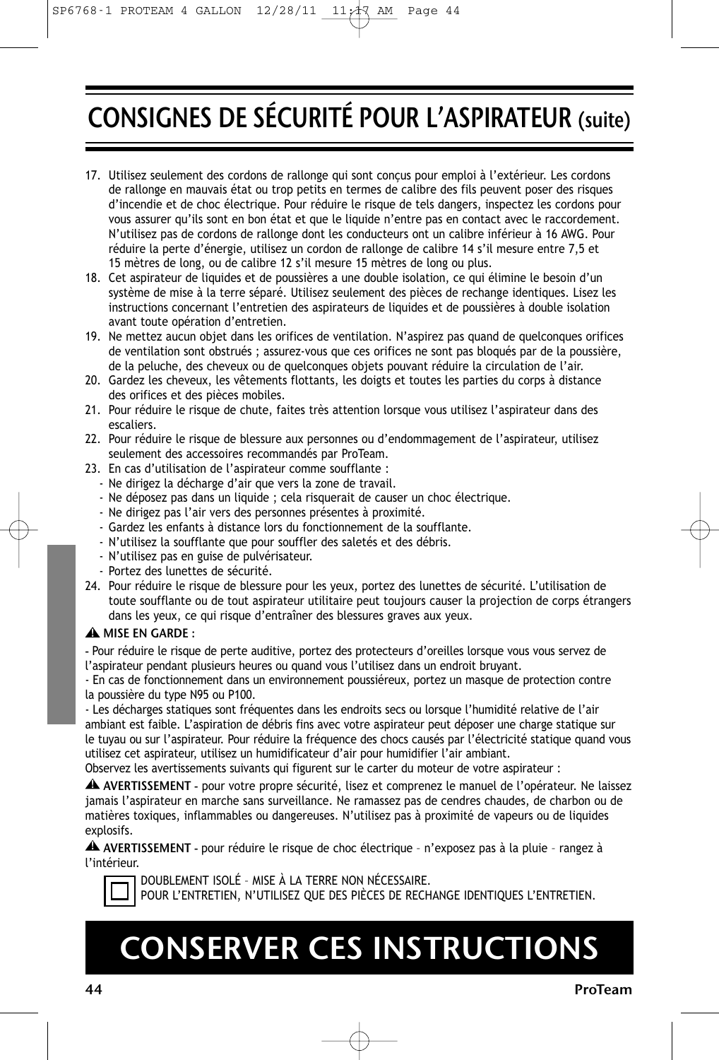# CONSIGNES DE SÉCURITÉ POUR L'ASPIRATEUR (suite)

17. Utilisez seulement des cordons de rallonge qui sont conçus pour emploi à l'extérieur. Les cordons de rallonge en mauvais état ou trop petits en termes de calibre des fils peuvent poser des risques d'incendie et de choc électrique. Pour réduire le risque de tels dangers, inspectez les cordons pour vous assurer qu'ils sont en bon état et que le liquide n'entre pas en contact avec le raccordement. N'utilisez pas de cordons de rallonge dont les conducteurs ont un calibre inférieur à 16 AWG. Pour réduire la perte d'énergie, utilisez un cordon de rallonge de calibre 14 s'il mesure entre 7,5 et 15 mètres de long, ou de calibre 12 s'il mesure 15 mètres de long ou plus.
18. Cet aspirateur de liquides et de poussières a une double isolation, ce qui élimine le besoin d'un système de mise à la terre séparé. Utilisez seulement des pièces de rechange identiques. Lisez les instructions concernant l'entretien des aspirateurs de liquides et de poussières à double isolation avant toute opération d'entretien.
19. Ne mettez aucun objet dans les orifices de ventilation. N'aspirez pas quand de quelconques orifices de ventilation sont obstrués ; assurez-vous que ces orifices ne sont pas bloqués par de la poussière, de la peluche, des cheveux ou de quelconques objets pouvant réduire la circulation de l'air.
20. Gardez les cheveux, les vêtements flottants, les doigts et toutes les parties du corps à distance des orifices et des pièces mobiles.
21. Pour réduire le risque de chute, faites très attention lorsque vous utilisez l'aspirateur dans des escaliers.
22. Pour réduire le risque de blessure aux personnes ou d'endommagement de l'aspirateur, utilisez seulement des accessoires recommandés par ProTeam.
23. En cas d'utilisation de l'aspirateur comme soufflante :
    - Ne dirigez la décharge d'air que vers la zone de travail.
    - Ne déposez pas dans un liquide ; cela risquerait de causer un choc électrique.
    - Ne dirigez pas l'air vers des personnes présentes à proximité.
    - Gardez les enfants à distance lors du fonctionnement de la soufflante.
    - N'utilisez la soufflante que pour souffler des saletés et des débris.
    - N'utilisez pas en guise de pulvérisateur.
    - Portez des lunettes de sécurité.
24. Pour réduire le risque de blessure pour les yeux, portez des lunettes de sécurité. L'utilisation de toute soufflante ou de tout aspirateur utilitaire peut toujours causer la projection de corps étrangers dans les yeux, ce qui risque d'entraîner des blessures graves aux yeux.

⚠ **MISE EN GARDE** :

- Pour réduire le risque de perte auditive, portez des protecteurs d'oreilles lorsque vous vous servez de l'aspirateur pendant plusieurs heures ou quand vous l'utilisez dans un endroit bruyant.

- En cas de fonctionnement dans un environnement poussiéreux, portez un masque de protection contre la poussière du type N95 ou P100.

- Les décharges statiques sont fréquentes dans les endroits secs ou lorsque l'humidité relative de l'air ambiant est faible. L'aspiration de débris fins avec votre aspirateur peut déposer une charge statique sur le tuyau ou sur l'aspirateur. Pour réduire la fréquence des chocs causés par l'électricité statique quand vous utilisez cet aspirateur, utilisez un humidificateur d'air pour humidifier l'air ambiant.

Observez les avertissements suivants qui figurent sur le carter du moteur de votre aspirateur :

⚠ **AVERTISSEMENT** - pour votre propre sécurité, lisez et comprenez le manuel de l'opérateur. Ne laissez jamais l'aspirateur en marche sans surveillance. Ne ramassez pas de cendres chaudes, de charbon ou de matières toxiques, inflammables ou dangereuses. N'utilisez pas à proximité de vapeurs ou de liquides explosifs.

⚠ **AVERTISSEMENT** - pour réduire le risque de choc électrique – n'exposez pas à la pluie – rangez à l'intérieur.

DOUBLEMENT ISOLÉ – MISE À LA TERRE NON NÉCESSAIRE.
POUR L'ENTRETIEN, N'UTILISEZ QUE DES PIÈCES DE RECHANGE IDENTIQUES L'ENTRETIEN.

# CONSERVER CES INSTRUCTIONS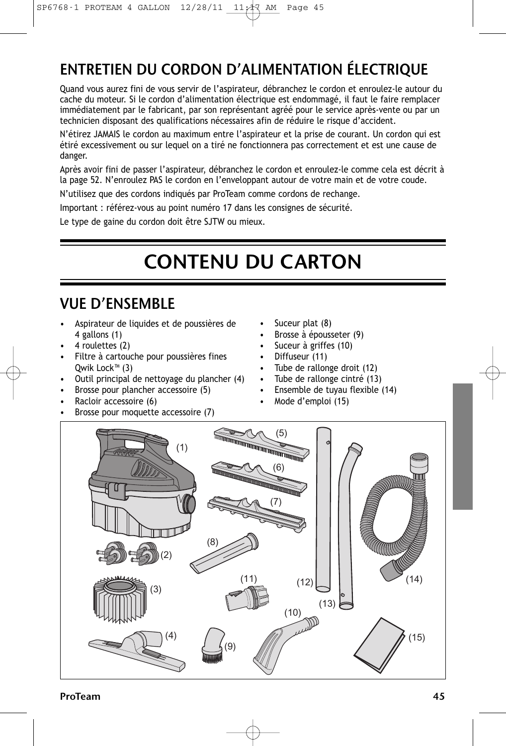## ENTRETIEN DU CORDON D'ALIMENTATION ÉLECTRIQUE

Quand vous aurez fini de vous servir de l'aspirateur, débranchez le cordon et enroulez-le autour du cache du moteur. Si le cordon d'alimentation électrique est endommagé, il faut le faire remplacer immédiatement par le fabricant, par son représentant agréé pour le service après-vente ou par un technicien disposant des qualifications nécessaires afin de réduire le risque d'accident.

N'étirez JAMAIS le cordon au maximum entre l'aspirateur et la prise de courant. Un cordon qui est étiré excessivement ou sur lequel on a tiré ne fonctionnera pas correctement et est une cause de danger.

Après avoir fini de passer l'aspirateur, débranchez le cordon et enroulez-le comme cela est décrit à la page 52. N'enroulez PAS le cordon en l'enveloppant autour de votre main et de votre coude.

N'utilisez que des cordons indiqués par ProTeam comme cordons de rechange.

Important : référez-vous au point numéro 17 dans les consignes de sécurité.

Le type de gaine du cordon doit être SJTW ou mieux.

# CONTENU DU CARTON

## VUE D'ENSEMBLE

- Aspirateur de liquides et de poussières de 4 gallons (1)
- 4 roulettes (2)
- Filtre à cartouche pour poussières fines Qwik Lock™ (3)
- Outil principal de nettoyage du plancher (4)
- Brosse pour plancher accessoire (5)
- Racloir accessoire (6)
- Brosse pour moquette accessoire (7)
- Suceur plat (8)
- Brosse à épousseter (9)
- Suceur à griffes (10)
- Diffuseur (11)
- Tube de rallonge droit (12)
- Tube de rallonge cintré (13)
- Ensemble de tuyau flexible (14)
- Mode d'emploi (15)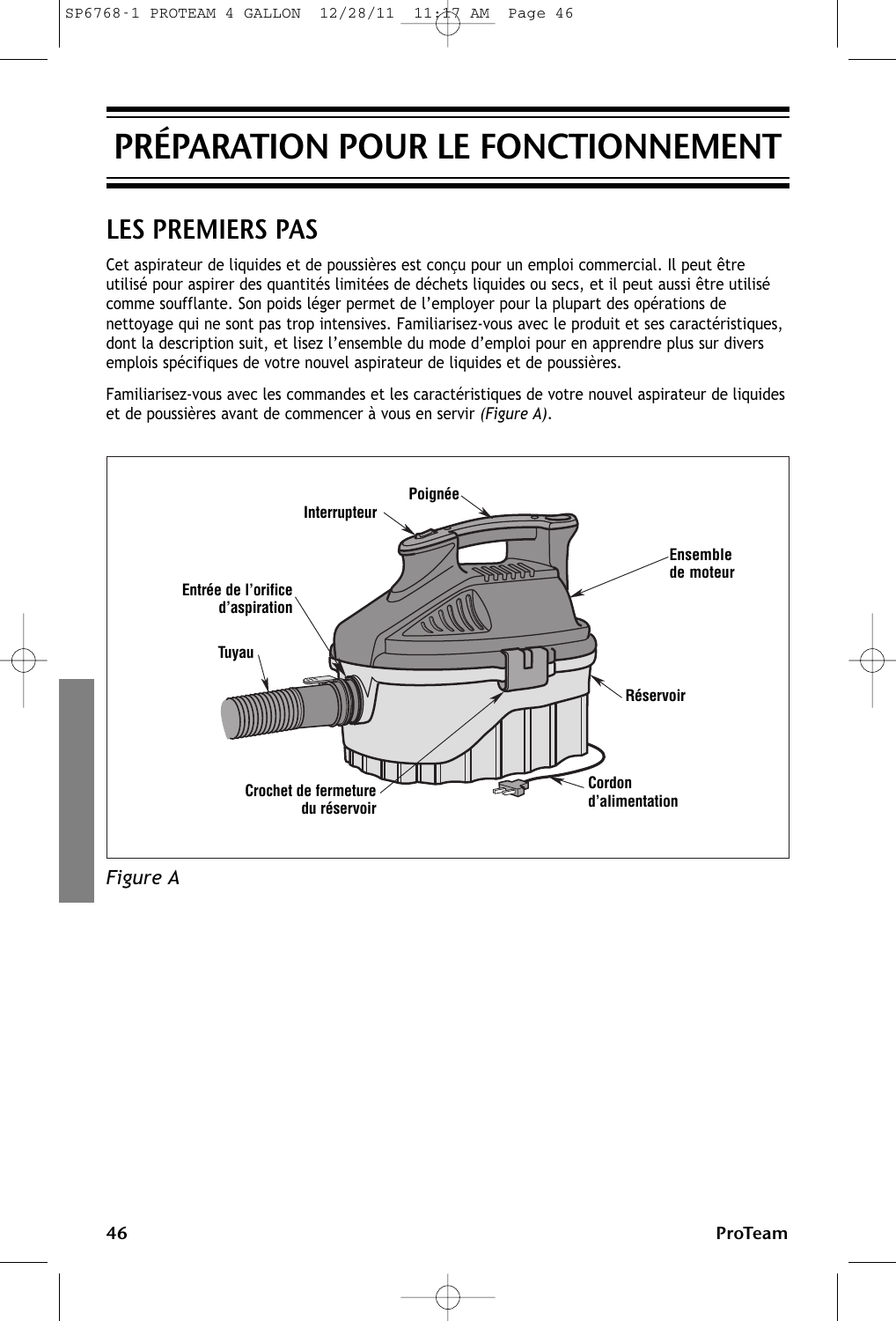# PRÉPARATION POUR LE FONCTIONNEMENT

## LES PREMIERS PAS

Cet aspirateur de liquides et de poussières est conçu pour un emploi commercial. Il peut être utilisé pour aspirer des quantités limitées de déchets liquides ou secs, et il peut aussi être utilisé comme soufflante. Son poids léger permet de l'employer pour la plupart des opérations de nettoyage qui ne sont pas trop intensives. Familiarisez-vous avec le produit et ses caractéristiques, dont la description suit, et lisez l'ensemble du mode d'emploi pour en apprendre plus sur divers emplois spécifiques de votre nouvel aspirateur de liquides et de poussières.

Familiarisez-vous avec les commandes et les caractéristiques de votre nouvel aspirateur de liquides et de poussières avant de commencer à vous en servir *(Figure A)*.

Poignée
Interrupteur
Ensemble de moteur
Entrée de l'orifice d'aspiration
Tuyau
Réservoir
Crochet de fermeture du réservoir
Cordon d'alimentation

*Figure A*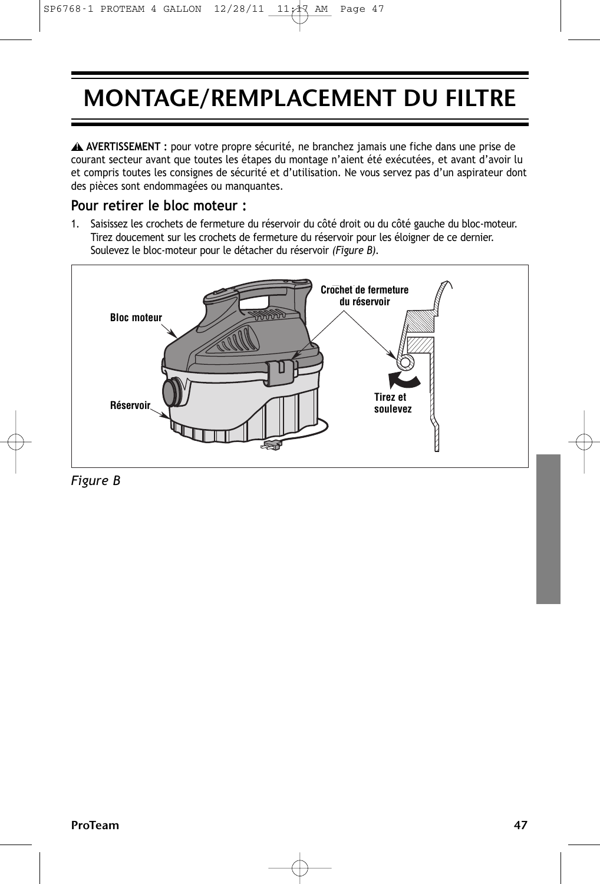# MONTAGE/REMPLACEMENT DU FILTRE

⚠ **AVERTISSEMENT :** pour votre propre sécurité, ne branchez jamais une fiche dans une prise de courant secteur avant que toutes les étapes du montage n'aient été exécutées, et avant d'avoir lu et compris toutes les consignes de sécurité et d'utilisation. Ne vous servez pas d'un aspirateur dont des pièces sont endommagées ou manquantes.

## Pour retirer le bloc moteur :

1. Saisissez les crochets de fermeture du réservoir du côté droit ou du côté gauche du bloc-moteur. Tirez doucement sur les crochets de fermeture du réservoir pour les éloigner de ce dernier. Soulevez le bloc-moteur pour le détacher du réservoir *(Figure B)*.

Bloc moteur

Réservoir

Crochet de fermeture du réservoir

Tirez et soulevez

*Figure B*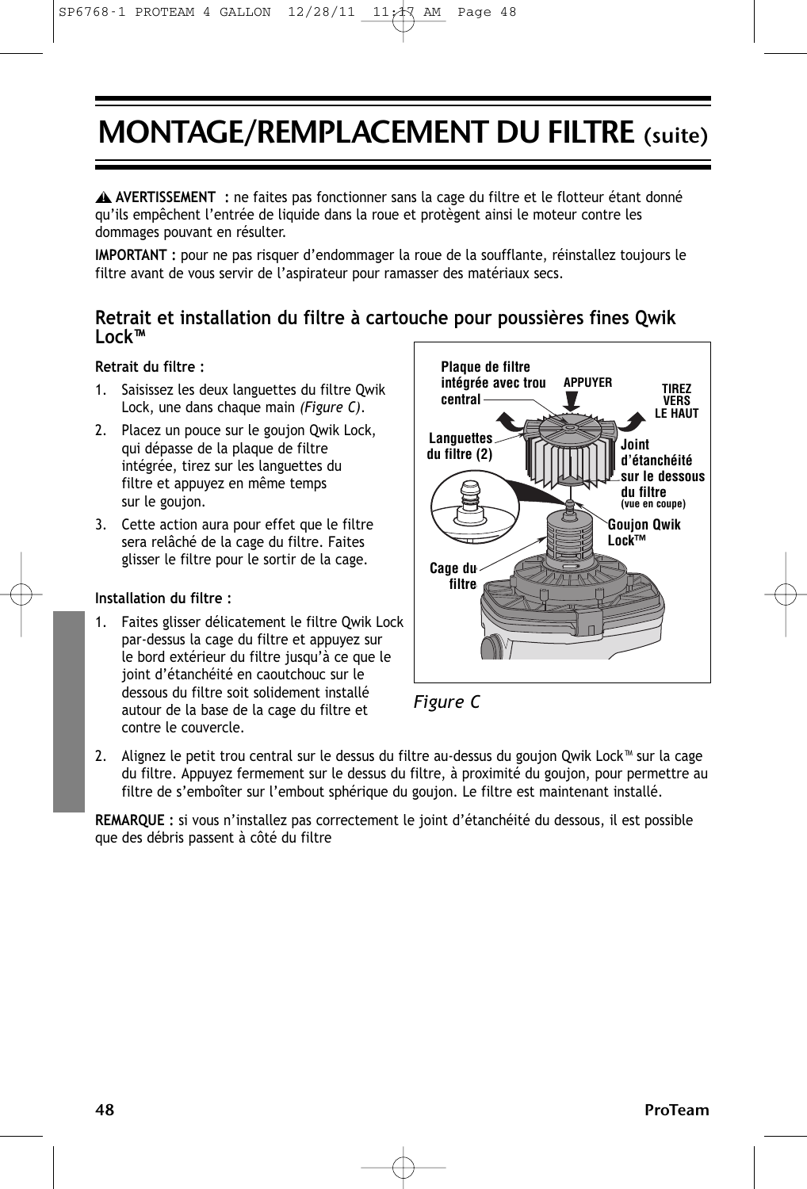# MONTAGE/REMPLACEMENT DU FILTRE (suite)

⚠ **AVERTISSEMENT :** ne faites pas fonctionner sans la cage du filtre et le flotteur étant donné qu'ils empêchent l'entrée de liquide dans la roue et protègent ainsi le moteur contre les dommages pouvant en résulter.

**IMPORTANT :** pour ne pas risquer d'endommager la roue de la soufflante, réinstallez toujours le filtre avant de vous servir de l'aspirateur pour ramasser des matériaux secs.

## Retrait et installation du filtre à cartouche pour poussières fines Qwik Lock™

**Retrait du filtre :**

1. Saisissez les deux languettes du filtre Qwik Lock, une dans chaque main *(Figure C)*.
2. Placez un pouce sur le goujon Qwik Lock, qui dépasse de la plaque de filtre intégrée, tirez sur les languettes du filtre et appuyez en même temps sur le goujon.
3. Cette action aura pour effet que le filtre sera relâché de la cage du filtre. Faites glisser le filtre pour le sortir de la cage.

**Installation du filtre :**

1. Faites glisser délicatement le filtre Qwik Lock par-dessus la cage du filtre et appuyez sur le bord extérieur du filtre jusqu'à ce que le joint d'étanchéité en caoutchouc sur le dessous du filtre soit solidement installé autour de la base de la cage du filtre et contre le couvercle.
2. Alignez le petit trou central sur le dessus du filtre au-dessus du goujon Qwik Lock™ sur la cage du filtre. Appuyez fermement sur le dessus du filtre, à proximité du goujon, pour permettre au filtre de s'emboîter sur l'embout sphérique du goujon. Le filtre est maintenant installé.

Plaque de filtre intégrée avec trou central — APPUYER — TIREZ VERS LE HAUT — Languettes du filtre (2) — Joint d'étanchéité sur le dessous du filtre (vue en coupe) — Goujon Qwik Lock™ — Cage du filtre

*Figure C*

**REMARQUE :** si vous n'installez pas correctement le joint d'étanchéité du dessous, il est possible que des débris passent à côté du filtre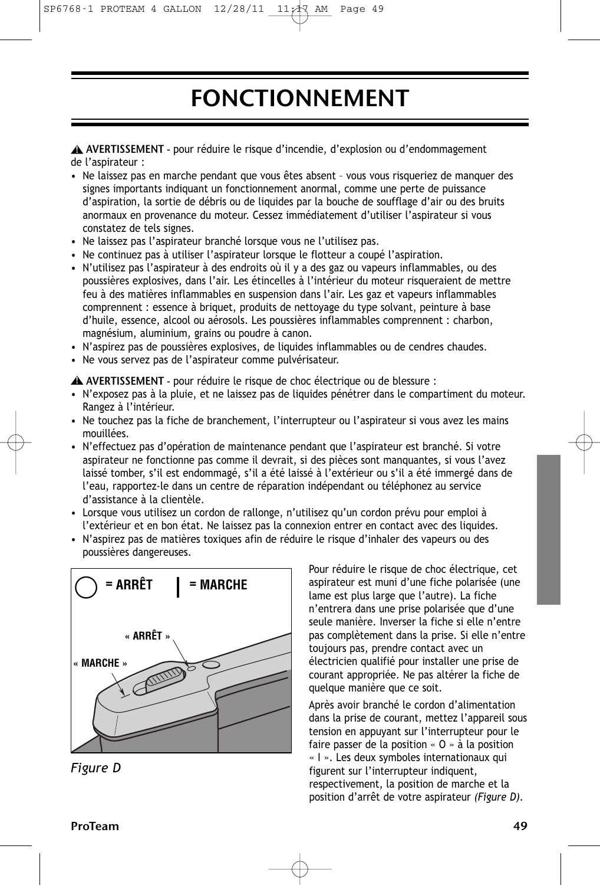# FONCTIONNEMENT

⚠ **AVERTISSEMENT** - pour réduire le risque d'incendie, d'explosion ou d'endommagement de l'aspirateur :

- Ne laissez pas en marche pendant que vous êtes absent – vous vous risqueriez de manquer des signes importants indiquant un fonctionnement anormal, comme une perte de puissance d'aspiration, la sortie de débris ou de liquides par la bouche de soufflage d'air ou des bruits anormaux en provenance du moteur. Cessez immédiatement d'utiliser l'aspirateur si vous constatez de tels signes.
- Ne laissez pas l'aspirateur branché lorsque vous ne l'utilisez pas.
- Ne continuez pas à utiliser l'aspirateur lorsque le flotteur a coupé l'aspiration.
- N'utilisez pas l'aspirateur à des endroits où il y a des gaz ou vapeurs inflammables, ou des poussières explosives, dans l'air. Les étincelles à l'intérieur du moteur risqueraient de mettre feu à des matières inflammables en suspension dans l'air. Les gaz et vapeurs inflammables comprennent : essence à briquet, produits de nettoyage du type solvant, peinture à base d'huile, essence, alcool ou aérosols. Les poussières inflammables comprennent : charbon, magnésium, aluminium, grains ou poudre à canon.
- N'aspirez pas de poussières explosives, de liquides inflammables ou de cendres chaudes.
- Ne vous servez pas de l'aspirateur comme pulvérisateur.

⚠ **AVERTISSEMENT** - pour réduire le risque de choc électrique ou de blessure :

- N'exposez pas à la pluie, et ne laissez pas de liquides pénétrer dans le compartiment du moteur. Rangez à l'intérieur.
- Ne touchez pas la fiche de branchement, l'interrupteur ou l'aspirateur si vous avez les mains mouillées.
- N'effectuez pas d'opération de maintenance pendant que l'aspirateur est branché. Si votre aspirateur ne fonctionne pas comme il devrait, si des pièces sont manquantes, si vous l'avez laissé tomber, s'il est endommagé, s'il a été laissé à l'extérieur ou s'il a été immergé dans de l'eau, rapportez-le dans un centre de réparation indépendant ou téléphonez au service d'assistance à la clientèle.
- Lorsque vous utilisez un cordon de rallonge, n'utilisez qu'un cordon prévu pour emploi à l'extérieur et en bon état. Ne laissez pas la connexion entrer en contact avec des liquides.
- N'aspirez pas de matières toxiques afin de réduire le risque d'inhaler des vapeurs ou des poussières dangereuses.

○ = ARRÊT | = MARCHE

« ARRÊT »

« MARCHE »

*Figure D*

Pour réduire le risque de choc électrique, cet aspirateur est muni d'une fiche polarisée (une lame est plus large que l'autre). La fiche n'entrera dans une prise polarisée que d'une seule manière. Inverser la fiche si elle n'entre pas complètement dans la prise. Si elle n'entre toujours pas, prendre contact avec un électricien qualifié pour installer une prise de courant appropriée. Ne pas altérer la fiche de quelque manière que ce soit.

Après avoir branché le cordon d'alimentation dans la prise de courant, mettez l'appareil sous tension en appuyant sur l'interrupteur pour le faire passer de la position « O » à la position « I ». Les deux symboles internationaux qui figurent sur l'interrupteur indiquent, respectivement, la position de marche et la position d'arrêt de votre aspirateur *(Figure D)*.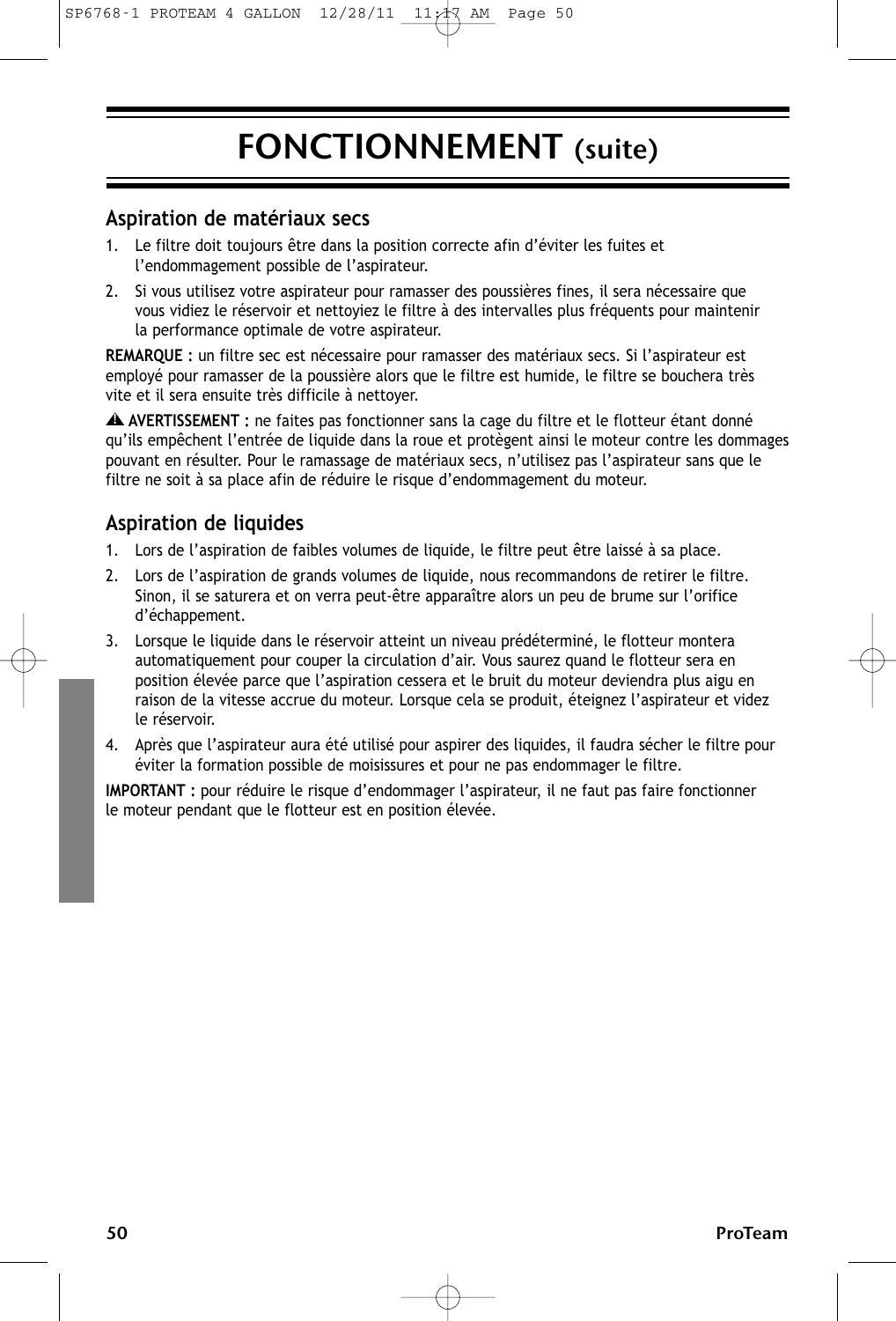# FONCTIONNEMENT (suite)

## Aspiration de matériaux secs

1. Le filtre doit toujours être dans la position correcte afin d'éviter les fuites et l'endommagement possible de l'aspirateur.
2. Si vous utilisez votre aspirateur pour ramasser des poussières fines, il sera nécessaire que vous vidiez le réservoir et nettoyiez le filtre à des intervalles plus fréquents pour maintenir la performance optimale de votre aspirateur.

**REMARQUE :** un filtre sec est nécessaire pour ramasser des matériaux secs. Si l'aspirateur est employé pour ramasser de la poussière alors que le filtre est humide, le filtre se bouchera très vite et il sera ensuite très difficile à nettoyer.

⚠ **AVERTISSEMENT :** ne faites pas fonctionner sans la cage du filtre et le flotteur étant donné qu'ils empêchent l'entrée de liquide dans la roue et protègent ainsi le moteur contre les dommages pouvant en résulter. Pour le ramassage de matériaux secs, n'utilisez pas l'aspirateur sans que le filtre ne soit à sa place afin de réduire le risque d'endommagement du moteur.

## Aspiration de liquides

1. Lors de l'aspiration de faibles volumes de liquide, le filtre peut être laissé à sa place.
2. Lors de l'aspiration de grands volumes de liquide, nous recommandons de retirer le filtre. Sinon, il se saturera et on verra peut-être apparaître alors un peu de brume sur l'orifice d'échappement.
3. Lorsque le liquide dans le réservoir atteint un niveau prédéterminé, le flotteur montera automatiquement pour couper la circulation d'air. Vous saurez quand le flotteur sera en position élevée parce que l'aspiration cessera et le bruit du moteur deviendra plus aigu en raison de la vitesse accrue du moteur. Lorsque cela se produit, éteignez l'aspirateur et videz le réservoir.
4. Après que l'aspirateur aura été utilisé pour aspirer des liquides, il faudra sécher le filtre pour éviter la formation possible de moisissures et pour ne pas endommager le filtre.

**IMPORTANT :** pour réduire le risque d'endommager l'aspirateur, il ne faut pas faire fonctionner le moteur pendant que le flotteur est en position élevée.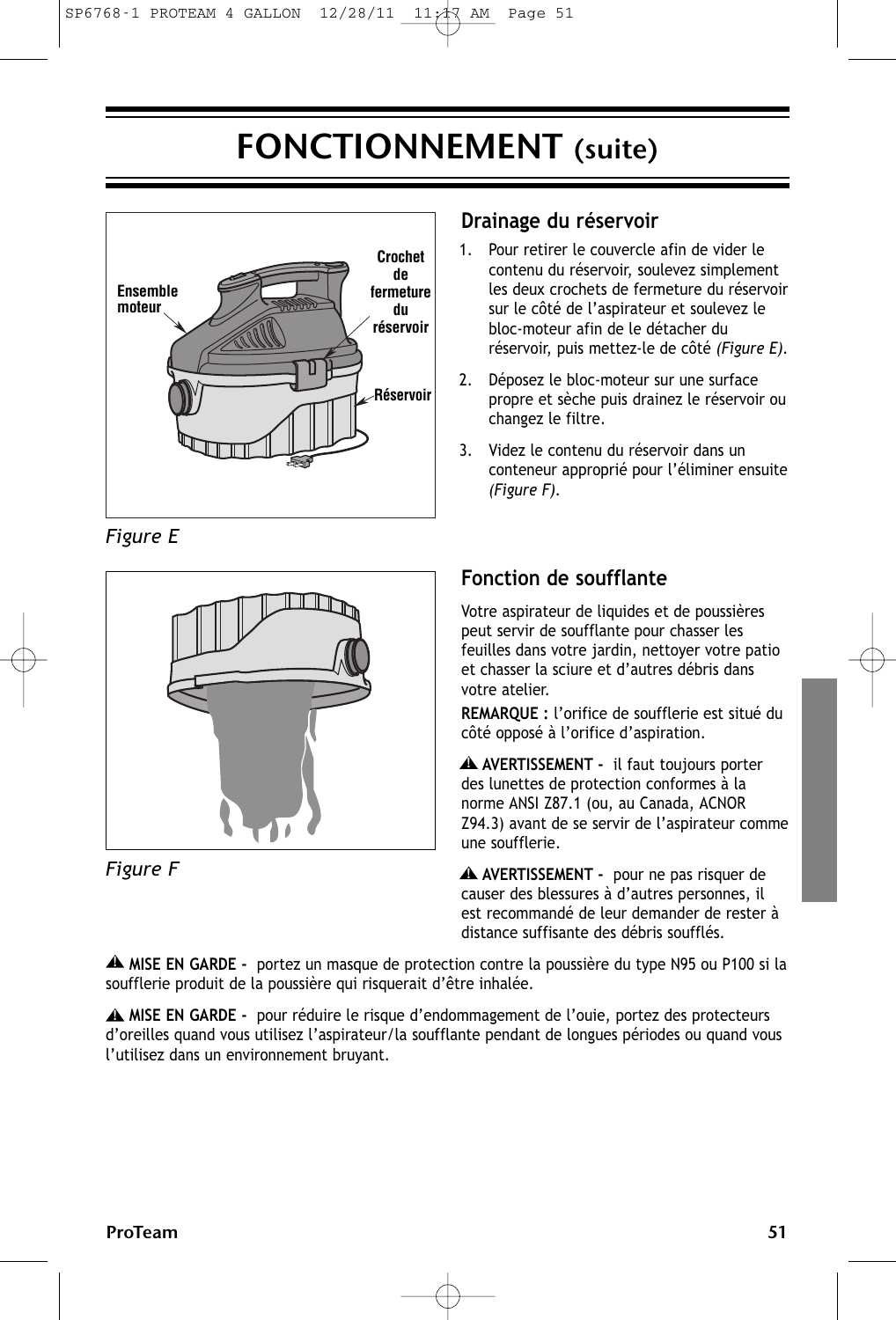# FONCTIONNEMENT (suite)

Ensemble moteur

Crochet de fermeture du réservoir

Réservoir

*Figure E*

## Drainage du réservoir

1. Pour retirer le couvercle afin de vider le contenu du réservoir, soulevez simplement les deux crochets de fermeture du réservoir sur le côté de l'aspirateur et soulevez le bloc-moteur afin de le détacher du réservoir, puis mettez-le de côté *(Figure E)*.
2. Déposez le bloc-moteur sur une surface propre et sèche puis drainez le réservoir ou changez le filtre.
3. Videz le contenu du réservoir dans un conteneur approprié pour l'éliminer ensuite *(Figure F)*.

*Figure F*

## Fonction de soufflante

Votre aspirateur de liquides et de poussières peut servir de soufflante pour chasser les feuilles dans votre jardin, nettoyer votre patio et chasser la sciure et d'autres débris dans votre atelier.

**REMARQUE :** l'orifice de soufflerie est situé du côté opposé à l'orifice d'aspiration.

⚠ **AVERTISSEMENT -** il faut toujours porter des lunettes de protection conformes à la norme ANSI Z87.1 (ou, au Canada, ACNOR Z94.3) avant de se servir de l'aspirateur comme une soufflerie.

⚠ **AVERTISSEMENT -** pour ne pas risquer de causer des blessures à d'autres personnes, il est recommandé de leur demander de rester à distance suffisante des débris soufflés.

⚠ **MISE EN GARDE -** portez un masque de protection contre la poussière du type N95 ou P100 si la soufflerie produit de la poussière qui risquerait d'être inhalée.

⚠ **MISE EN GARDE -** pour réduire le risque d'endommagement de l'ouie, portez des protecteurs d'oreilles quand vous utilisez l'aspirateur/la soufflante pendant de longues périodes ou quand vous l'utilisez dans un environnement bruyant.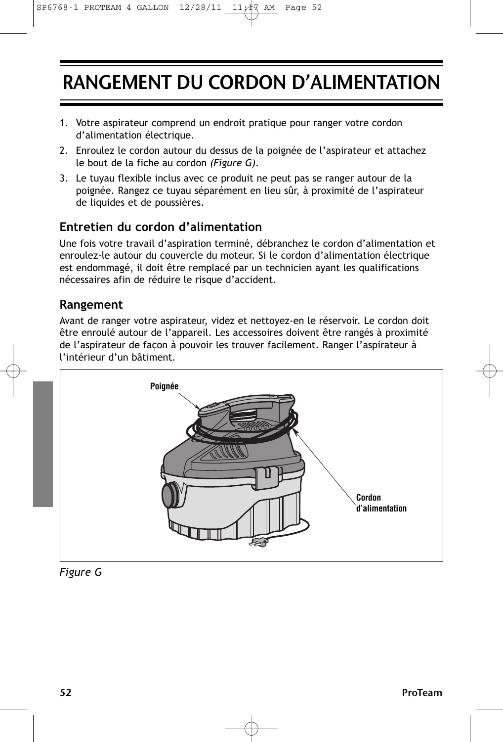# RANGEMENT DU CORDON D'ALIMENTATION

1. Votre aspirateur comprend un endroit pratique pour ranger votre cordon d'alimentation électrique.
2. Enroulez le cordon autour du dessus de la poignée de l'aspirateur et attachez le bout de la fiche au cordon *(Figure G)*.
3. Le tuyau flexible inclus avec ce produit ne peut pas se ranger autour de la poignée. Rangez ce tuyau séparément en lieu sûr, à proximité de l'aspirateur de liquides et de poussières.

## Entretien du cordon d'alimentation

Une fois votre travail d'aspiration terminé, débranchez le cordon d'alimentation et enroulez-le autour du couvercle du moteur. Si le cordon d'alimentation électrique est endommagé, il doit être remplacé par un technicien ayant les qualifications nécessaires afin de réduire le risque d'accident.

## Rangement

Avant de ranger votre aspirateur, videz et nettoyez-en le réservoir. Le cordon doit être enroulé autour de l'appareil. Les accessoires doivent être rangés à proximité de l'aspirateur de façon à pouvoir les trouver facilement. Ranger l'aspirateur à l'intérieur d'un bâtiment.

Poignée

Cordon d'alimentation

*Figure G*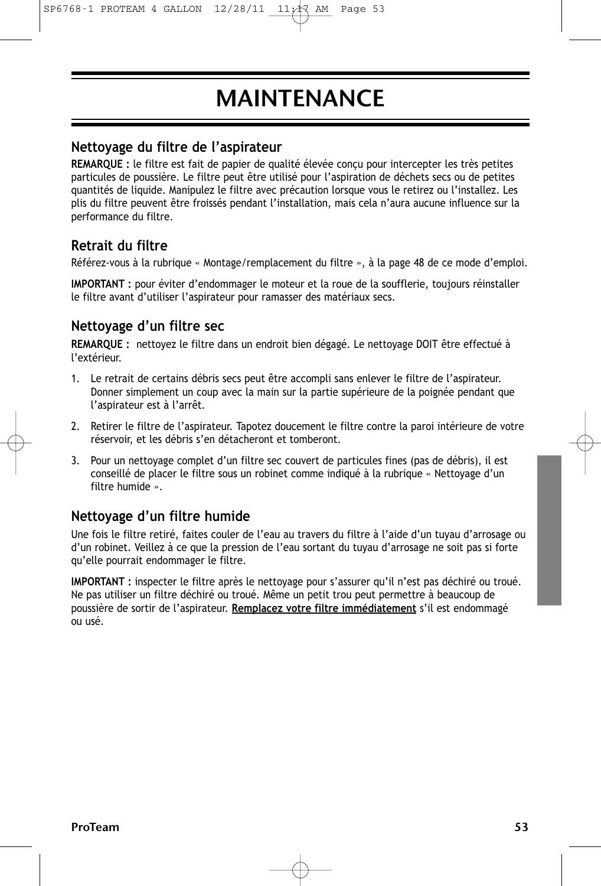# MAINTENANCE

## Nettoyage du filtre de l'aspirateur

**REMARQUE :** le filtre est fait de papier de qualité élevée conçu pour intercepter les très petites particules de poussière. Le filtre peut être utilisé pour l'aspiration de déchets secs ou de petites quantités de liquide. Manipulez le filtre avec précaution lorsque vous le retirez ou l'installez. Les plis du filtre peuvent être froissés pendant l'installation, mais cela n'aura aucune influence sur la performance du filtre.

## Retrait du filtre

Référez-vous à la rubrique « Montage/remplacement du filtre », à la page 48 de ce mode d'emploi.

**IMPORTANT :** pour éviter d'endommager le moteur et la roue de la soufflerie, toujours réinstaller le filtre avant d'utiliser l'aspirateur pour ramasser des matériaux secs.

## Nettoyage d'un filtre sec

**REMARQUE :** nettoyez le filtre dans un endroit bien dégagé. Le nettoyage DOIT être effectué à l'extérieur.

1. Le retrait de certains débris secs peut être accompli sans enlever le filtre de l'aspirateur. Donner simplement un coup avec la main sur la partie supérieure de la poignée pendant que l'aspirateur est à l'arrêt.
2. Retirer le filtre de l'aspirateur. Tapotez doucement le filtre contre la paroi intérieure de votre réservoir, et les débris s'en détacheront et tomberont.
3. Pour un nettoyage complet d'un filtre sec couvert de particules fines (pas de débris), il est conseillé de placer le filtre sous un robinet comme indiqué à la rubrique « Nettoyage d'un filtre humide ».

## Nettoyage d'un filtre humide

Une fois le filtre retiré, faites couler de l'eau au travers du filtre à l'aide d'un tuyau d'arrosage ou d'un robinet. Veillez à ce que la pression de l'eau sortant du tuyau d'arrosage ne soit pas si forte qu'elle pourrait endommager le filtre.

**IMPORTANT :** inspecter le filtre après le nettoyage pour s'assurer qu'il n'est pas déchiré ou troué. Ne pas utiliser un filtre déchiré ou troué. Même un petit trou peut permettre à beaucoup de poussière de sortir de l'aspirateur. **Remplacez votre filtre immédiatement** s'il est endommagé ou usé.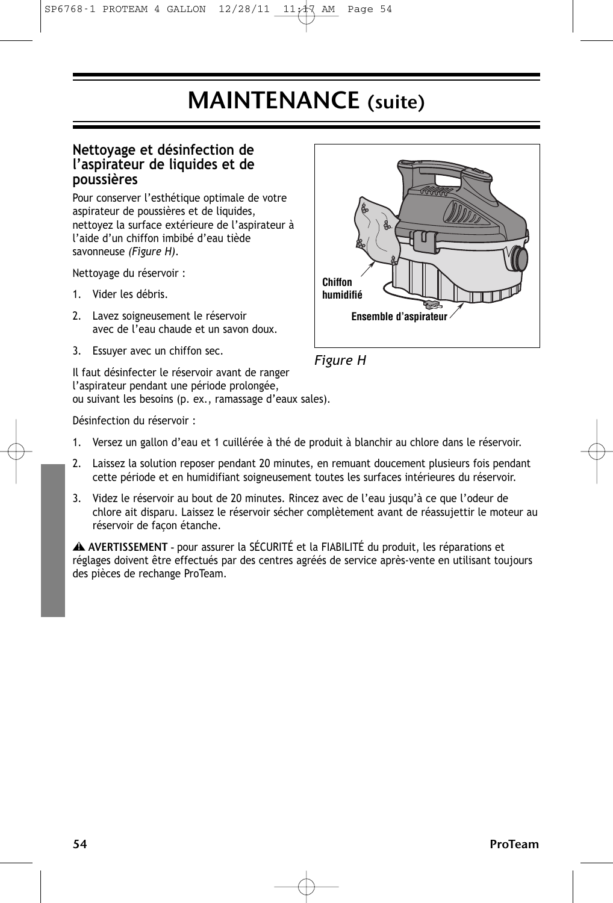# MAINTENANCE (suite)

## Nettoyage et désinfection de l'aspirateur de liquides et de poussières

Pour conserver l'esthétique optimale de votre aspirateur de poussières et de liquides, nettoyez la surface extérieure de l'aspirateur à l'aide d'un chiffon imbibé d'eau tiède savonneuse *(Figure H)*.

Nettoyage du réservoir :

1. Vider les débris.
2. Lavez soigneusement le réservoir avec de l'eau chaude et un savon doux.
3. Essuyer avec un chiffon sec.

Chiffon humidifié

Ensemble d'aspirateur

*Figure H*

Il faut désinfecter le réservoir avant de ranger l'aspirateur pendant une période prolongée, ou suivant les besoins (p. ex., ramassage d'eaux sales).

Désinfection du réservoir :

1. Versez un gallon d'eau et 1 cuillérée à thé de produit à blanchir au chlore dans le réservoir.
2. Laissez la solution reposer pendant 20 minutes, en remuant doucement plusieurs fois pendant cette période et en humidifiant soigneusement toutes les surfaces intérieures du réservoir.
3. Videz le réservoir au bout de 20 minutes. Rincez avec de l'eau jusqu'à ce que l'odeur de chlore ait disparu. Laissez le réservoir sécher complètement avant de réassujettir le moteur au réservoir de façon étanche.

⚠ **AVERTISSEMENT** - pour assurer la SÉCURITÉ et la FIABILITÉ du produit, les réparations et réglages doivent être effectués par des centres agréés de service après-vente en utilisant toujours des pièces de rechange ProTeam.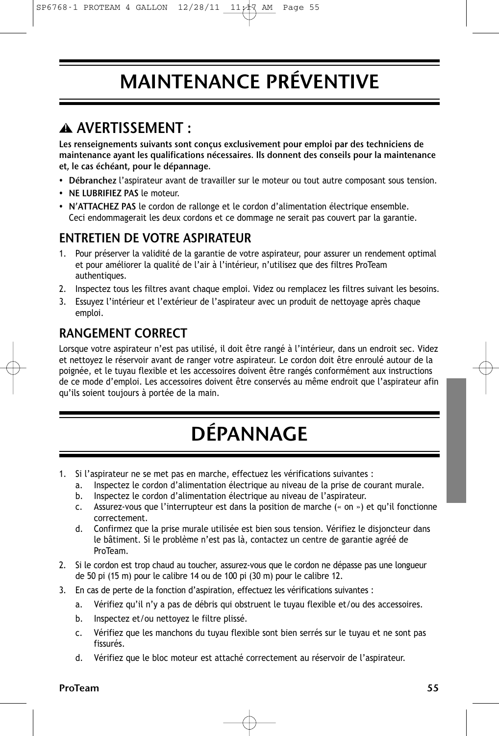# MAINTENANCE PRÉVENTIVE

## ⚠ AVERTISSEMENT :

**Les renseignements suivants sont conçus exclusivement pour emploi par des techniciens de maintenance ayant les qualifications nécessaires. Ils donnent des conseils pour la maintenance et, le cas échéant, pour le dépannage.**

- **Débranchez** l'aspirateur avant de travailler sur le moteur ou tout autre composant sous tension.
- **NE LUBRIFIEZ PAS** le moteur.
- **N'ATTACHEZ PAS** le cordon de rallonge et le cordon d'alimentation électrique ensemble. Ceci endommagerait les deux cordons et ce dommage ne serait pas couvert par la garantie.

## ENTRETIEN DE VOTRE ASPIRATEUR

1. Pour préserver la validité de la garantie de votre aspirateur, pour assurer un rendement optimal et pour améliorer la qualité de l'air à l'intérieur, n'utilisez que des filtres ProTeam authentiques.
2. Inspectez tous les filtres avant chaque emploi. Videz ou remplacez les filtres suivant les besoins.
3. Essuyez l'intérieur et l'extérieur de l'aspirateur avec un produit de nettoyage après chaque emploi.

## RANGEMENT CORRECT

Lorsque votre aspirateur n'est pas utilisé, il doit être rangé à l'intérieur, dans un endroit sec. Videz et nettoyez le réservoir avant de ranger votre aspirateur. Le cordon doit être enroulé autour de la poignée, et le tuyau flexible et les accessoires doivent être rangés conformément aux instructions de ce mode d'emploi. Les accessoires doivent être conservés au même endroit que l'aspirateur afin qu'ils soient toujours à portée de la main.

# DÉPANNAGE

1. Si l'aspirateur ne se met pas en marche, effectuez les vérifications suivantes :
   a. Inspectez le cordon d'alimentation électrique au niveau de la prise de courant murale.
   b. Inspectez le cordon d'alimentation électrique au niveau de l'aspirateur.
   c. Assurez-vous que l'interrupteur est dans la position de marche (« on ») et qu'il fonctionne correctement.
   d. Confirmez que la prise murale utilisée est bien sous tension. Vérifiez le disjoncteur dans le bâtiment. Si le problème n'est pas là, contactez un centre de garantie agréé de ProTeam.
2. Si le cordon est trop chaud au toucher, assurez-vous que le cordon ne dépasse pas une longueur de 50 pi (15 m) pour le calibre 14 ou de 100 pi (30 m) pour le calibre 12.
3. En cas de perte de la fonction d'aspiration, effectuez les vérifications suivantes :
   a. Vérifiez qu'il n'y a pas de débris qui obstruent le tuyau flexible et/ou des accessoires.
   b. Inspectez et/ou nettoyez le filtre plissé.
   c. Vérifiez que les manchons du tuyau flexible sont bien serrés sur le tuyau et ne sont pas fissurés.
   d. Vérifiez que le bloc moteur est attaché correctement au réservoir de l'aspirateur.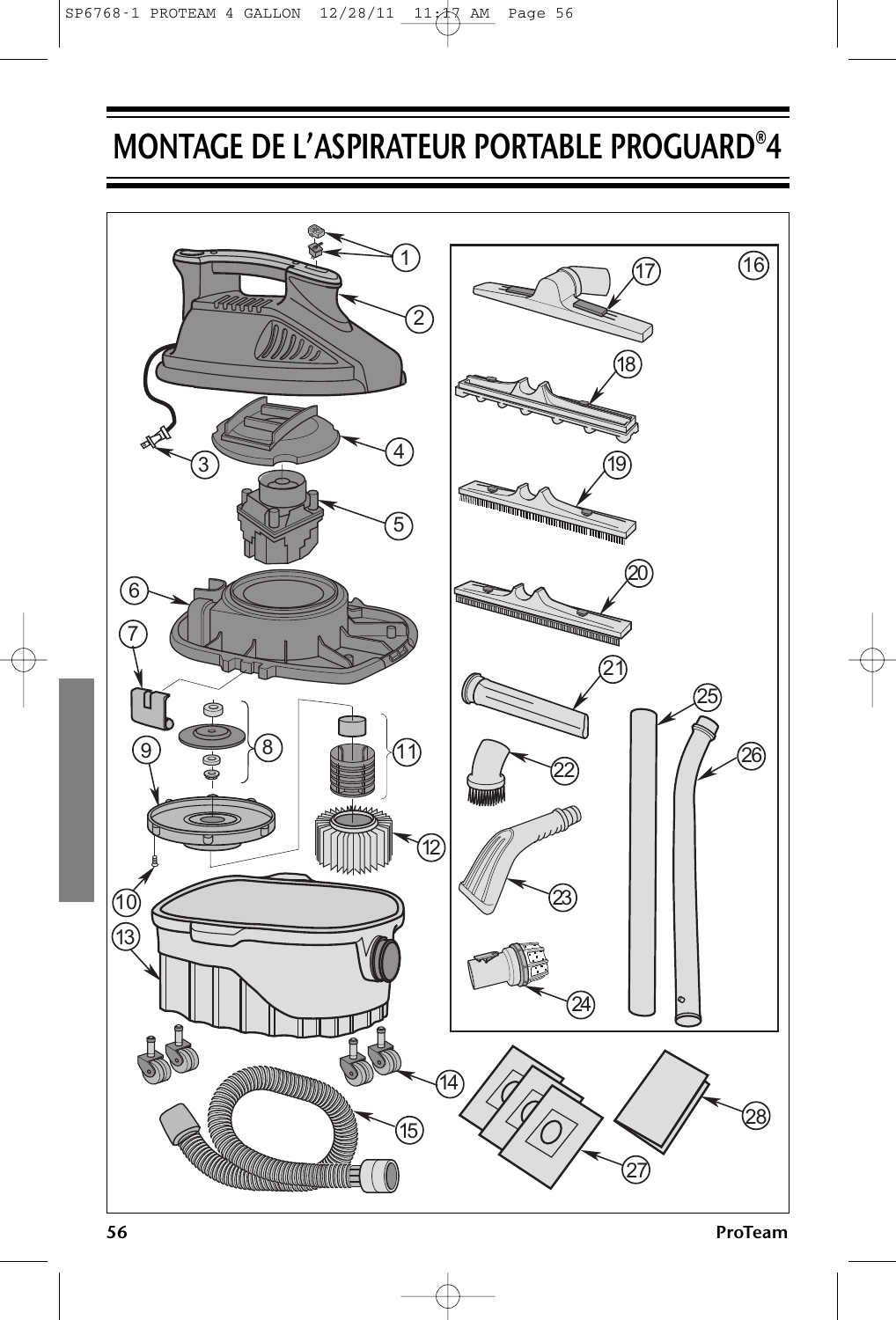# MONTAGE DE L'ASPIRATEUR PORTABLE PROGUARD®4

1
2
3
4
5
6
7
8
9
10
11
12
13
14
15
16
17
18
19
20
21
22
23
24
25
26
27
28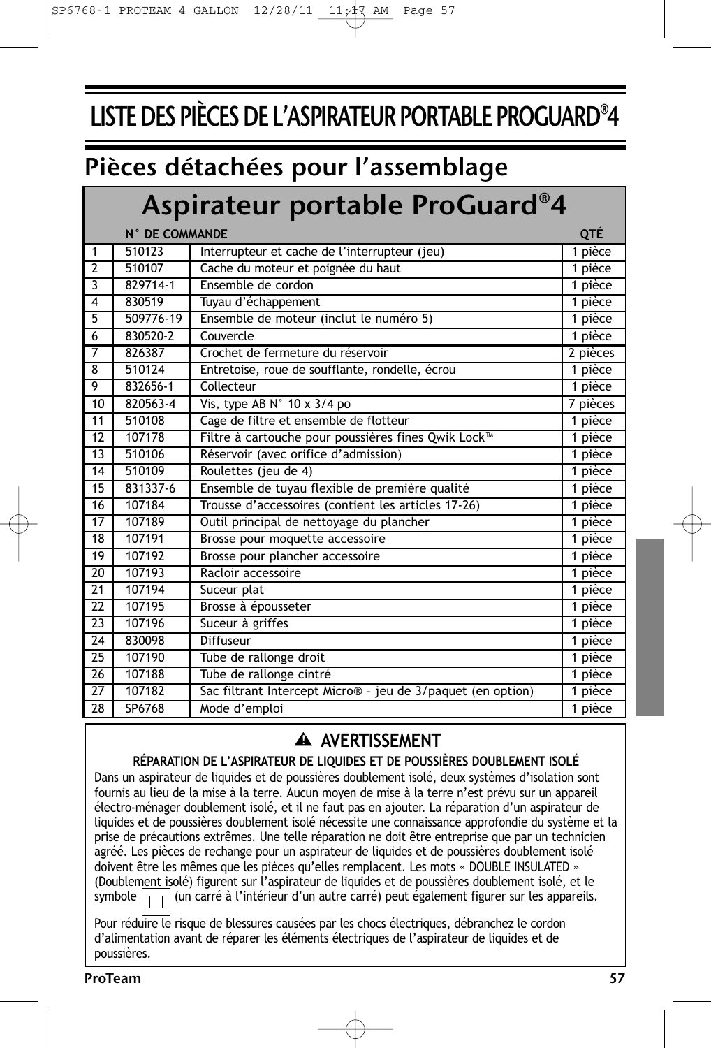# LISTE DES PIÈCES DE L'ASPIRATEUR PORTABLE PROGUARD®4

## Pièces détachées pour l'assemblage

| Aspirateur portable ProGuard®4 | | | |
|---|---|---|---|
| | **N° DE COMMANDE** | | **QTÉ** |
| 1 | 510123 | Interrupteur et cache de l'interrupteur (jeu) | 1 pièce |
| 2 | 510107 | Cache du moteur et poignée du haut | 1 pièce |
| 3 | 829714-1 | Ensemble de cordon | 1 pièce |
| 4 | 830519 | Tuyau d'échappement | 1 pièce |
| 5 | 509776-19 | Ensemble de moteur (inclut le numéro 5) | 1 pièce |
| 6 | 830520-2 | Couvercle | 1 pièce |
| 7 | 826387 | Crochet de fermeture du réservoir | 2 pièces |
| 8 | 510124 | Entretoise, roue de soufflante, rondelle, écrou | 1 pièce |
| 9 | 832656-1 | Collecteur | 1 pièce |
| 10 | 820563-4 | Vis, type AB N° 10 x 3/4 po | 7 pièces |
| 11 | 510108 | Cage de filtre et ensemble de flotteur | 1 pièce |
| 12 | 107178 | Filtre à cartouche pour poussières fines Qwik Lock™ | 1 pièce |
| 13 | 510106 | Réservoir (avec orifice d'admission) | 1 pièce |
| 14 | 510109 | Roulettes (jeu de 4) | 1 pièce |
| 15 | 831337-6 | Ensemble de tuyau flexible de première qualité | 1 pièce |
| 16 | 107184 | Trousse d'accessoires (contient les articles 17-26) | 1 pièce |
| 17 | 107189 | Outil principal de nettoyage du plancher | 1 pièce |
| 18 | 107191 | Brosse pour moquette accessoire | 1 pièce |
| 19 | 107192 | Brosse pour plancher accessoire | 1 pièce |
| 20 | 107193 | Racloir accessoire | 1 pièce |
| 21 | 107194 | Suceur plat | 1 pièce |
| 22 | 107195 | Brosse à épousseter | 1 pièce |
| 23 | 107196 | Suceur à griffes | 1 pièce |
| 24 | 830098 | Diffuseur | 1 pièce |
| 25 | 107190 | Tube de rallonge droit | 1 pièce |
| 26 | 107188 | Tube de rallonge cintré | 1 pièce |
| 27 | 107182 | Sac filtrant Intercept Micro® – jeu de 3/paquet (en option) | 1 pièce |
| 28 | SP6768 | Mode d'emploi | 1 pièce |

### ⚠ AVERTISSEMENT

**RÉPARATION DE L'ASPIRATEUR DE LIQUIDES ET DE POUSSIÈRES DOUBLEMENT ISOLÉ**

Dans un aspirateur de liquides et de poussières doublement isolé, deux systèmes d'isolation sont fournis au lieu de la mise à la terre. Aucun moyen de mise à la terre n'est prévu sur un appareil électro-ménager doublement isolé, et il ne faut pas en ajouter. La réparation d'un aspirateur de liquides et de poussières doublement isolé nécessite une connaissance approfondie du système et la prise de précautions extrêmes. Une telle réparation ne doit être entreprise que par un technicien agréé. Les pièces de rechange pour un aspirateur de liquides et de poussières doublement isolé doivent être les mêmes que les pièces qu'elles remplacent. Les mots « DOUBLE INSULATED » (Doublement isolé) figurent sur l'aspirateur de liquides et de poussières doublement isolé, et le symbole ⧈ (un carré à l'intérieur d'un autre carré) peut également figurer sur les appareils.

Pour réduire le risque de blessures causées par les chocs électriques, débranchez le cordon d'alimentation avant de réparer les éléments électriques de l'aspirateur de liquides et de poussières.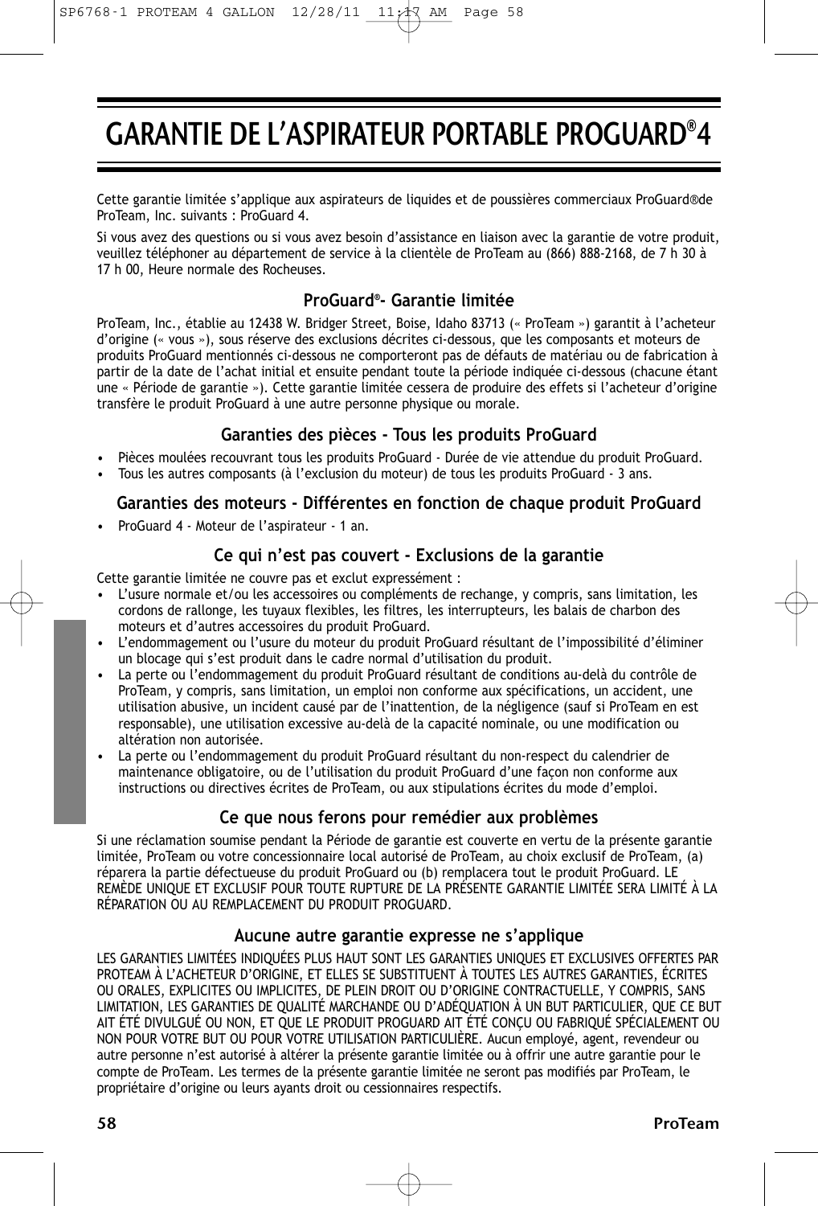# GARANTIE DE L'ASPIRATEUR PORTABLE PROGUARD®4

Cette garantie limitée s'applique aux aspirateurs de liquides et de poussières commerciaux ProGuard®de ProTeam, Inc. suivants : ProGuard 4.

Si vous avez des questions ou si vous avez besoin d'assistance en liaison avec la garantie de votre produit, veuillez téléphoner au département de service à la clientèle de ProTeam au (866) 888-2168, de 7 h 30 à 17 h 00, Heure normale des Rocheuses.

## ProGuard®- Garantie limitée

ProTeam, Inc., établie au 12438 W. Bridger Street, Boise, Idaho 83713 (« ProTeam ») garantit à l'acheteur d'origine (« vous »), sous réserve des exclusions décrites ci-dessous, que les composants et moteurs de produits ProGuard mentionnés ci-dessous ne comporteront pas de défauts de matériau ou de fabrication à partir de la date de l'achat initial et ensuite pendant toute la période indiquée ci-dessous (chacune étant une « Période de garantie »). Cette garantie limitée cessera de produire des effets si l'acheteur d'origine transfère le produit ProGuard à une autre personne physique ou morale.

## Garanties des pièces - Tous les produits ProGuard

- Pièces moulées recouvrant tous les produits ProGuard - Durée de vie attendue du produit ProGuard.
- Tous les autres composants (à l'exclusion du moteur) de tous les produits ProGuard - 3 ans.

## Garanties des moteurs - Différentes en fonction de chaque produit ProGuard

- ProGuard 4 - Moteur de l'aspirateur - 1 an.

## Ce qui n'est pas couvert - Exclusions de la garantie

Cette garantie limitée ne couvre pas et exclut expressément :

- L'usure normale et/ou les accessoires ou compléments de rechange, y compris, sans limitation, les cordons de rallonge, les tuyaux flexibles, les filtres, les interrupteurs, les balais de charbon des moteurs et d'autres accessoires du produit ProGuard.
- L'endommagement ou l'usure du moteur du produit ProGuard résultant de l'impossibilité d'éliminer un blocage qui s'est produit dans le cadre normal d'utilisation du produit.
- La perte ou l'endommagement du produit ProGuard résultant de conditions au-delà du contrôle de ProTeam, y compris, sans limitation, un emploi non conforme aux spécifications, un accident, une utilisation abusive, un incident causé par de l'inattention, de la négligence (sauf si ProTeam en est responsable), une utilisation excessive au-delà de la capacité nominale, ou une modification ou altération non autorisée.
- La perte ou l'endommagement du produit ProGuard résultant du non-respect du calendrier de maintenance obligatoire, ou de l'utilisation du produit ProGuard d'une façon non conforme aux instructions ou directives écrites de ProTeam, ou aux stipulations écrites du mode d'emploi.

## Ce que nous ferons pour remédier aux problèmes

Si une réclamation soumise pendant la Période de garantie est couverte en vertu de la présente garantie limitée, ProTeam ou votre concessionnaire local autorisé de ProTeam, au choix exclusif de ProTeam, (a) réparera la partie défectueuse du produit ProGuard ou (b) remplacera tout le produit ProGuard. LE REMÈDE UNIQUE ET EXCLUSIF POUR TOUTE RUPTURE DE LA PRÉSENTE GARANTIE LIMITÉE SERA LIMITÉ À LA RÉPARATION OU AU REMPLACEMENT DU PRODUIT PROGUARD.

## Aucune autre garantie expresse ne s'applique

LES GARANTIES LIMITÉES INDIQUÉES PLUS HAUT SONT LES GARANTIES UNIQUES ET EXCLUSIVES OFFERTES PAR PROTEAM À L'ACHETEUR D'ORIGINE, ET ELLES SE SUBSTITUENT À TOUTES LES AUTRES GARANTIES, ÉCRITES OU ORALES, EXPLICITES OU IMPLICITES, DE PLEIN DROIT OU D'ORIGINE CONTRACTUELLE, Y COMPRIS, SANS LIMITATION, LES GARANTIES DE QUALITÉ MARCHANDE OU D'ADÉQUATION À UN BUT PARTICULIER, QUE CE BUT AIT ÉTÉ DIVULGUÉ OU NON, ET QUE LE PRODUIT PROGUARD AIT ÉTÉ CONÇU OU FABRIQUÉ SPÉCIALEMENT OU NON POUR VOTRE BUT OU POUR VOTRE UTILISATION PARTICULIÈRE. Aucun employé, agent, revendeur ou autre personne n'est autorisé à altérer la présente garantie limitée ou à offrir une autre garantie pour le compte de ProTeam. Les termes de la présente garantie limitée ne seront pas modifiés par ProTeam, le propriétaire d'origine ou leurs ayants droit ou cessionnaires respectifs.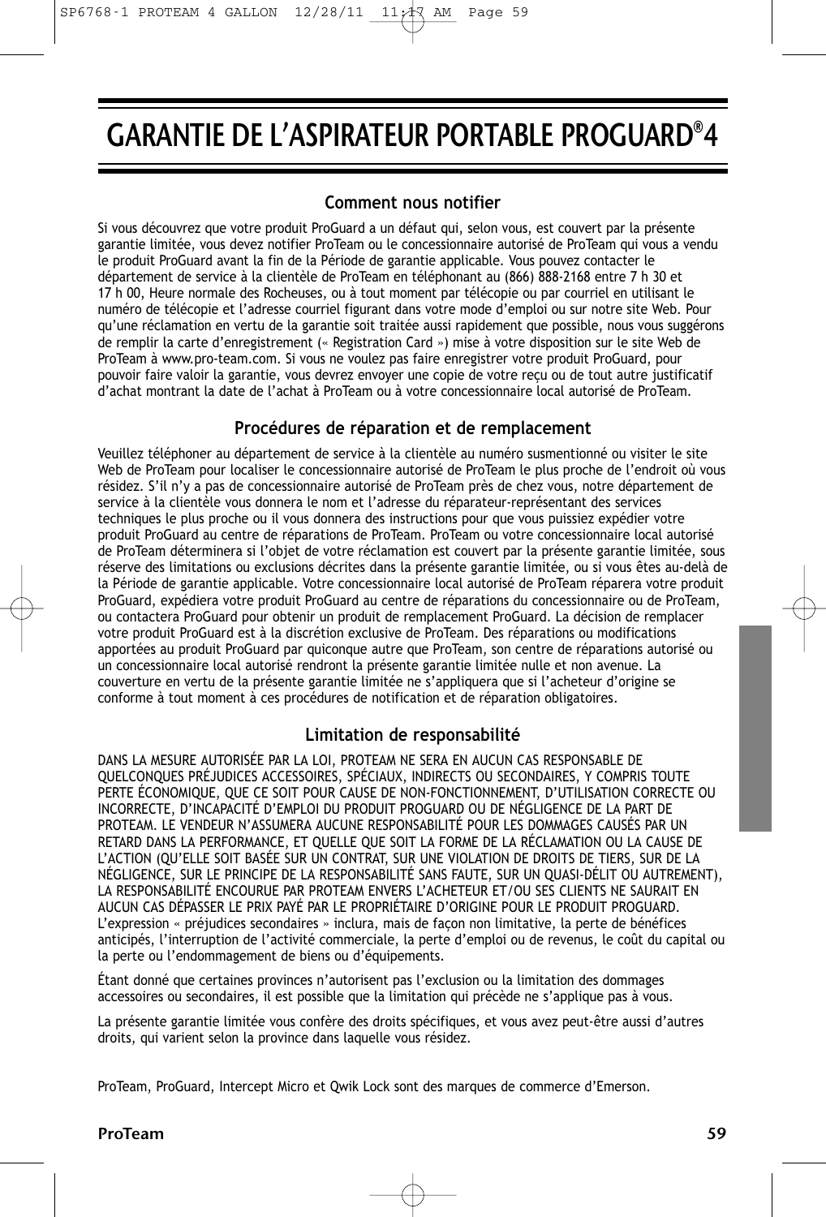# GARANTIE DE L’ASPIRATEUR PORTABLE PROGUARD®4

## Comment nous notifier

Si vous découvrez que votre produit ProGuard a un défaut qui, selon vous, est couvert par la présente garantie limitée, vous devez notifier ProTeam ou le concessionnaire autorisé de ProTeam qui vous a vendu le produit ProGuard avant la fin de la Période de garantie applicable. Vous pouvez contacter le département de service à la clientèle de ProTeam en téléphonant au (866) 888-2168 entre 7 h 30 et 17 h 00, Heure normale des Rocheuses, ou à tout moment par télécopie ou par courriel en utilisant le numéro de télécopie et l’adresse courriel figurant dans votre mode d’emploi ou sur notre site Web. Pour qu’une réclamation en vertu de la garantie soit traitée aussi rapidement que possible, nous vous suggérons de remplir la carte d’enregistrement (« Registration Card ») mise à votre disposition sur le site Web de ProTeam à www.pro-team.com. Si vous ne voulez pas faire enregistrer votre produit ProGuard, pour pouvoir faire valoir la garantie, vous devrez envoyer une copie de votre reçu ou de tout autre justificatif d’achat montrant la date de l’achat à ProTeam ou à votre concessionnaire local autorisé de ProTeam.

## Procédures de réparation et de remplacement

Veuillez téléphoner au département de service à la clientèle au numéro susmentionné ou visiter le site Web de ProTeam pour localiser le concessionnaire autorisé de ProTeam le plus proche de l’endroit où vous résidez. S’il n’y a pas de concessionnaire autorisé de ProTeam près de chez vous, notre département de service à la clientèle vous donnera le nom et l’adresse du réparateur-représentant des services techniques le plus proche ou il vous donnera des instructions pour que vous puissiez expédier votre produit ProGuard au centre de réparations de ProTeam. ProTeam ou votre concessionnaire local autorisé de ProTeam déterminera si l’objet de votre réclamation est couvert par la présente garantie limitée, sous réserve des limitations ou exclusions décrites dans la présente garantie limitée, ou si vous êtes au-delà de la Période de garantie applicable. Votre concessionnaire local autorisé de ProTeam réparera votre produit ProGuard, expédiera votre produit ProGuard au centre de réparations du concessionnaire ou de ProTeam, ou contactera ProGuard pour obtenir un produit de remplacement ProGuard. La décision de remplacer votre produit ProGuard est à la discrétion exclusive de ProTeam. Des réparations ou modifications apportées au produit ProGuard par quiconque autre que ProTeam, son centre de réparations autorisé ou un concessionnaire local autorisé rendront la présente garantie limitée nulle et non avenue. La couverture en vertu de la présente garantie limitée ne s’appliquera que si l’acheteur d’origine se conforme à tout moment à ces procédures de notification et de réparation obligatoires.

## Limitation de responsabilité

DANS LA MESURE AUTORISÉE PAR LA LOI, PROTEAM NE SERA EN AUCUN CAS RESPONSABLE DE QUELCONQUES PRÉJUDICES ACCESSOIRES, SPÉCIAUX, INDIRECTS OU SECONDAIRES, Y COMPRIS TOUTE PERTE ÉCONOMIQUE, QUE CE SOIT POUR CAUSE DE NON-FONCTIONNEMENT, D’UTILISATION CORRECTE OU INCORRECTE, D’INCAPACITÉ D’EMPLOI DU PRODUIT PROGUARD OU DE NÉGLIGENCE DE LA PART DE PROTEAM. LE VENDEUR N’ASSUMERA AUCUNE RESPONSABILITÉ POUR LES DOMMAGES CAUSÉS PAR UN RETARD DANS LA PERFORMANCE, ET QUELLE QUE SOIT LA FORME DE LA RÉCLAMATION OU LA CAUSE DE L’ACTION (QU’ELLE SOIT BASÉE SUR UN CONTRAT, SUR UNE VIOLATION DE DROITS DE TIERS, SUR DE LA NÉGLIGENCE, SUR LE PRINCIPE DE LA RESPONSABILITÉ SANS FAUTE, SUR UN QUASI-DÉLIT OU AUTREMENT), LA RESPONSABILITÉ ENCOURUE PAR PROTEAM ENVERS L’ACHETEUR ET/OU SES CLIENTS NE SAURAIT EN AUCUN CAS DÉPASSER LE PRIX PAYÉ PAR LE PROPRIÉTAIRE D’ORIGINE POUR LE PRODUIT PROGUARD. L’expression « préjudices secondaires » inclura, mais de façon non limitative, la perte de bénéfices anticipés, l’interruption de l’activité commerciale, la perte d’emploi ou de revenus, le coût du capital ou la perte ou l’endommagement de biens ou d’équipements.

Étant donné que certaines provinces n’autorisent pas l’exclusion ou la limitation des dommages accessoires ou secondaires, il est possible que la limitation qui précède ne s’applique pas à vous.

La présente garantie limitée vous confère des droits spécifiques, et vous avez peut-être aussi d’autres droits, qui varient selon la province dans laquelle vous résidez.

ProTeam, ProGuard, Intercept Micro et Qwik Lock sont des marques de commerce d’Emerson.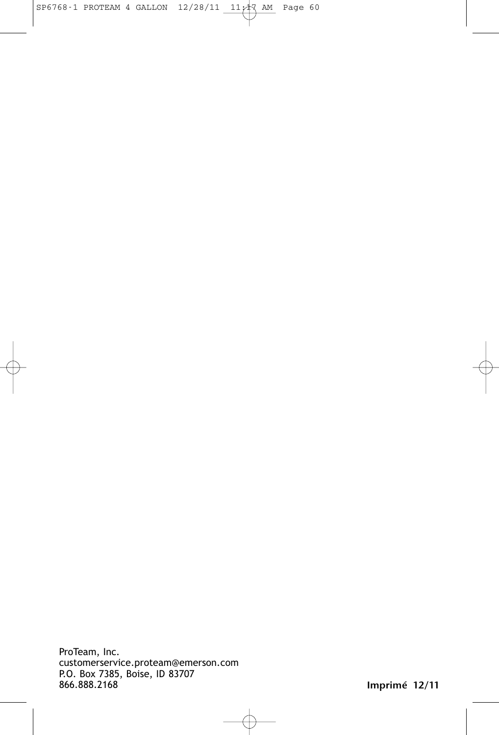ProTeam, Inc.
customerservice.proteam@emerson.com
P.O. Box 7385, Boise, ID 83707
866.888.2168

**Imprimé 12/11**